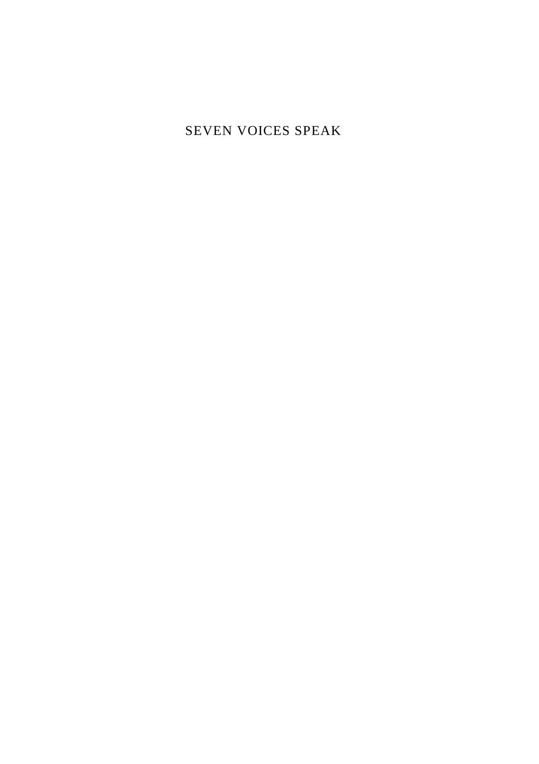# SEVEN VOICES SPEAK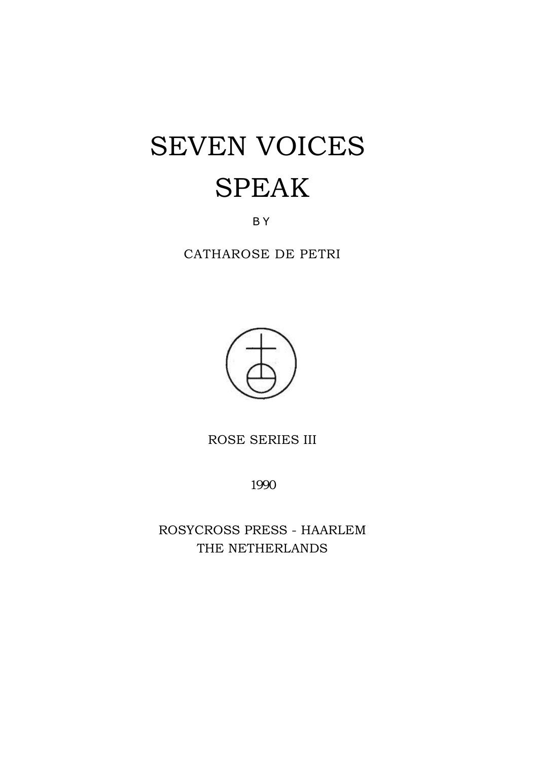# SEVEN VOICES SPEAK

BY

CATHAROSE DE PETRI

ROSE SERIES III

1990

ROSYCROSS PRESS - HAARLEM
THE NETHERLANDS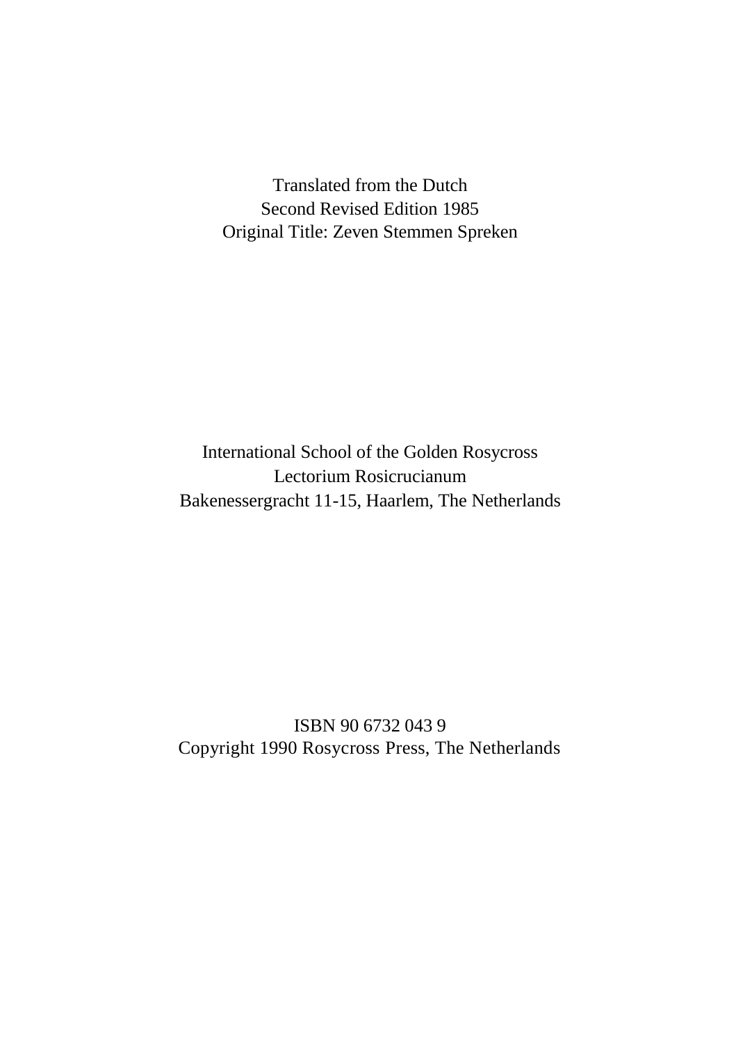Translated from the Dutch
Second Revised Edition 1985
Original Title: Zeven Stemmen Spreken

International School of the Golden Rosycross
Lectorium Rosicrucianum
Bakenessergracht 11-15, Haarlem, The Netherlands

ISBN 90 6732 043 9
Copyright 1990 Rosycross Press, The Netherlands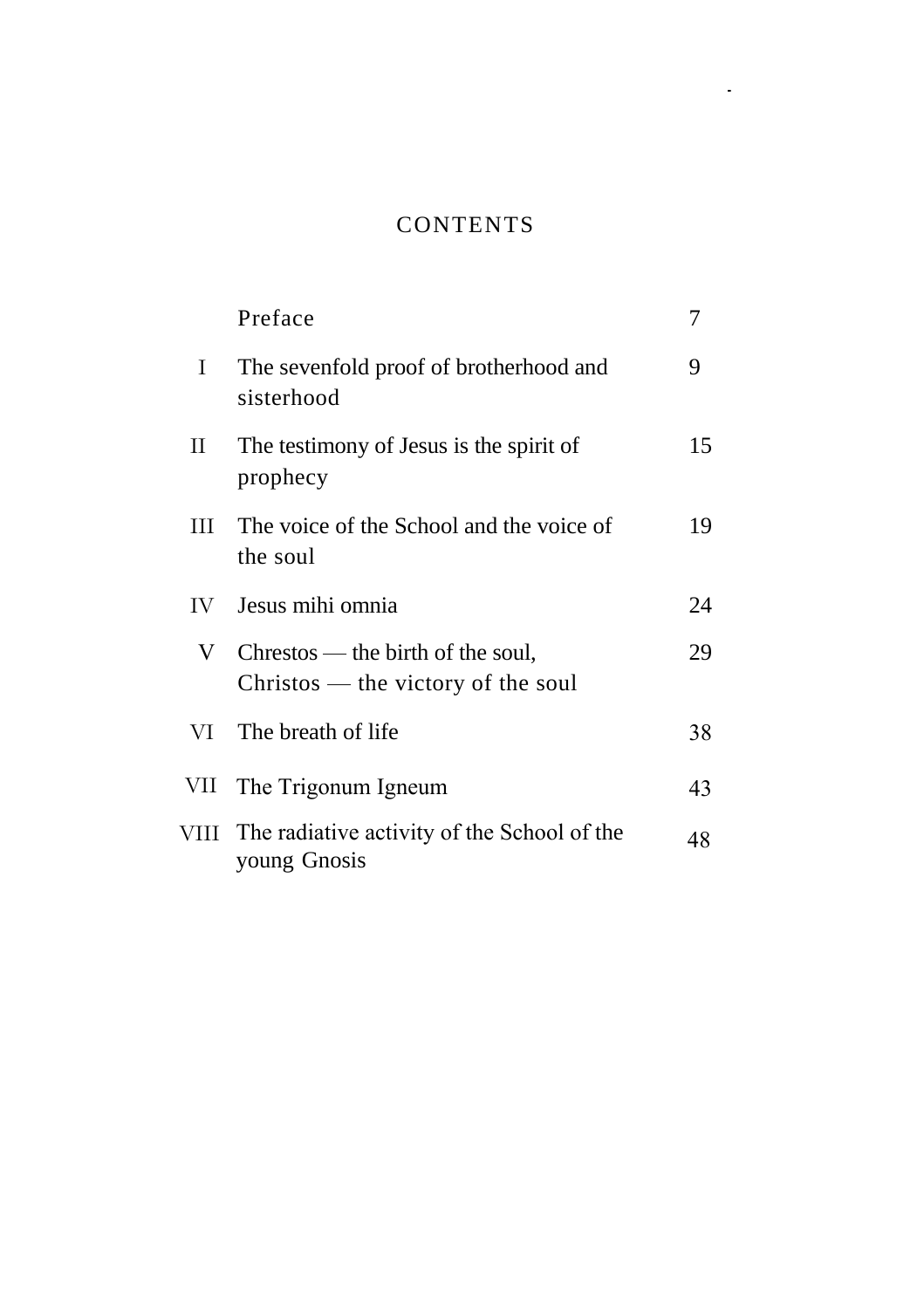# CONTENTS

| | | |
|---|---|---|
| | Preface | 7 |
| I | The sevenfold proof of brotherhood and sisterhood | 9 |
| II | The testimony of Jesus is the spirit of prophecy | 15 |
| III | The voice of the School and the voice of the soul | 19 |
| IV | Jesus mihi omnia | 24 |
| V | Chrestos — the birth of the soul, Christos — the victory of the soul | 29 |
| VI | The breath of life | 38 |
| VII | The Trigonum Igneum | 43 |
| VIII | The radiative activity of the School of the young Gnosis | 48 |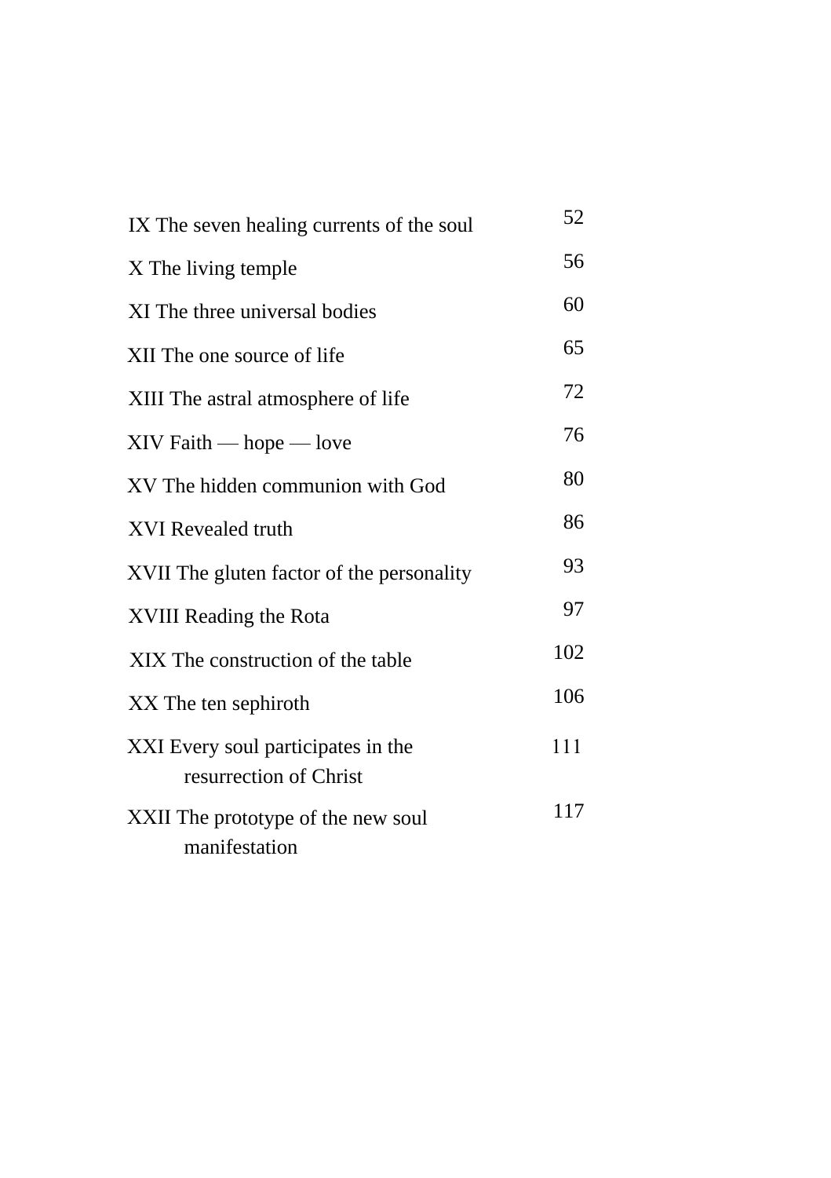| | |
|---|---|
| IX The seven healing currents of the soul | 52 |
| X The living temple | 56 |
| XI The three universal bodies | 60 |
| XII The one source of life | 65 |
| XIII The astral atmosphere of life | 72 |
| XIV Faith — hope — love | 76 |
| XV The hidden communion with God | 80 |
| XVI Revealed truth | 86 |
| XVII The gluten factor of the personality | 93 |
| XVIII Reading the Rota | 97 |
| XIX The construction of the table | 102 |
| XX The ten sephiroth | 106 |
| XXI Every soul participates in the resurrection of Christ | 111 |
| XXII The prototype of the new soul manifestation | 117 |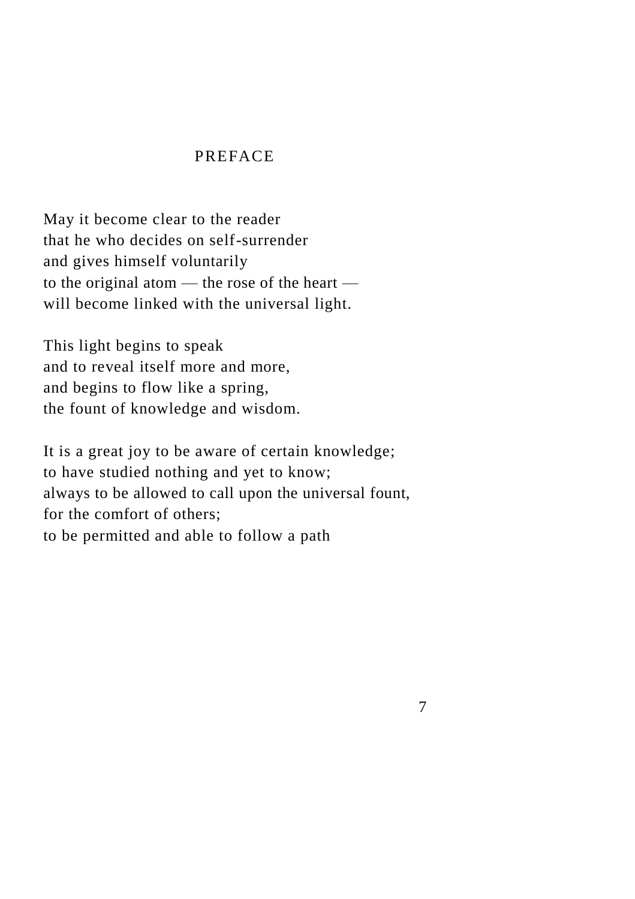# PREFACE

May it become clear to the reader  
that he who decides on self-surrender  
and gives himself voluntarily  
to the original atom — the rose of the heart —  
will become linked with the universal light.

This light begins to speak  
and to reveal itself more and more,  
and begins to flow like a spring,  
the fount of knowledge and wisdom.

It is a great joy to be aware of certain knowledge;  
to have studied nothing and yet to know;  
always to be allowed to call upon the universal fount,  
for the comfort of others;  
to be permitted and able to follow a path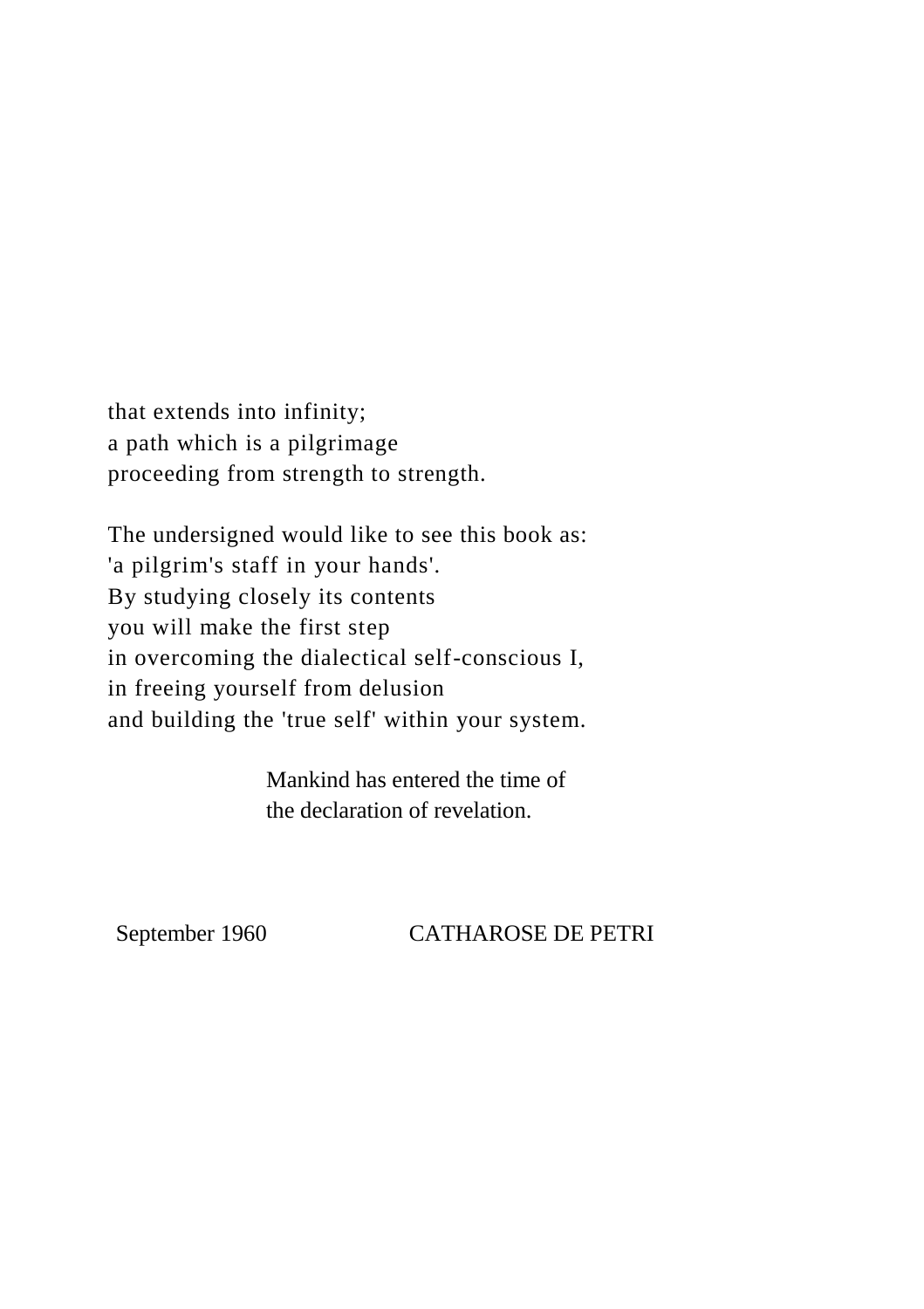that extends into infinity;
a path which is a pilgrimage
proceeding from strength to strength.

The undersigned would like to see this book as:
'a pilgrim's staff in your hands'.
By studying closely its contents
you will make the first step
in overcoming the dialectical self-conscious I,
in freeing yourself from delusion
and building the 'true self' within your system.

Mankind has entered the time of
the declaration of revelation.

September 1960 CATHAROSE DE PETRI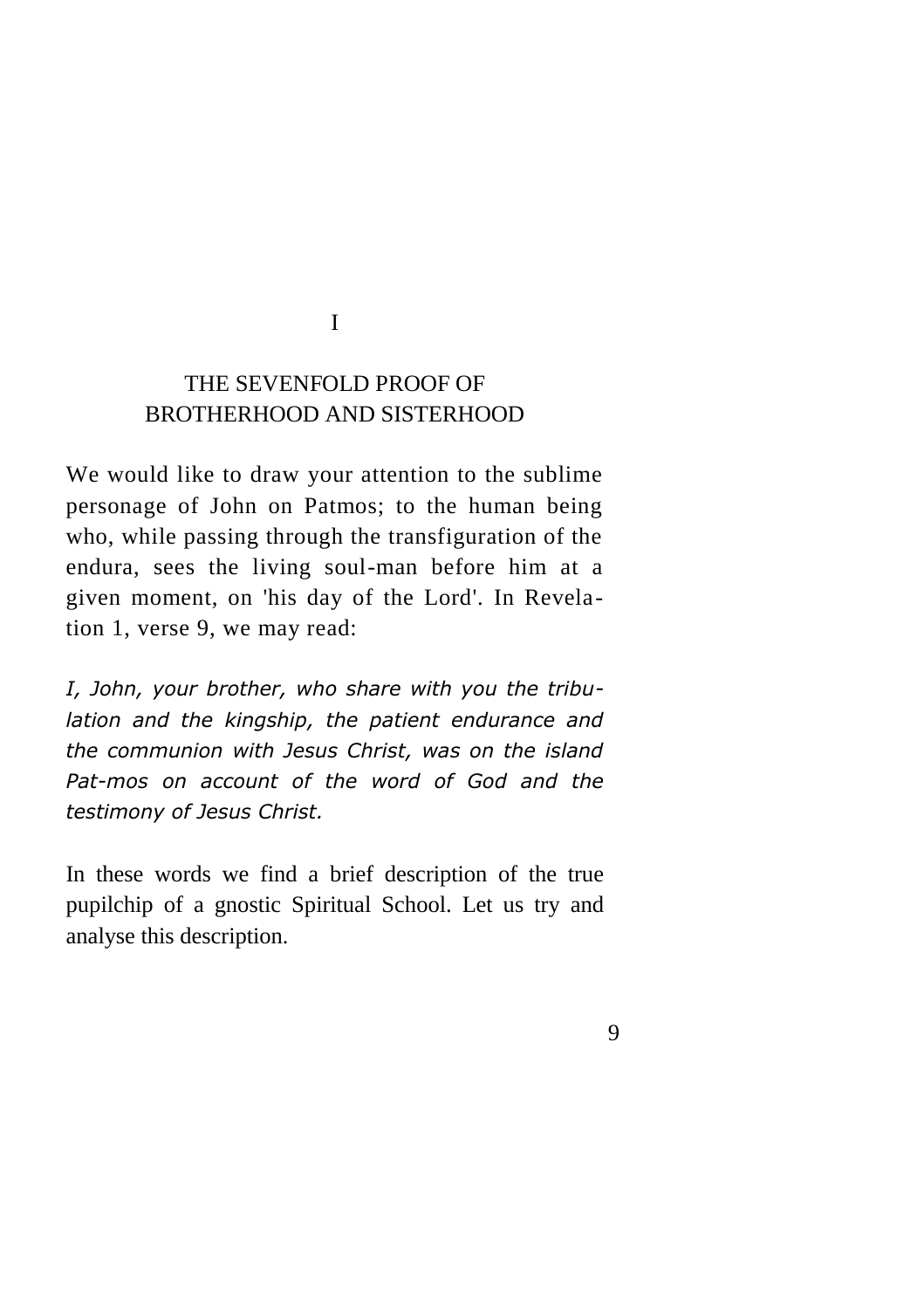# I

# THE SEVENFOLD PROOF OF BROTHERHOOD AND SISTERHOOD

We would like to draw your attention to the sublime personage of John on Patmos; to the human being who, while passing through the transfiguration of the endura, sees the living soul-man before him at a given moment, on 'his day of the Lord'. In Revelation 1, verse 9, we may read:

*I, John, your brother, who share with you the tribulation and the kingship, the patient endurance and the communion with Jesus Christ, was on the island Pat-mos on account of the word of God and the testimony of Jesus Christ.*

In these words we find a brief description of the true pupilchip of a gnostic Spiritual School. Let us try and analyse this description.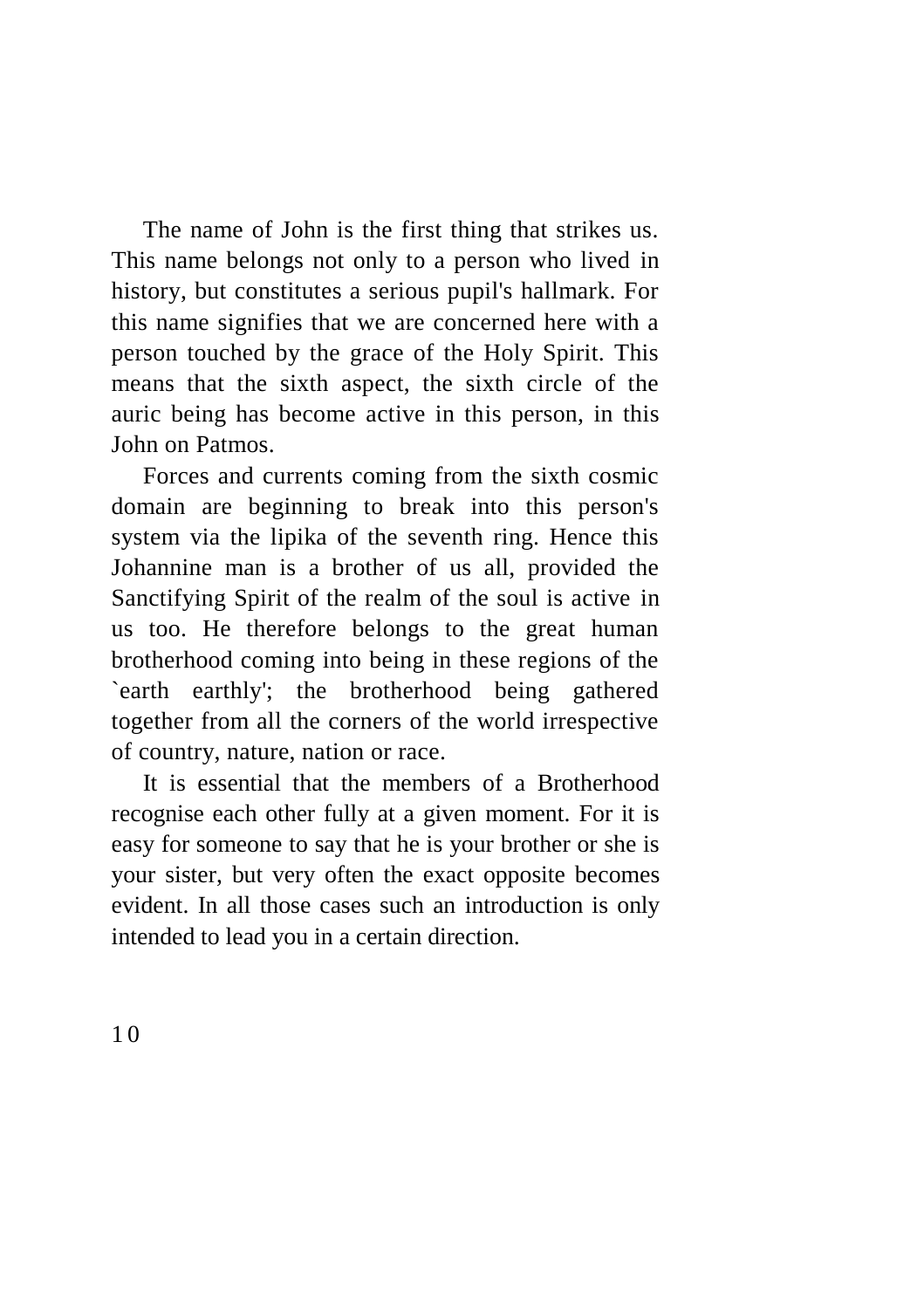The name of John is the first thing that strikes us. This name belongs not only to a person who lived in history, but constitutes a serious pupil's hallmark. For this name signifies that we are concerned here with a person touched by the grace of the Holy Spirit. This means that the sixth aspect, the sixth circle of the auric being has become active in this person, in this John on Patmos.

Forces and currents coming from the sixth cosmic domain are beginning to break into this person's system via the lipika of the seventh ring. Hence this Johannine man is a brother of us all, provided the Sanctifying Spirit of the realm of the soul is active in us too. He therefore belongs to the great human brotherhood coming into being in these regions of the `earth earthly'; the brotherhood being gathered together from all the corners of the world irrespective of country, nature, nation or race.

It is essential that the members of a Brotherhood recognise each other fully at a given moment. For it is easy for someone to say that he is your brother or she is your sister, but very often the exact opposite becomes evident. In all those cases such an introduction is only intended to lead you in a certain direction.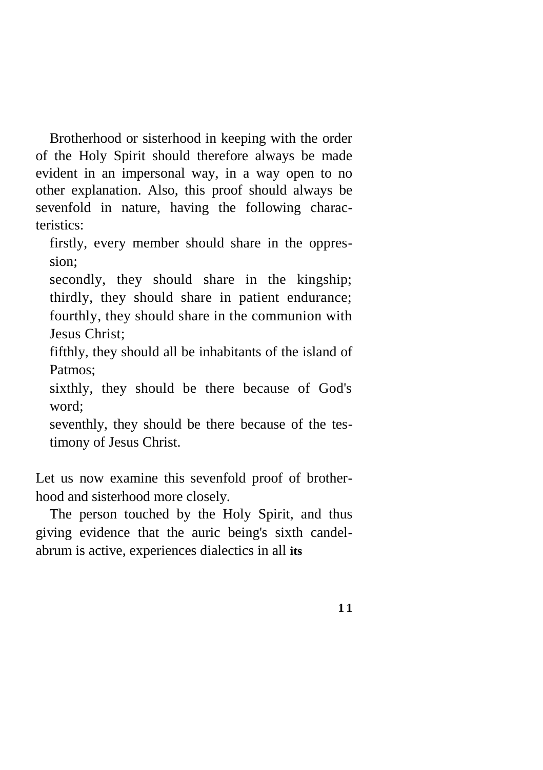Brotherhood or sisterhood in keeping with the order of the Holy Spirit should therefore always be made evident in an impersonal way, in a way open to no other explanation. Also, this proof should always be sevenfold in nature, having the following characteristics:

firstly, every member should share in the oppression;

secondly, they should share in the kingship;

thirdly, they should share in patient endurance;

fourthly, they should share in the communion with Jesus Christ;

fifthly, they should all be inhabitants of the island of Patmos;

sixthly, they should be there because of God's word;

seventhly, they should be there because of the testimony of Jesus Christ.

Let us now examine this sevenfold proof of brotherhood and sisterhood more closely.

The person touched by the Holy Spirit, and thus giving evidence that the auric being's sixth candelabrum is active, experiences dialectics in all **its**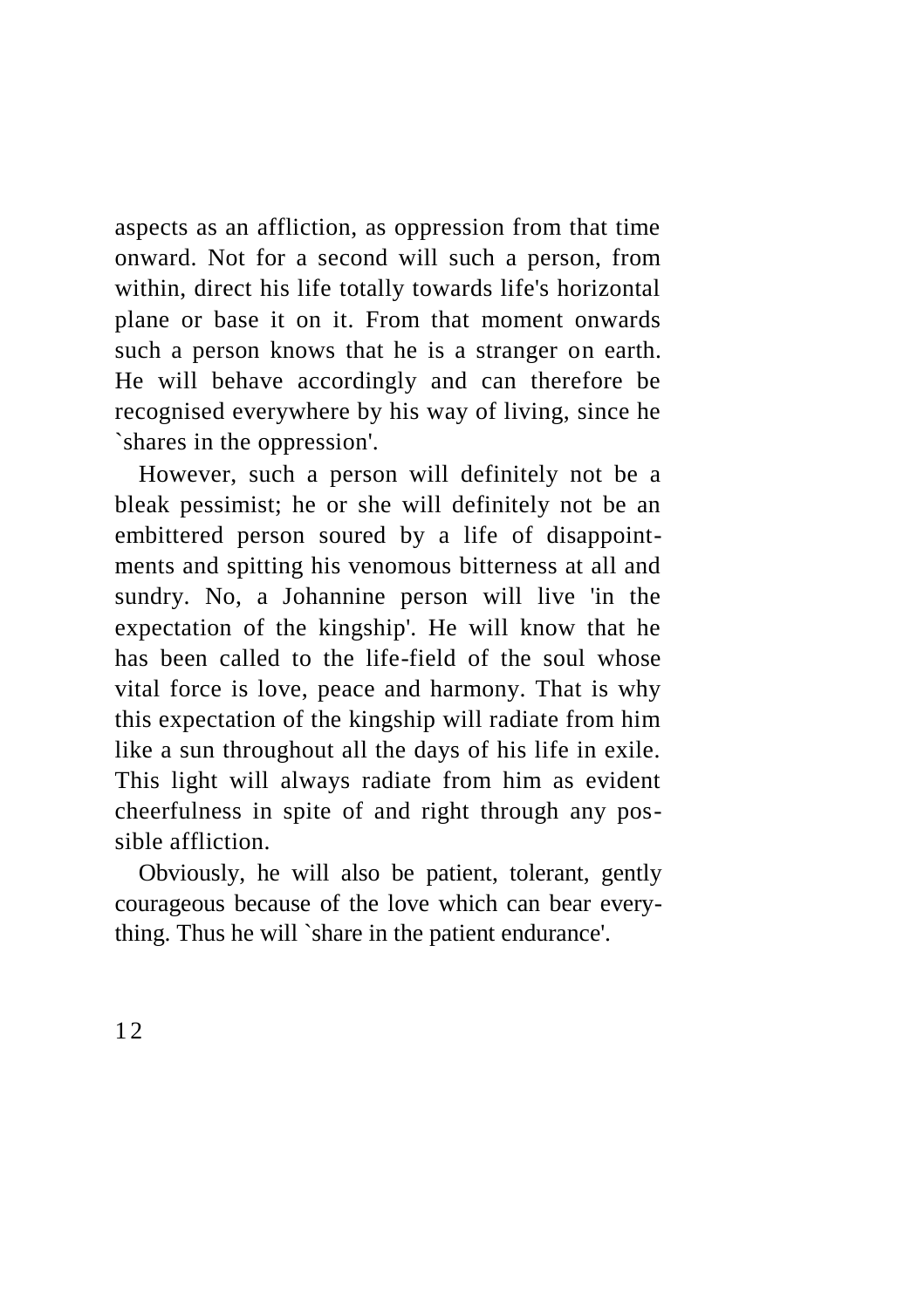aspects as an affliction, as oppression from that time onward. Not for a second will such a person, from within, direct his life totally towards life's horizontal plane or base it on it. From that moment onwards such a person knows that he is a stranger on earth. He will behave accordingly and can therefore be recognised everywhere by his way of living, since he `shares in the oppression'.

However, such a person will definitely not be a bleak pessimist; he or she will definitely not be an embittered person soured by a life of disappointments and spitting his venomous bitterness at all and sundry. No, a Johannine person will live 'in the expectation of the kingship'. He will know that he has been called to the life-field of the soul whose vital force is love, peace and harmony. That is why this expectation of the kingship will radiate from him like a sun throughout all the days of his life in exile. This light will always radiate from him as evident cheerfulness in spite of and right through any possible affliction.

Obviously, he will also be patient, tolerant, gently courageous because of the love which can bear everything. Thus he will `share in the patient endurance'.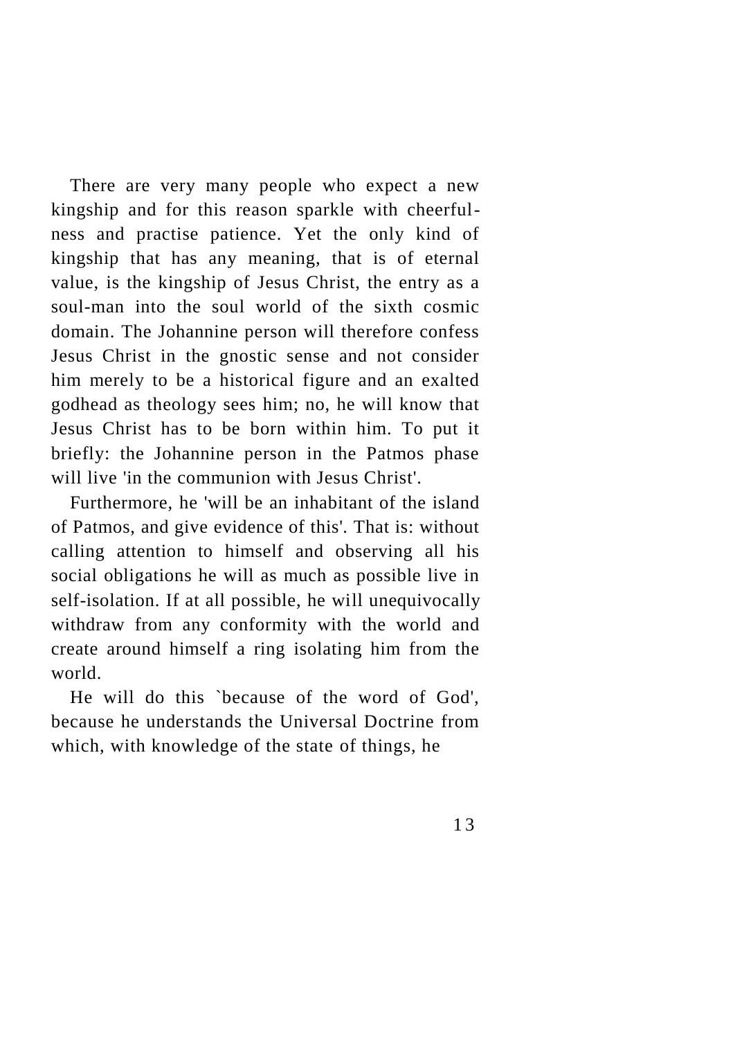There are very many people who expect a new kingship and for this reason sparkle with cheerfulness and practise patience. Yet the only kind of kingship that has any meaning, that is of eternal value, is the kingship of Jesus Christ, the entry as a soul-man into the soul world of the sixth cosmic domain. The Johannine person will therefore confess Jesus Christ in the gnostic sense and not consider him merely to be a historical figure and an exalted godhead as theology sees him; no, he will know that Jesus Christ has to be born within him. To put it briefly: the Johannine person in the Patmos phase will live 'in the communion with Jesus Christ'.

Furthermore, he 'will be an inhabitant of the island of Patmos, and give evidence of this'. That is: without calling attention to himself and observing all his social obligations he will as much as possible live in self-isolation. If at all possible, he will unequivocally withdraw from any conformity with the world and create around himself a ring isolating him from the world.

He will do this `because of the word of God', because he understands the Universal Doctrine from which, with knowledge of the state of things, he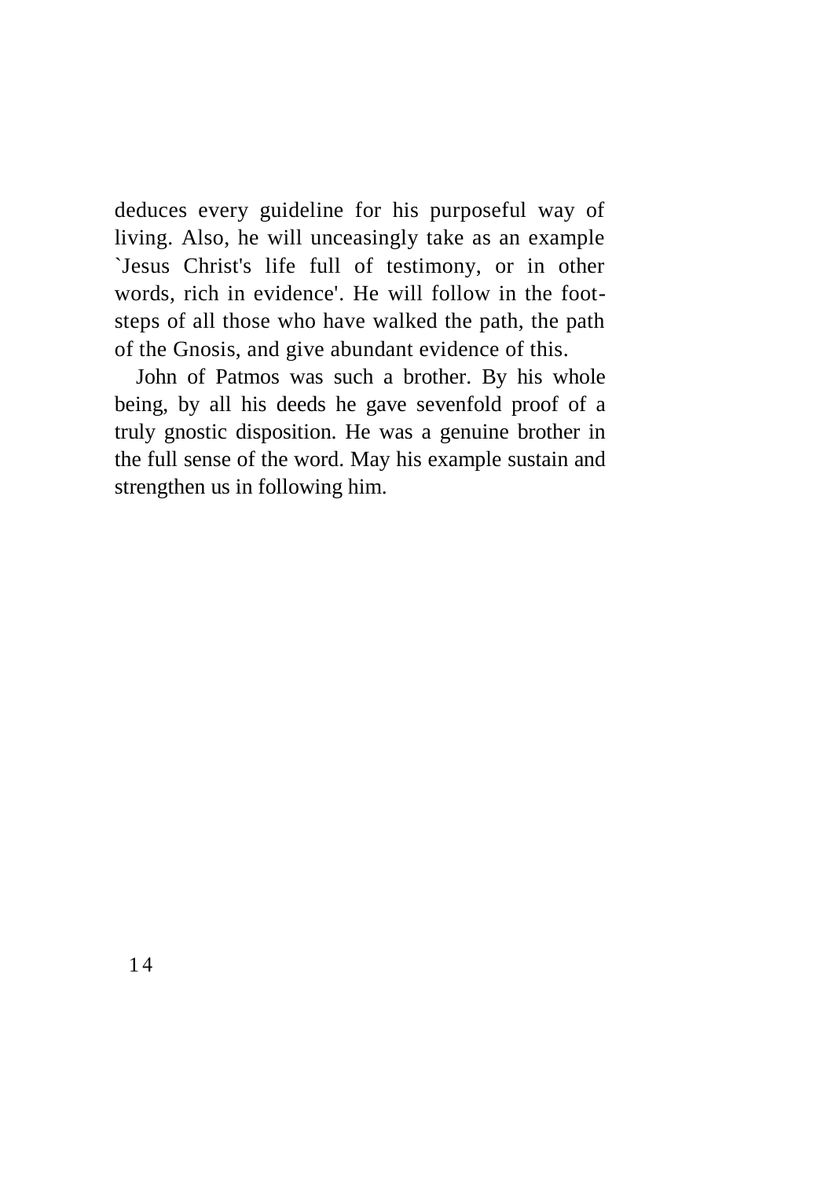deduces every guideline for his purposeful way of living. Also, he will unceasingly take as an example `Jesus Christ's life full of testimony, or in other words, rich in evidence'. He will follow in the footsteps of all those who have walked the path, the path of the Gnosis, and give abundant evidence of this.

John of Patmos was such a brother. By his whole being, by all his deeds he gave sevenfold proof of a truly gnostic disposition. He was a genuine brother in the full sense of the word. May his example sustain and strengthen us in following him.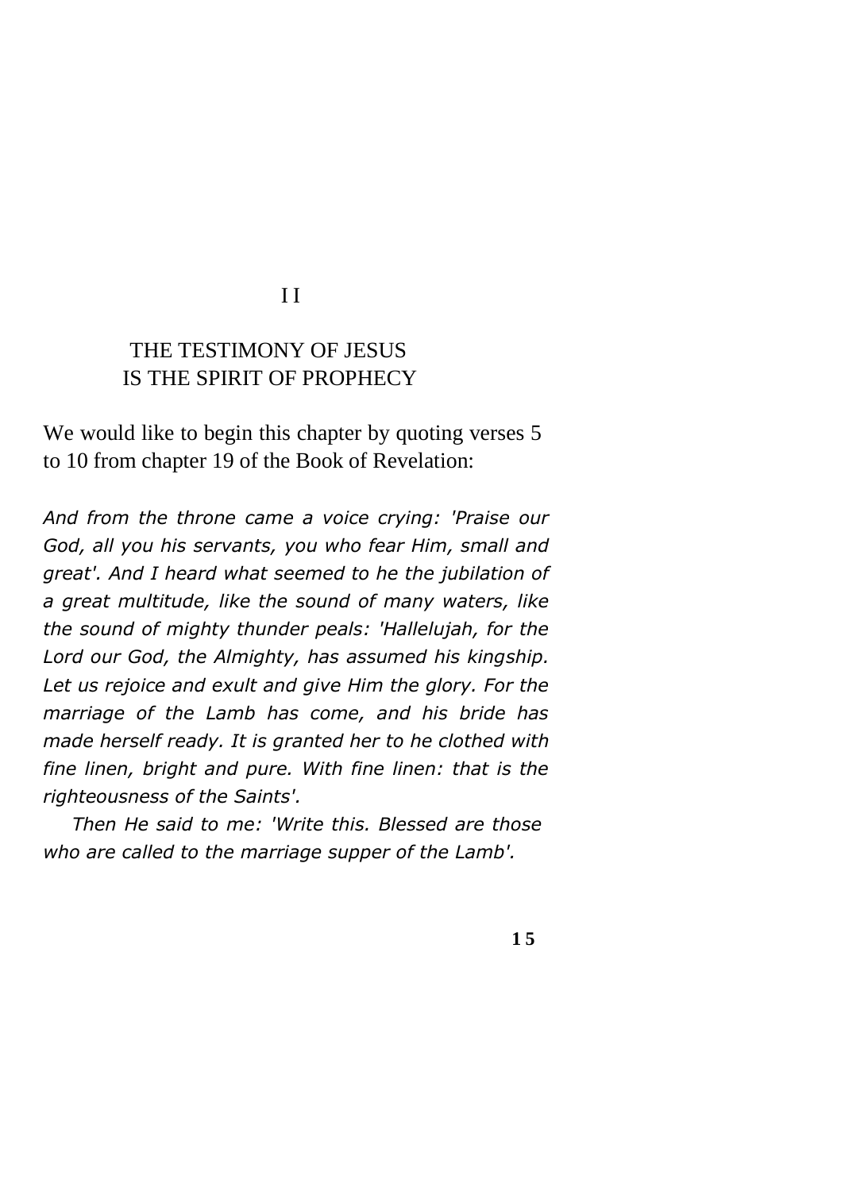# II

## THE TESTIMONY OF JESUS IS THE SPIRIT OF PROPHECY

We would like to begin this chapter by quoting verses 5 to 10 from chapter 19 of the Book of Revelation:

*And from the throne came a voice crying: 'Praise our God, all you his servants, you who fear Him, small and great'. And I heard what seemed to he the jubilation of a great multitude, like the sound of many waters, like the sound of mighty thunder peals: 'Hallelujah, for the Lord our God, the Almighty, has assumed his kingship. Let us rejoice and exult and give Him the glory. For the marriage of the Lamb has come, and his bride has made herself ready. It is granted her to he clothed with fine linen, bright and pure. With fine linen: that is the righteousness of the Saints'.*

*Then He said to me: 'Write this. Blessed are those who are called to the marriage supper of the Lamb'.*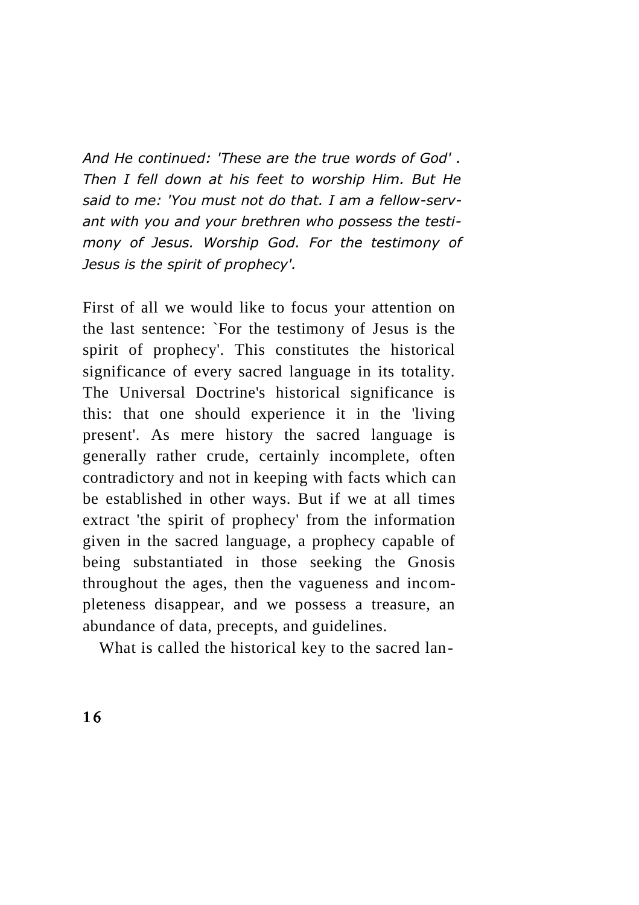*And He continued: 'These are the true words of God' . Then I fell down at his feet to worship Him. But He said to me: 'You must not do that. I am a fellow-servant with you and your brethren who possess the testimony of Jesus. Worship God. For the testimony of Jesus is the spirit of prophecy'.*

First of all we would like to focus your attention on the last sentence: `For the testimony of Jesus is the spirit of prophecy'. This constitutes the historical significance of every sacred language in its totality. The Universal Doctrine's historical significance is this: that one should experience it in the 'living present'. As mere history the sacred language is generally rather crude, certainly incomplete, often contradictory and not in keeping with facts which can be established in other ways. But if we at all times extract 'the spirit of prophecy' from the information given in the sacred language, a prophecy capable of being substantiated in those seeking the Gnosis throughout the ages, then the vagueness and incompleteness disappear, and we possess a treasure, an abundance of data, precepts, and guidelines.

What is called the historical key to the sacred lan-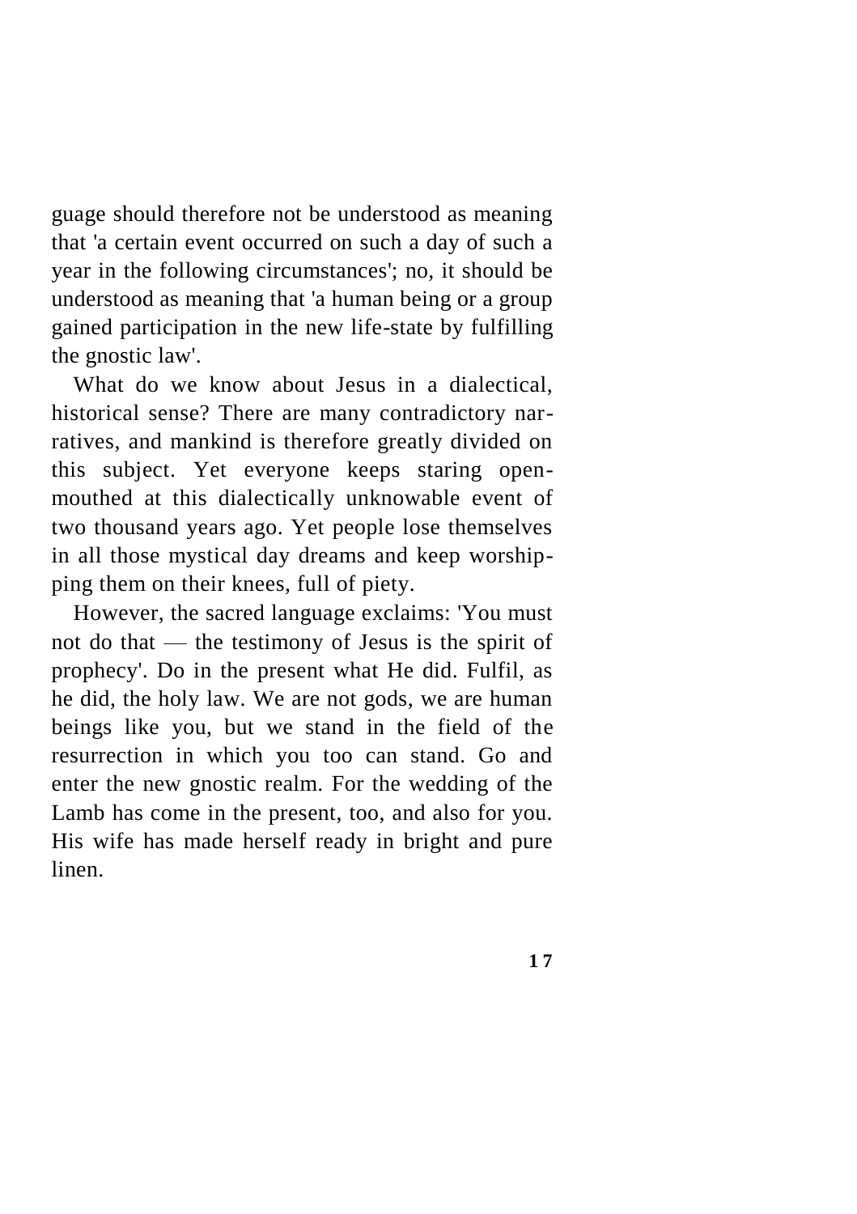guage should therefore not be understood as meaning that 'a certain event occurred on such a day of such a year in the following circumstances'; no, it should be understood as meaning that 'a human being or a group gained participation in the new life-state by fulfilling the gnostic law'.

What do we know about Jesus in a dialectical, historical sense? There are many contradictory narratives, and mankind is therefore greatly divided on this subject. Yet everyone keeps staring open-mouthed at this dialectically unknowable event of two thousand years ago. Yet people lose themselves in all those mystical day dreams and keep worshipping them on their knees, full of piety.

However, the sacred language exclaims: 'You must not do that — the testimony of Jesus is the spirit of prophecy'. Do in the present what He did. Fulfil, as he did, the holy law. We are not gods, we are human beings like you, but we stand in the field of the resurrection in which you too can stand. Go and enter the new gnostic realm. For the wedding of the Lamb has come in the present, too, and also for you. His wife has made herself ready in bright and pure linen.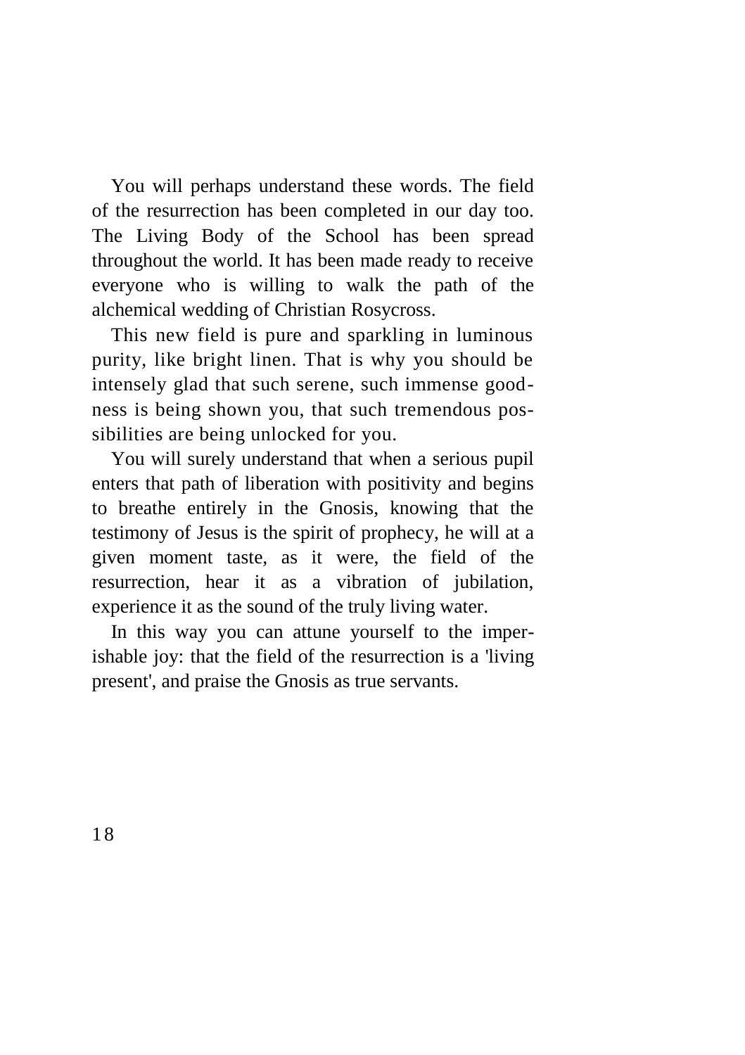You will perhaps understand these words. The field of the resurrection has been completed in our day too. The Living Body of the School has been spread throughout the world. It has been made ready to receive everyone who is willing to walk the path of the alchemical wedding of Christian Rosycross.

This new field is pure and sparkling in luminous purity, like bright linen. That is why you should be intensely glad that such serene, such immense goodness is being shown you, that such tremendous possibilities are being unlocked for you.

You will surely understand that when a serious pupil enters that path of liberation with positivity and begins to breathe entirely in the Gnosis, knowing that the testimony of Jesus is the spirit of prophecy, he will at a given moment taste, as it were, the field of the resurrection, hear it as a vibration of jubilation, experience it as the sound of the truly living water.

In this way you can attune yourself to the imperishable joy: that the field of the resurrection is a 'living present', and praise the Gnosis as true servants.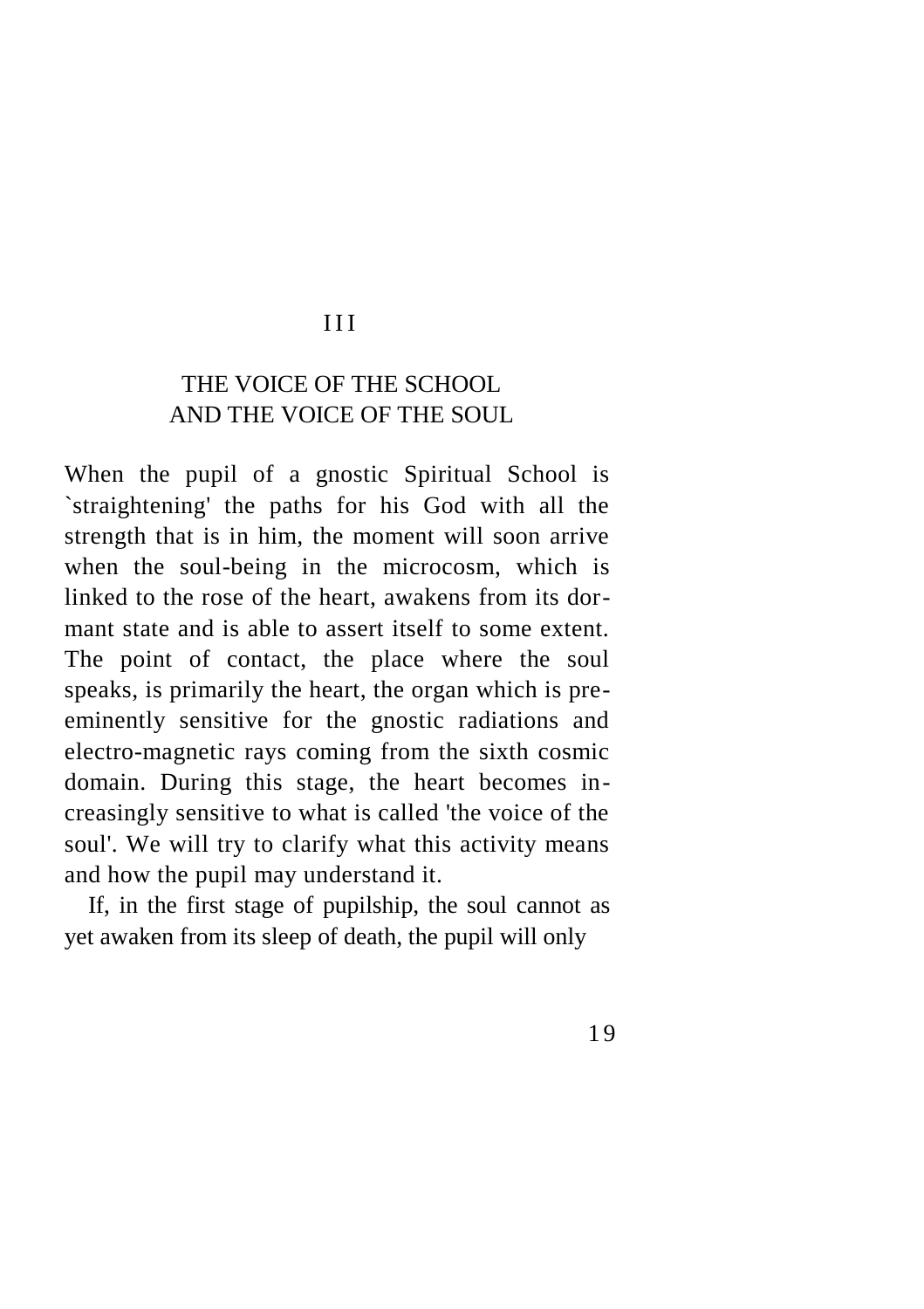# III

# THE VOICE OF THE SCHOOL AND THE VOICE OF THE SOUL

When the pupil of a gnostic Spiritual School is `straightening' the paths for his God with all the strength that is in him, the moment will soon arrive when the soul-being in the microcosm, which is linked to the rose of the heart, awakens from its dormant state and is able to assert itself to some extent. The point of contact, the place where the soul speaks, is primarily the heart, the organ which is pre-eminently sensitive for the gnostic radiations and electro-magnetic rays coming from the sixth cosmic domain. During this stage, the heart becomes increasingly sensitive to what is called 'the voice of the soul'. We will try to clarify what this activity means and how the pupil may understand it.

If, in the first stage of pupilship, the soul cannot as yet awaken from its sleep of death, the pupil will only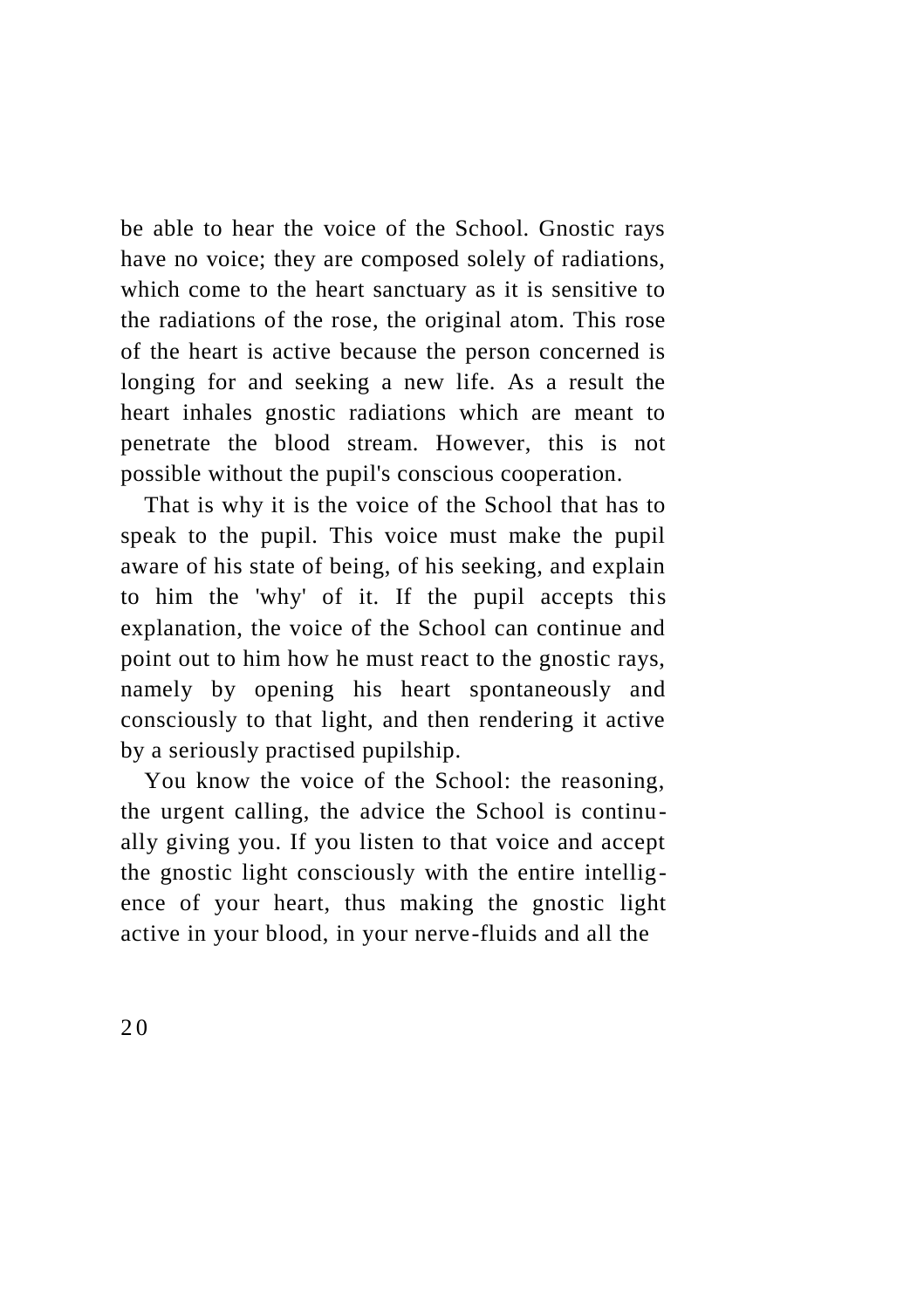be able to hear the voice of the School. Gnostic rays have no voice; they are composed solely of radiations, which come to the heart sanctuary as it is sensitive to the radiations of the rose, the original atom. This rose of the heart is active because the person concerned is longing for and seeking a new life. As a result the heart inhales gnostic radiations which are meant to penetrate the blood stream. However, this is not possible without the pupil's conscious cooperation.

That is why it is the voice of the School that has to speak to the pupil. This voice must make the pupil aware of his state of being, of his seeking, and explain to him the 'why' of it. If the pupil accepts this explanation, the voice of the School can continue and point out to him how he must react to the gnostic rays, namely by opening his heart spontaneously and consciously to that light, and then rendering it active by a seriously practised pupilship.

You know the voice of the School: the reasoning, the urgent calling, the advice the School is continually giving you. If you listen to that voice and accept the gnostic light consciously with the entire intelligence of your heart, thus making the gnostic light active in your blood, in your nerve-fluids and all the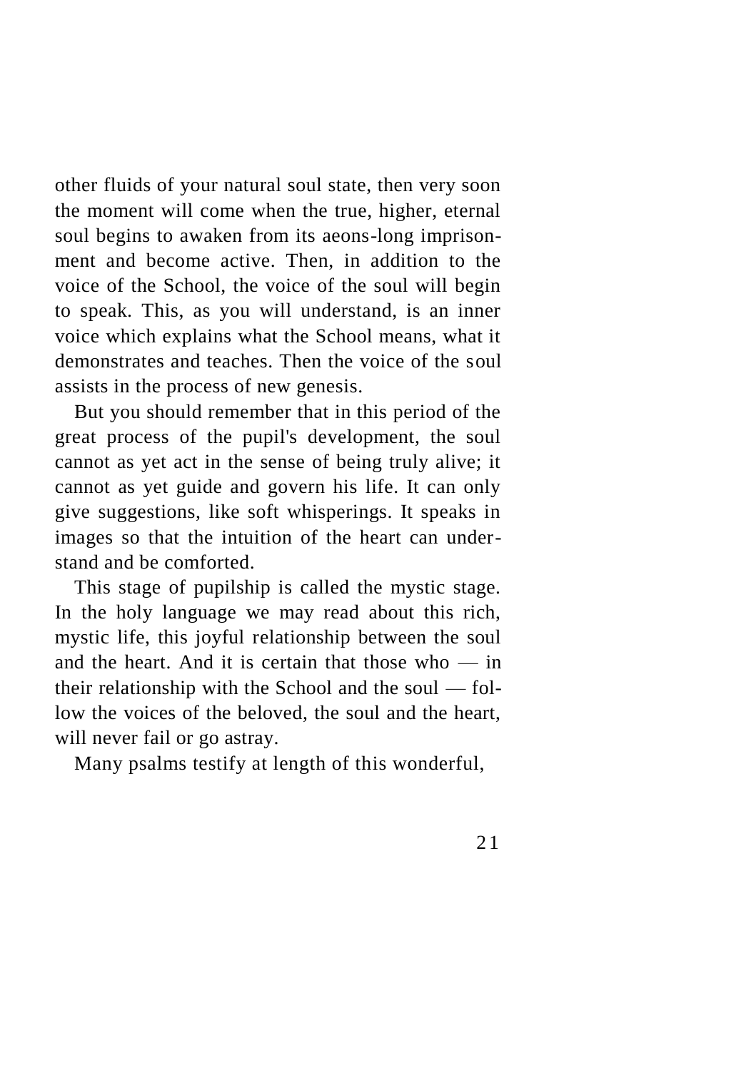other fluids of your natural soul state, then very soon the moment will come when the true, higher, eternal soul begins to awaken from its aeons-long imprisonment and become active. Then, in addition to the voice of the School, the voice of the soul will begin to speak. This, as you will understand, is an inner voice which explains what the School means, what it demonstrates and teaches. Then the voice of the soul assists in the process of new genesis.

But you should remember that in this period of the great process of the pupil's development, the soul cannot as yet act in the sense of being truly alive; it cannot as yet guide and govern his life. It can only give suggestions, like soft whisperings. It speaks in images so that the intuition of the heart can understand and be comforted.

This stage of pupilship is called the mystic stage. In the holy language we may read about this rich, mystic life, this joyful relationship between the soul and the heart. And it is certain that those who — in their relationship with the School and the soul — follow the voices of the beloved, the soul and the heart, will never fail or go astray.

Many psalms testify at length of this wonderful,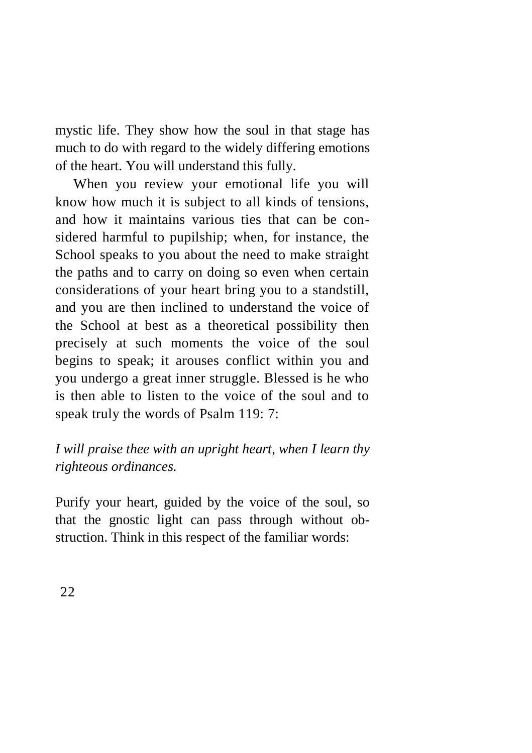mystic life. They show how the soul in that stage has much to do with regard to the widely differing emotions of the heart. You will understand this fully.

When you review your emotional life you will know how much it is subject to all kinds of tensions, and how it maintains various ties that can be considered harmful to pupilship; when, for instance, the School speaks to you about the need to make straight the paths and to carry on doing so even when certain considerations of your heart bring you to a standstill, and you are then inclined to understand the voice of the School at best as a theoretical possibility then precisely at such moments the voice of the soul begins to speak; it arouses conflict within you and you undergo a great inner struggle. Blessed is he who is then able to listen to the voice of the soul and to speak truly the words of Psalm 119: 7:

*I will praise thee with an upright heart, when I learn thy righteous ordinances.*

Purify your heart, guided by the voice of the soul, so that the gnostic light can pass through without obstruction. Think in this respect of the familiar words: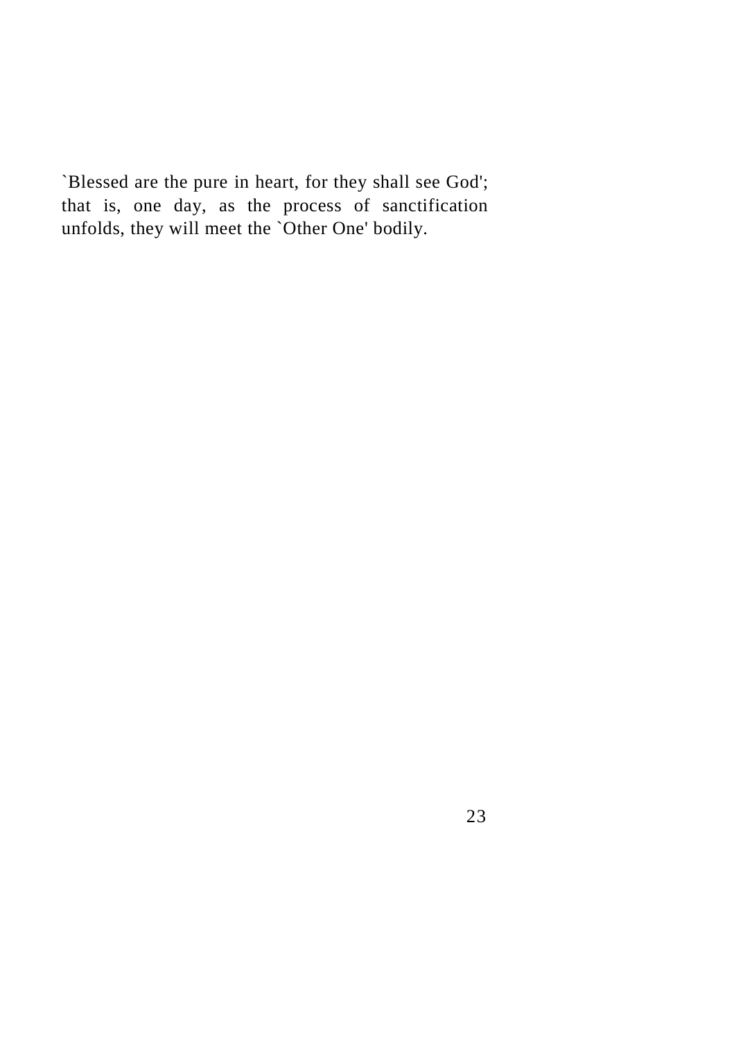`Blessed are the pure in heart, for they shall see God'; that is, one day, as the process of sanctification unfolds, they will meet the `Other One' bodily.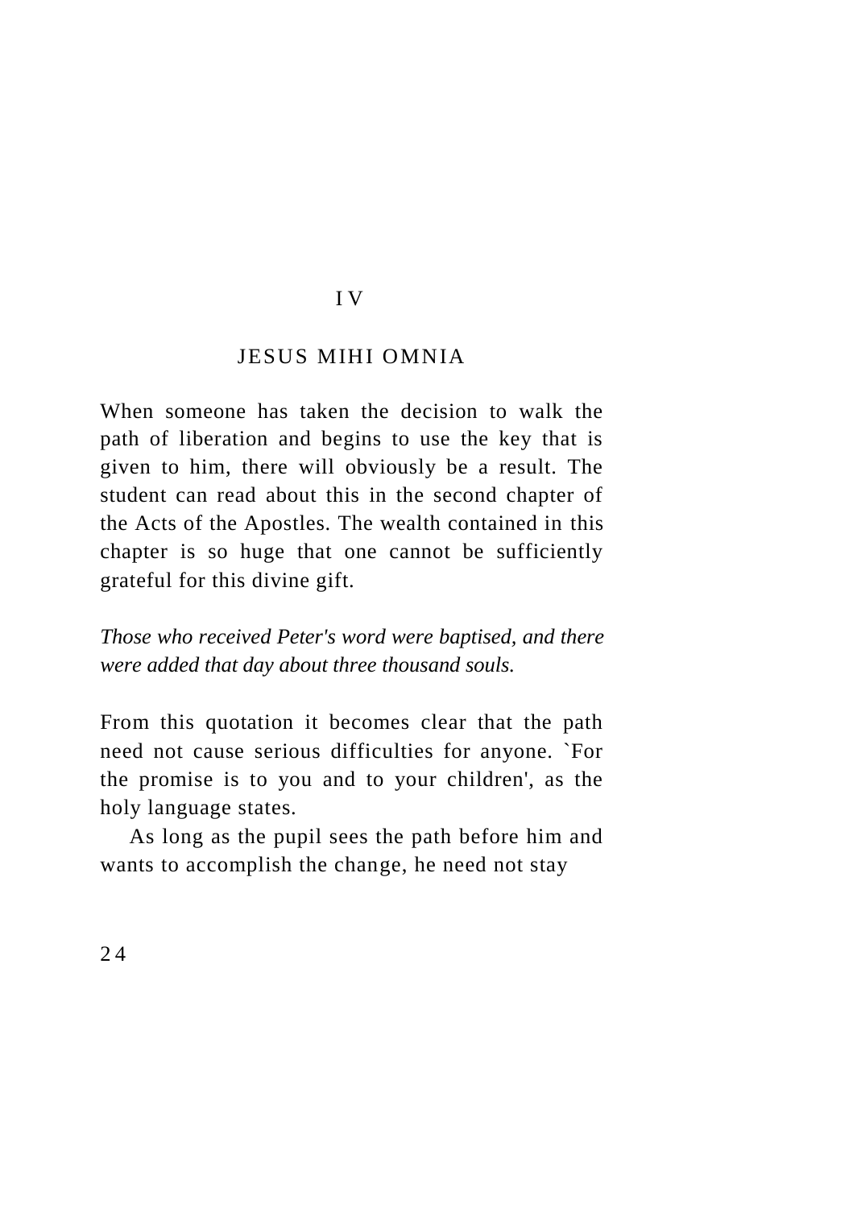# IV

## JESUS MIHI OMNIA

When someone has taken the decision to walk the path of liberation and begins to use the key that is given to him, there will obviously be a result. The student can read about this in the second chapter of the Acts of the Apostles. The wealth contained in this chapter is so huge that one cannot be sufficiently grateful for this divine gift.

*Those who received Peter's word were baptised, and there were added that day about three thousand souls.*

From this quotation it becomes clear that the path need not cause serious difficulties for anyone. `For the promise is to you and to your children', as the holy language states.

As long as the pupil sees the path before him and wants to accomplish the change, he need not stay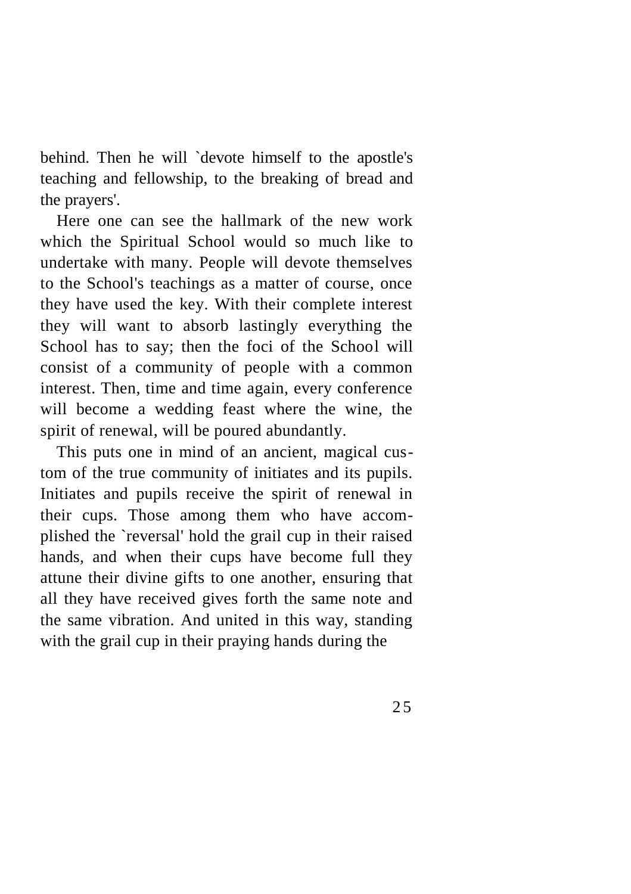behind. Then he will `devote himself to the apostle's teaching and fellowship, to the breaking of bread and the prayers'.

Here one can see the hallmark of the new work which the Spiritual School would so much like to undertake with many. People will devote themselves to the School's teachings as a matter of course, once they have used the key. With their complete interest they will want to absorb lastingly everything the School has to say; then the foci of the School will consist of a community of people with a common interest. Then, time and time again, every conference will become a wedding feast where the wine, the spirit of renewal, will be poured abundantly.

This puts one in mind of an ancient, magical custom of the true community of initiates and its pupils. Initiates and pupils receive the spirit of renewal in their cups. Those among them who have accomplished the `reversal' hold the grail cup in their raised hands, and when their cups have become full they attune their divine gifts to one another, ensuring that all they have received gives forth the same note and the same vibration. And united in this way, standing with the grail cup in their praying hands during the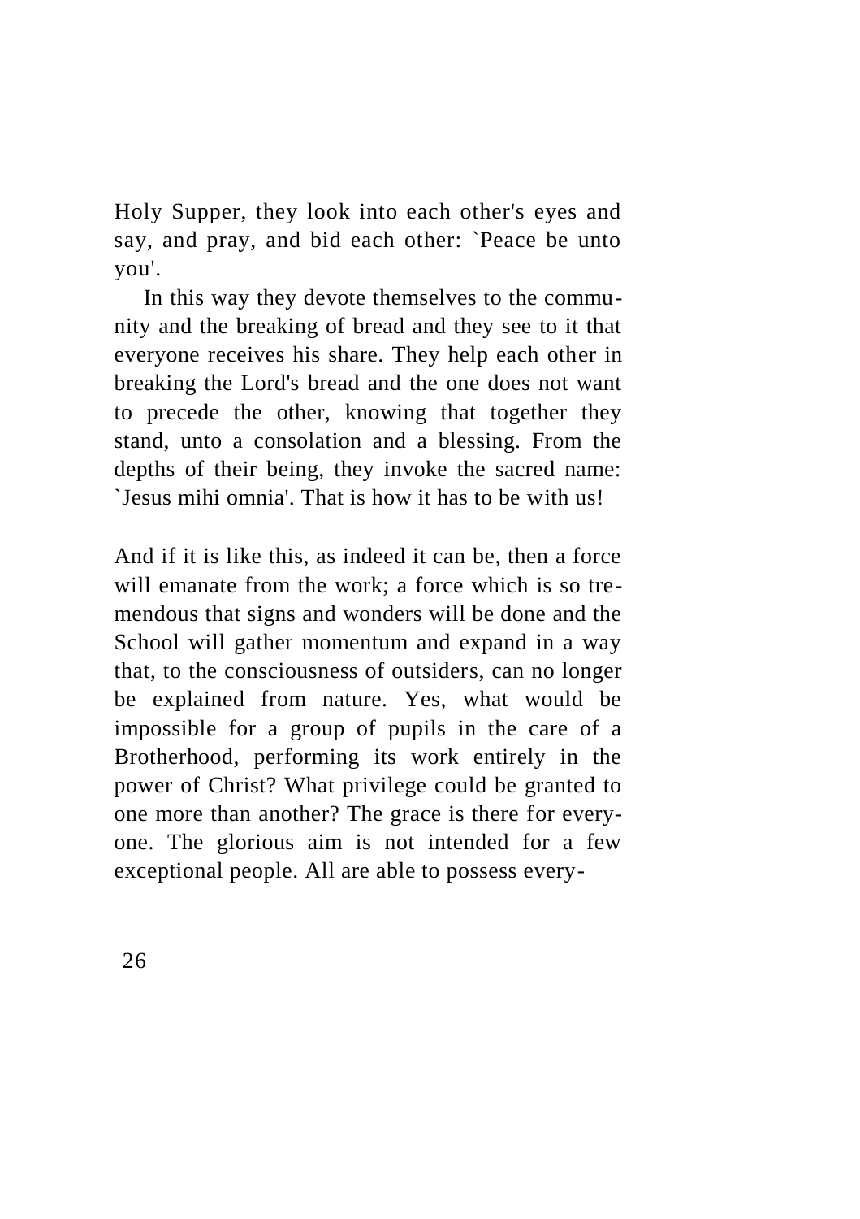Holy Supper, they look into each other's eyes and say, and pray, and bid each other: `Peace be unto you'.

In this way they devote themselves to the community and the breaking of bread and they see to it that everyone receives his share. They help each other in breaking the Lord's bread and the one does not want to precede the other, knowing that together they stand, unto a consolation and a blessing. From the depths of their being, they invoke the sacred name: `Jesus mihi omnia'. That is how it has to be with us!

And if it is like this, as indeed it can be, then a force will emanate from the work; a force which is so tremendous that signs and wonders will be done and the School will gather momentum and expand in a way that, to the consciousness of outsiders, can no longer be explained from nature. Yes, what would be impossible for a group of pupils in the care of a Brotherhood, performing its work entirely in the power of Christ? What privilege could be granted to one more than another? The grace is there for everyone. The glorious aim is not intended for a few exceptional people. All are able to possess every-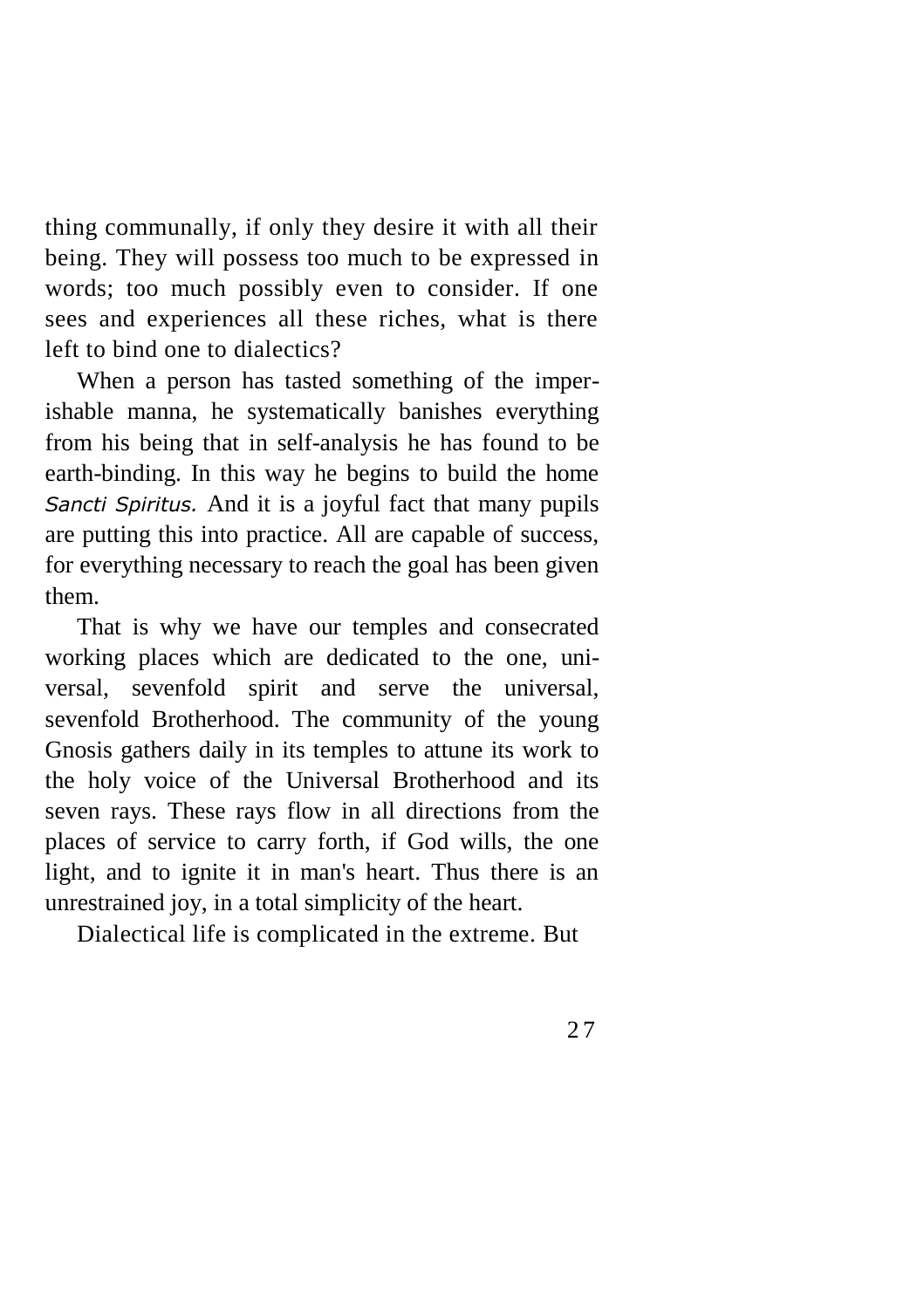thing communally, if only they desire it with all their being. They will possess too much to be expressed in words; too much possibly even to consider. If one sees and experiences all these riches, what is there left to bind one to dialectics?

When a person has tasted something of the imperishable manna, he systematically banishes everything from his being that in self-analysis he has found to be earth-binding. In this way he begins to build the home *Sancti Spiritus.* And it is a joyful fact that many pupils are putting this into practice. All are capable of success, for everything necessary to reach the goal has been given them.

That is why we have our temples and consecrated working places which are dedicated to the one, universal, sevenfold spirit and serve the universal, sevenfold Brotherhood. The community of the young Gnosis gathers daily in its temples to attune its work to the holy voice of the Universal Brotherhood and its seven rays. These rays flow in all directions from the places of service to carry forth, if God wills, the one light, and to ignite it in man's heart. Thus there is an unrestrained joy, in a total simplicity of the heart.

Dialectical life is complicated in the extreme. But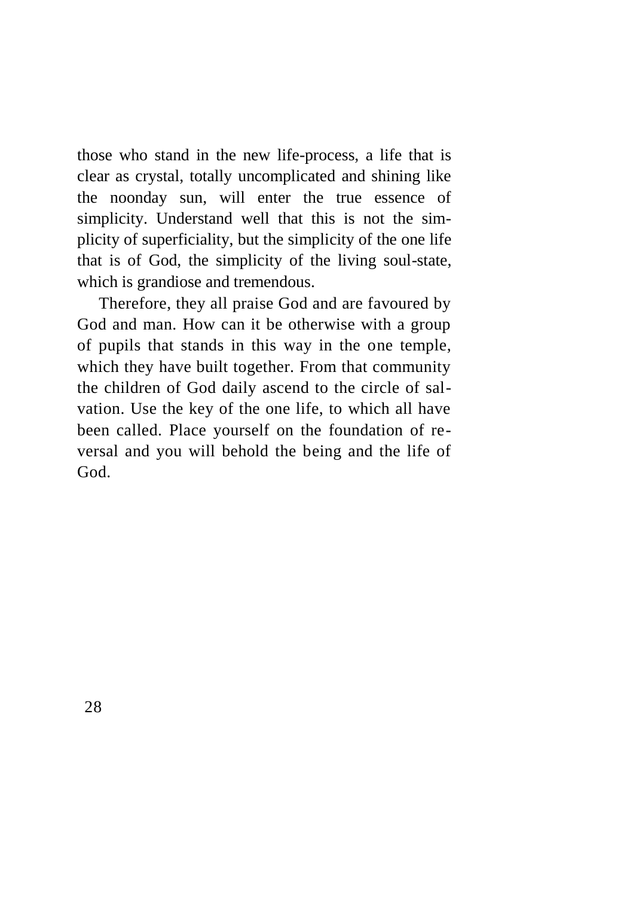those who stand in the new life-process, a life that is clear as crystal, totally uncomplicated and shining like the noonday sun, will enter the true essence of simplicity. Understand well that this is not the simplicity of superficiality, but the simplicity of the one life that is of God, the simplicity of the living soul-state, which is grandiose and tremendous.

Therefore, they all praise God and are favoured by God and man. How can it be otherwise with a group of pupils that stands in this way in the one temple, which they have built together. From that community the children of God daily ascend to the circle of salvation. Use the key of the one life, to which all have been called. Place yourself on the foundation of reversal and you will behold the being and the life of God.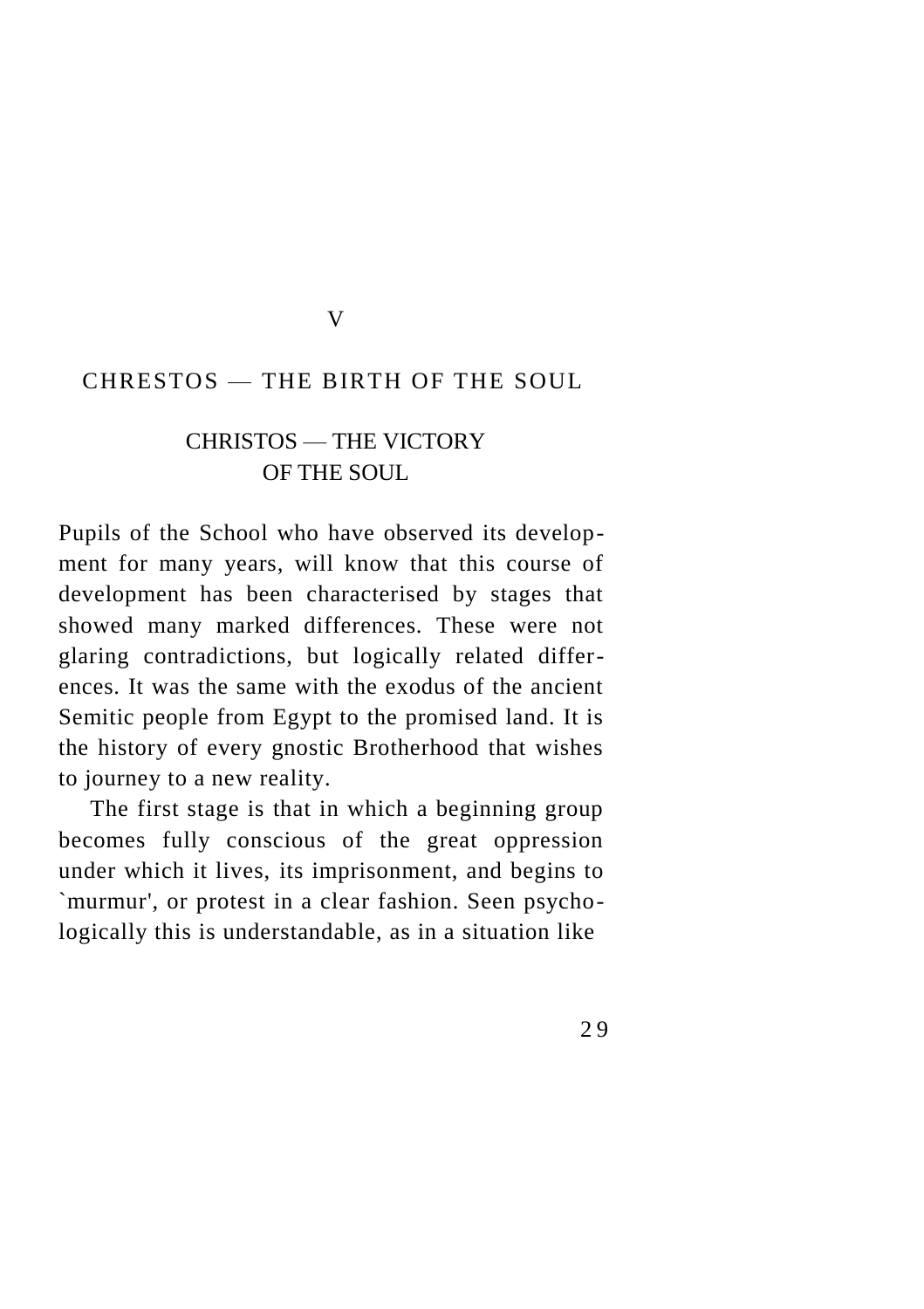# V

## CHRESTOS — THE BIRTH OF THE SOUL

## CHRISTOS — THE VICTORY OF THE SOUL

Pupils of the School who have observed its development for many years, will know that this course of development has been characterised by stages that showed many marked differences. These were not glaring contradictions, but logically related differences. It was the same with the exodus of the ancient Semitic people from Egypt to the promised land. It is the history of every gnostic Brotherhood that wishes to journey to a new reality.

The first stage is that in which a beginning group becomes fully conscious of the great oppression under which it lives, its imprisonment, and begins to `murmur', or protest in a clear fashion. Seen psychologically this is understandable, as in a situation like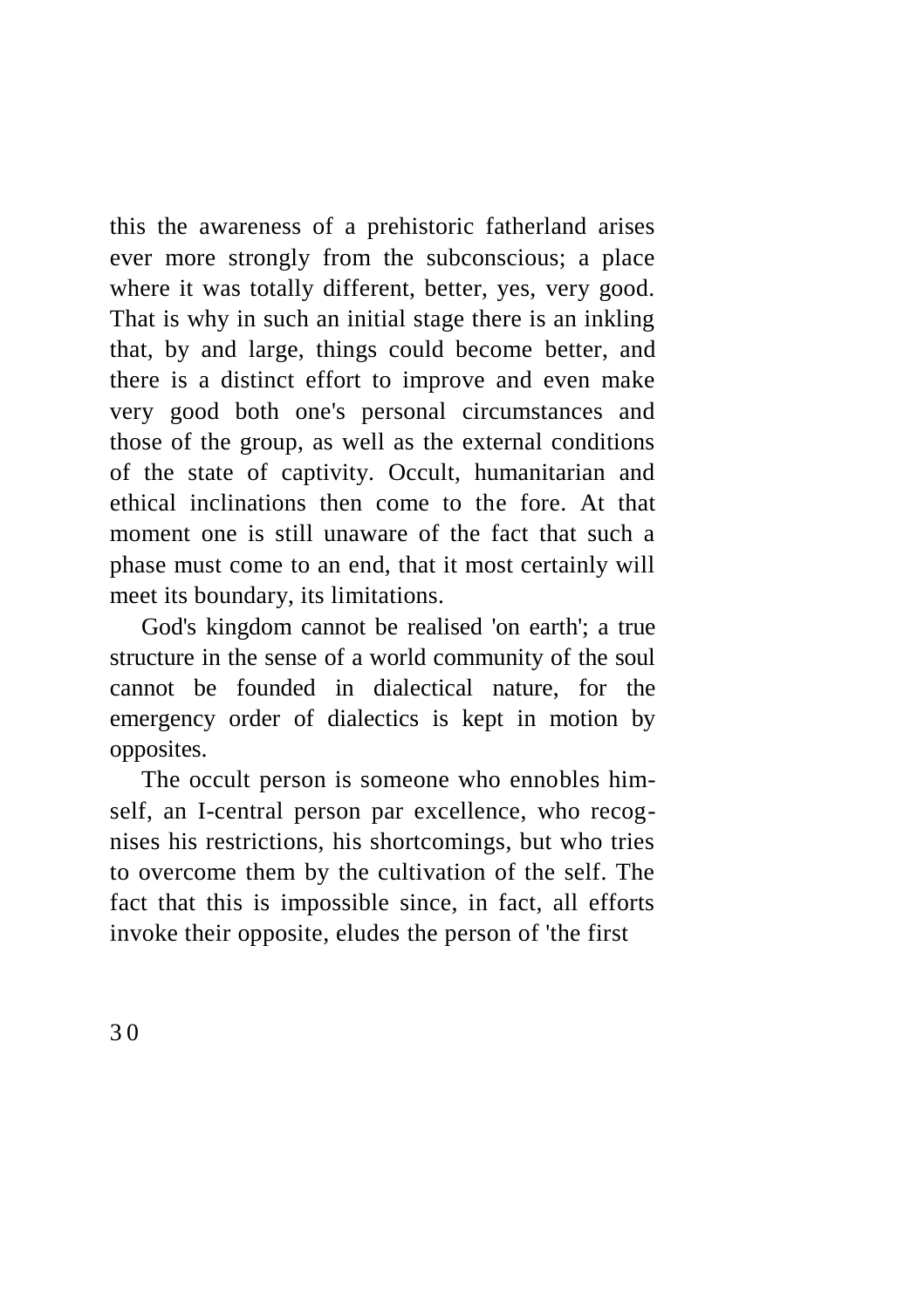this the awareness of a prehistoric fatherland arises ever more strongly from the subconscious; a place where it was totally different, better, yes, very good. That is why in such an initial stage there is an inkling that, by and large, things could become better, and there is a distinct effort to improve and even make very good both one's personal circumstances and those of the group, as well as the external conditions of the state of captivity. Occult, humanitarian and ethical inclinations then come to the fore. At that moment one is still unaware of the fact that such a phase must come to an end, that it most certainly will meet its boundary, its limitations.

God's kingdom cannot be realised 'on earth'; a true structure in the sense of a world community of the soul cannot be founded in dialectical nature, for the emergency order of dialectics is kept in motion by opposites.

The occult person is someone who ennobles himself, an I-central person par excellence, who recognises his restrictions, his shortcomings, but who tries to overcome them by the cultivation of the self. The fact that this is impossible since, in fact, all efforts invoke their opposite, eludes the person of 'the first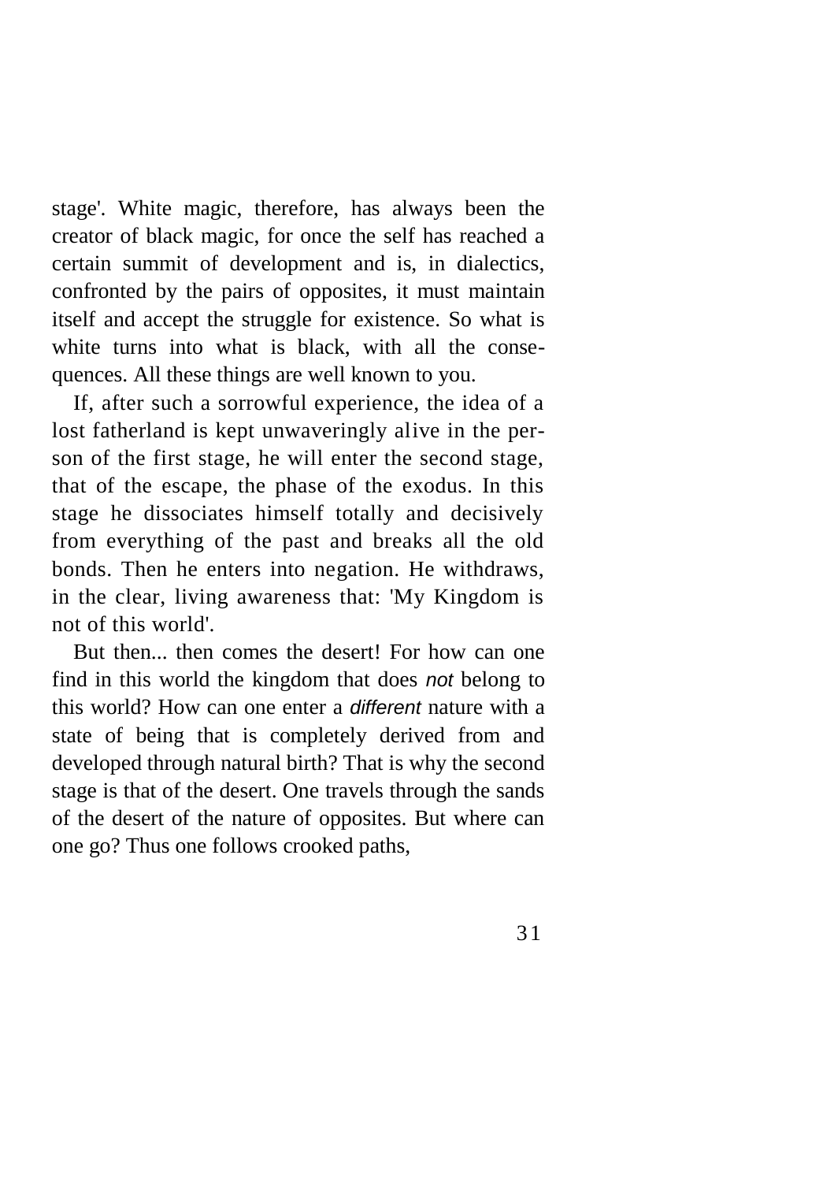stage'. White magic, therefore, has always been the creator of black magic, for once the self has reached a certain summit of development and is, in dialectics, confronted by the pairs of opposites, it must maintain itself and accept the struggle for existence. So what is white turns into what is black, with all the consequences. All these things are well known to you.

If, after such a sorrowful experience, the idea of a lost fatherland is kept unwaveringly alive in the person of the first stage, he will enter the second stage, that of the escape, the phase of the exodus. In this stage he dissociates himself totally and decisively from everything of the past and breaks all the old bonds. Then he enters into negation. He withdraws, in the clear, living awareness that: 'My Kingdom is not of this world'.

But then... then comes the desert! For how can one find in this world the kingdom that does *not* belong to this world? How can one enter a *different* nature with a state of being that is completely derived from and developed through natural birth? That is why the second stage is that of the desert. One travels through the sands of the desert of the nature of opposites. But where can one go? Thus one follows crooked paths,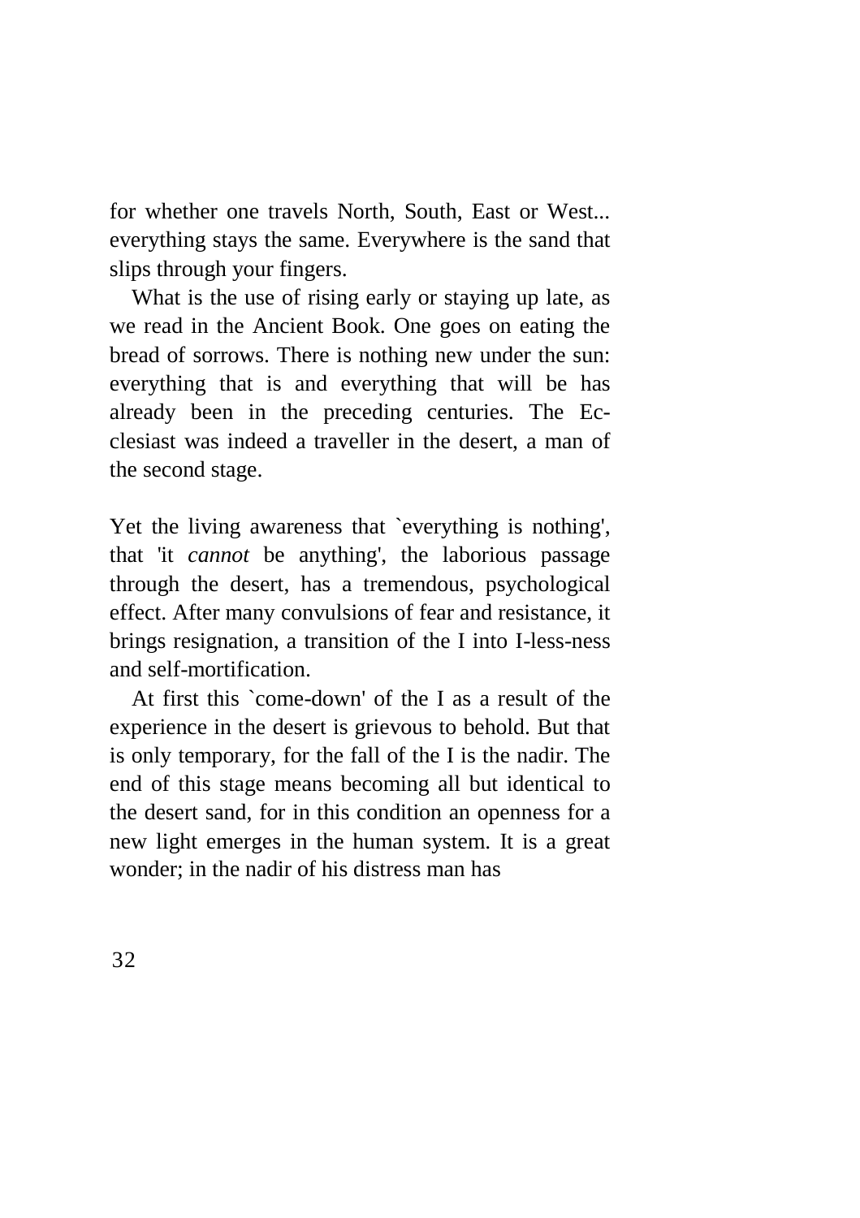for whether one travels North, South, East or West... everything stays the same. Everywhere is the sand that slips through your fingers.

What is the use of rising early or staying up late, as we read in the Ancient Book. One goes on eating the bread of sorrows. There is nothing new under the sun: everything that is and everything that will be has already been in the preceding centuries. The Ecclesiast was indeed a traveller in the desert, a man of the second stage.

Yet the living awareness that `everything is nothing', that 'it *cannot* be anything', the laborious passage through the desert, has a tremendous, psychological effect. After many convulsions of fear and resistance, it brings resignation, a transition of the I into I-less-ness and self-mortification.

At first this `come-down' of the I as a result of the experience in the desert is grievous to behold. But that is only temporary, for the fall of the I is the nadir. The end of this stage means becoming all but identical to the desert sand, for in this condition an openness for a new light emerges in the human system. It is a great wonder; in the nadir of his distress man has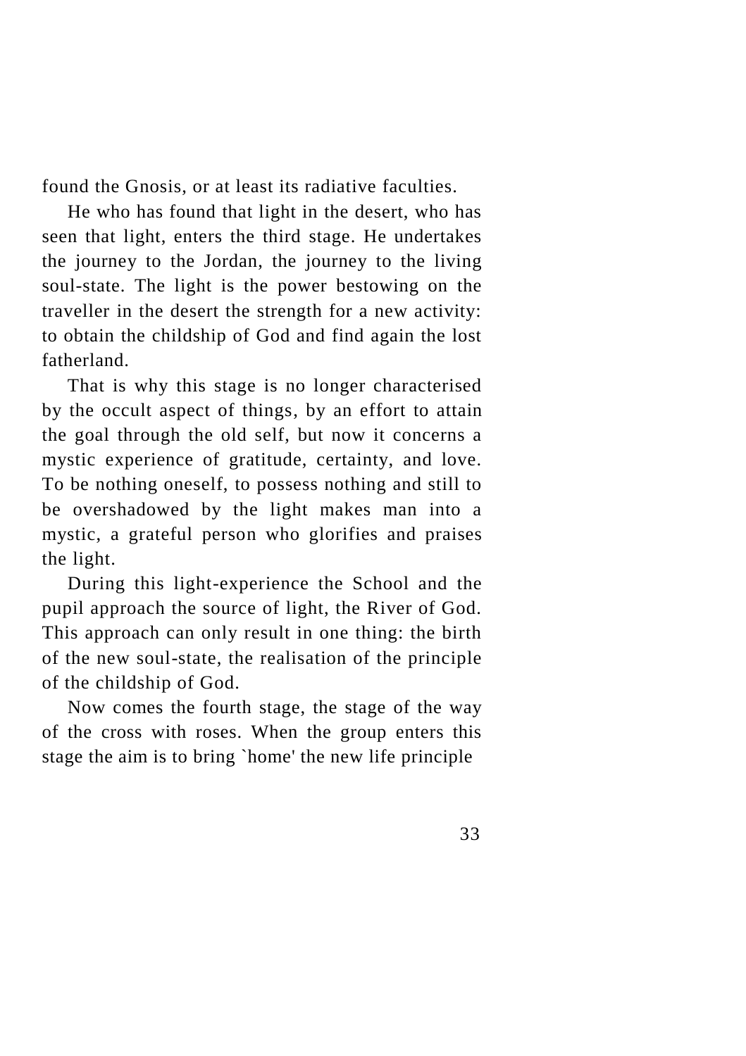found the Gnosis, or at least its radiative faculties.

He who has found that light in the desert, who has seen that light, enters the third stage. He undertakes the journey to the Jordan, the journey to the living soul-state. The light is the power bestowing on the traveller in the desert the strength for a new activity: to obtain the childship of God and find again the lost fatherland.

That is why this stage is no longer characterised by the occult aspect of things, by an effort to attain the goal through the old self, but now it concerns a mystic experience of gratitude, certainty, and love. To be nothing oneself, to possess nothing and still to be overshadowed by the light makes man into a mystic, a grateful person who glorifies and praises the light.

During this light-experience the School and the pupil approach the source of light, the River of God. This approach can only result in one thing: the birth of the new soul-state, the realisation of the principle of the childship of God.

Now comes the fourth stage, the stage of the way of the cross with roses. When the group enters this stage the aim is to bring `home' the new life principle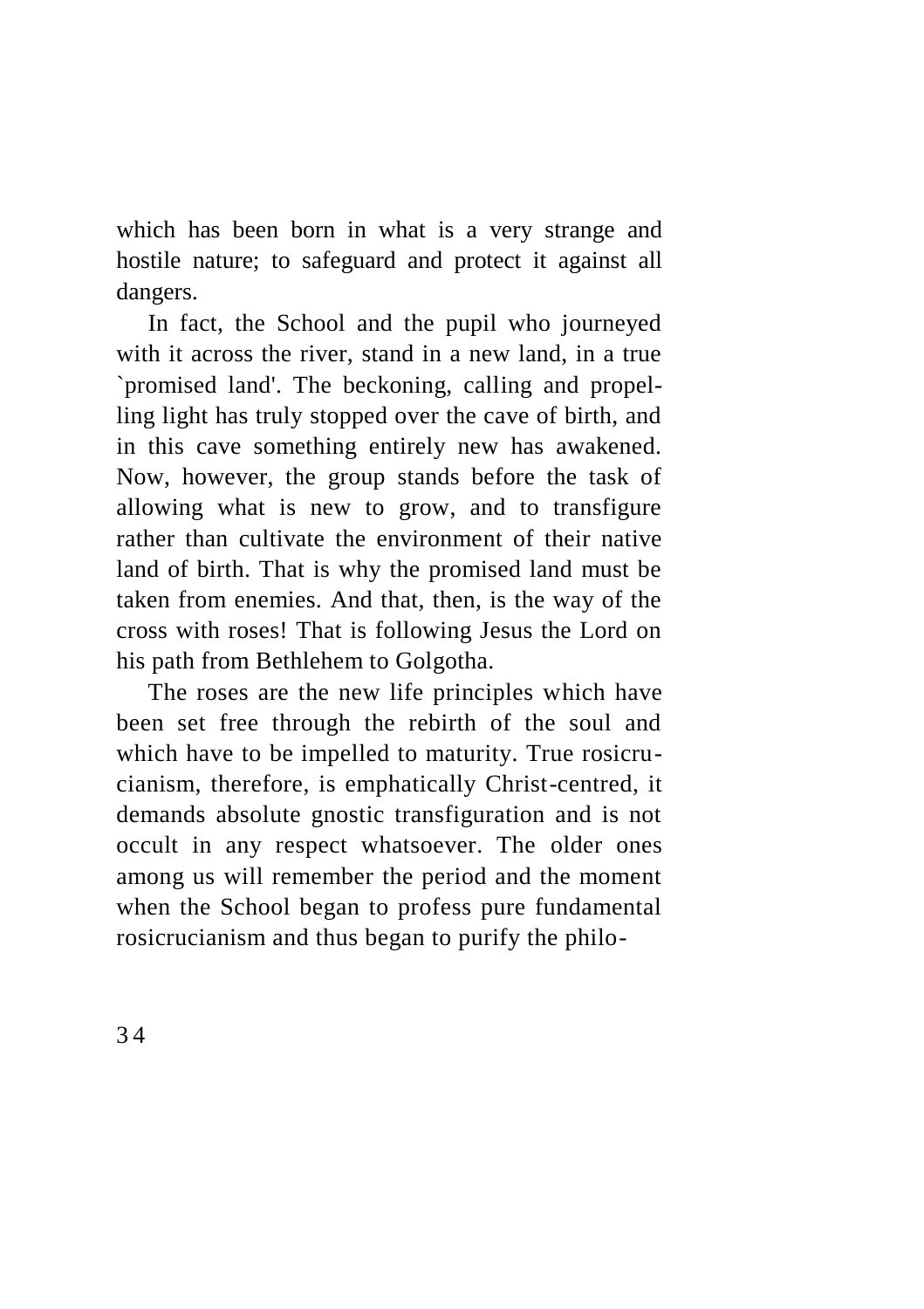which has been born in what is a very strange and hostile nature; to safeguard and protect it against all dangers.

In fact, the School and the pupil who journeyed with it across the river, stand in a new land, in a true `promised land'. The beckoning, calling and propelling light has truly stopped over the cave of birth, and in this cave something entirely new has awakened. Now, however, the group stands before the task of allowing what is new to grow, and to transfigure rather than cultivate the environment of their native land of birth. That is why the promised land must be taken from enemies. And that, then, is the way of the cross with roses! That is following Jesus the Lord on his path from Bethlehem to Golgotha.

The roses are the new life principles which have been set free through the rebirth of the soul and which have to be impelled to maturity. True rosicrucianism, therefore, is emphatically Christ-centred, it demands absolute gnostic transfiguration and is not occult in any respect whatsoever. The older ones among us will remember the period and the moment when the School began to profess pure fundamental rosicrucianism and thus began to purify the philo-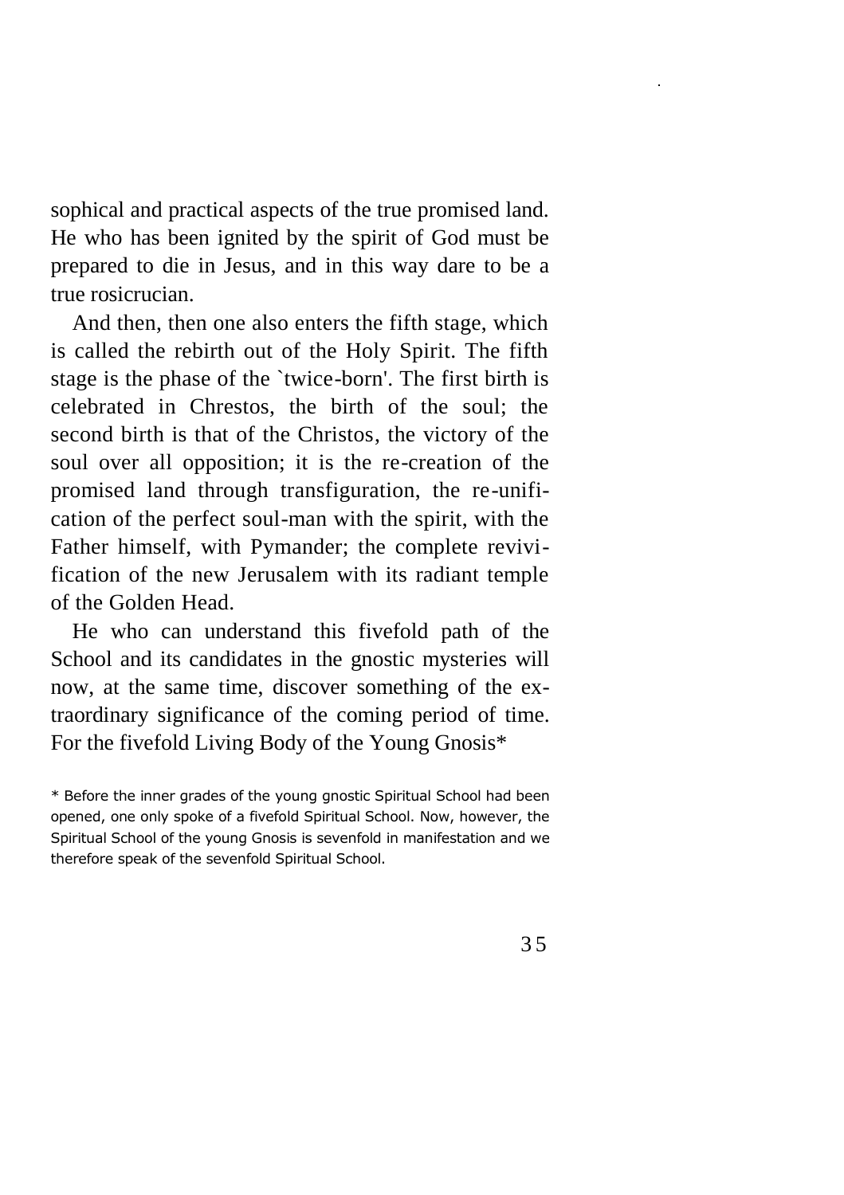sophical and practical aspects of the true promised land. He who has been ignited by the spirit of God must be prepared to die in Jesus, and in this way dare to be a true rosicrucian.

And then, then one also enters the fifth stage, which is called the rebirth out of the Holy Spirit. The fifth stage is the phase of the `twice-born'. The first birth is celebrated in Chrestos, the birth of the soul; the second birth is that of the Christos, the victory of the soul over all opposition; it is the re-creation of the promised land through transfiguration, the re-unification of the perfect soul-man with the spirit, with the Father himself, with Pymander; the complete revivification of the new Jerusalem with its radiant temple of the Golden Head.

He who can understand this fivefold path of the School and its candidates in the gnostic mysteries will now, at the same time, discover something of the extraordinary significance of the coming period of time. For the fivefold Living Body of the Young Gnosis*

* Before the inner grades of the young gnostic Spiritual School had been opened, one only spoke of a fivefold Spiritual School. Now, however, the Spiritual School of the young Gnosis is sevenfold in manifestation and we therefore speak of the sevenfold Spiritual School.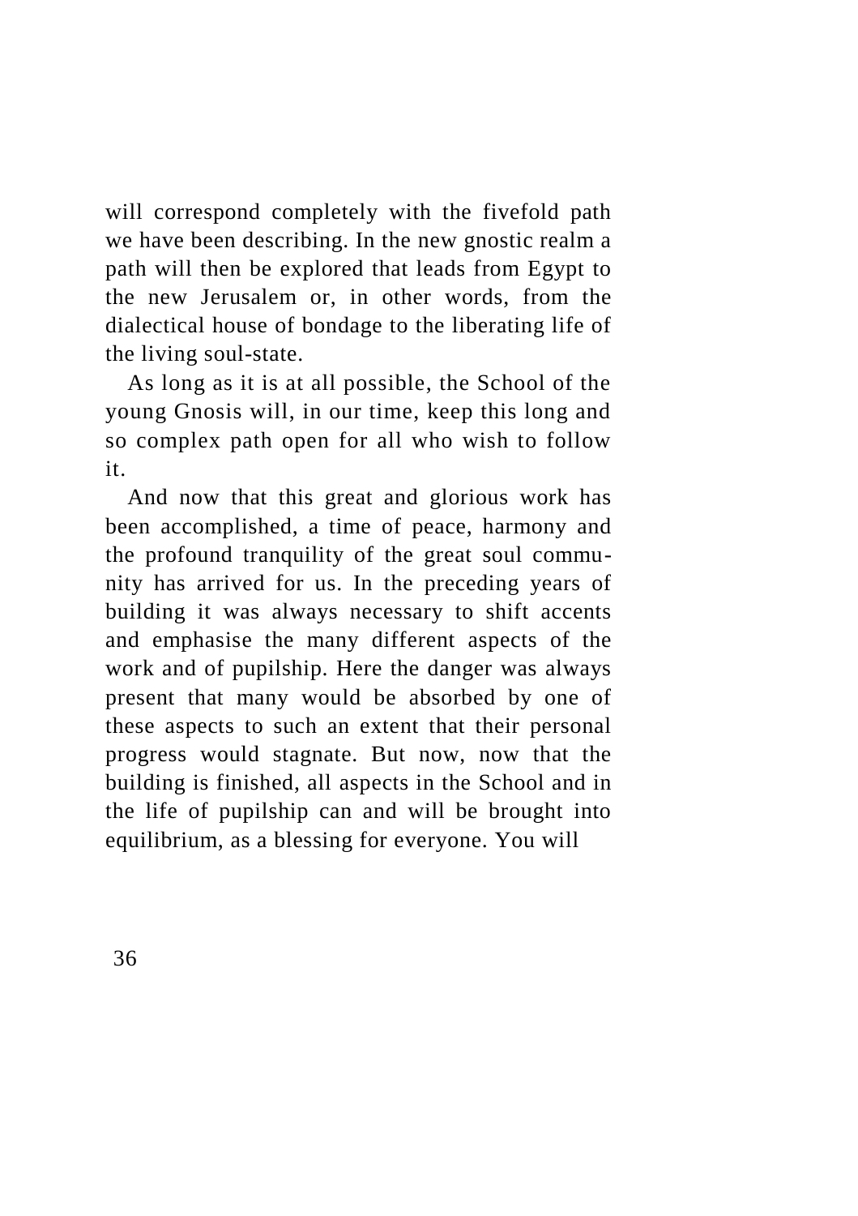will correspond completely with the fivefold path we have been describing. In the new gnostic realm a path will then be explored that leads from Egypt to the new Jerusalem or, in other words, from the dialectical house of bondage to the liberating life of the living soul-state.

As long as it is at all possible, the School of the young Gnosis will, in our time, keep this long and so complex path open for all who wish to follow it.

And now that this great and glorious work has been accomplished, a time of peace, harmony and the profound tranquility of the great soul community has arrived for us. In the preceding years of building it was always necessary to shift accents and emphasise the many different aspects of the work and of pupilship. Here the danger was always present that many would be absorbed by one of these aspects to such an extent that their personal progress would stagnate. But now, now that the building is finished, all aspects in the School and in the life of pupilship can and will be brought into equilibrium, as a blessing for everyone. You will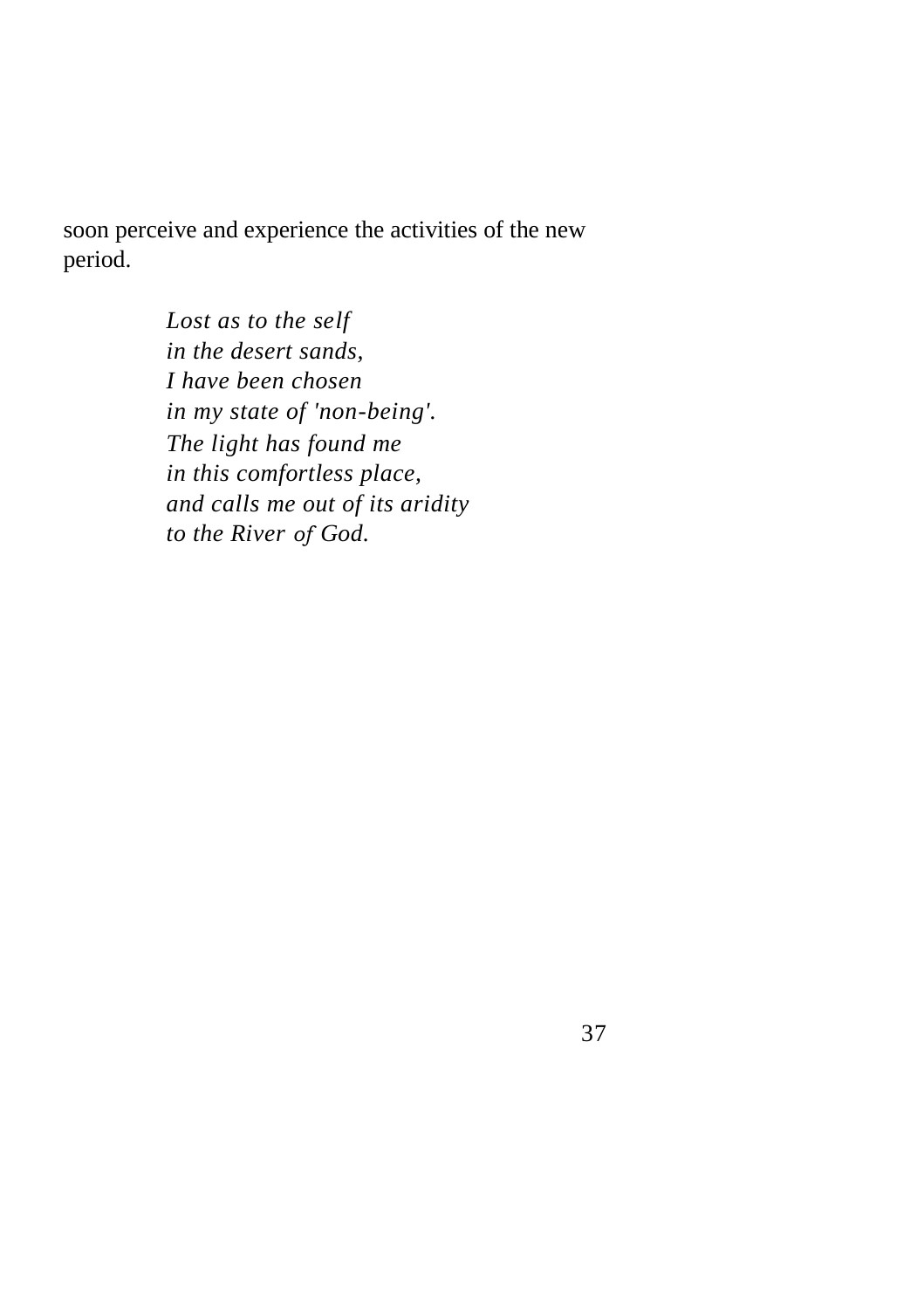soon perceive and experience the activities of the new period.

*Lost as to the self*
*in the desert sands,*
*I have been chosen*
*in my state of 'non-being'.*
*The light has found me*
*in this comfortless place,*
*and calls me out of its aridity*
*to the River of God.*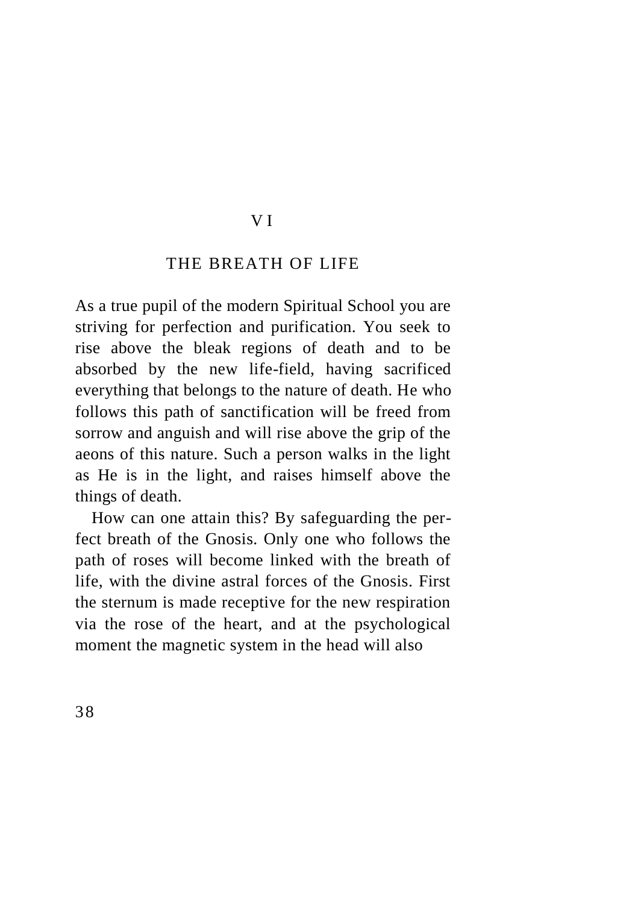# VI

## THE BREATH OF LIFE

As a true pupil of the modern Spiritual School you are striving for perfection and purification. You seek to rise above the bleak regions of death and to be absorbed by the new life-field, having sacrificed everything that belongs to the nature of death. He who follows this path of sanctification will be freed from sorrow and anguish and will rise above the grip of the aeons of this nature. Such a person walks in the light as He is in the light, and raises himself above the things of death.

How can one attain this? By safeguarding the perfect breath of the Gnosis. Only one who follows the path of roses will become linked with the breath of life, with the divine astral forces of the Gnosis. First the sternum is made receptive for the new respiration via the rose of the heart, and at the psychological moment the magnetic system in the head will also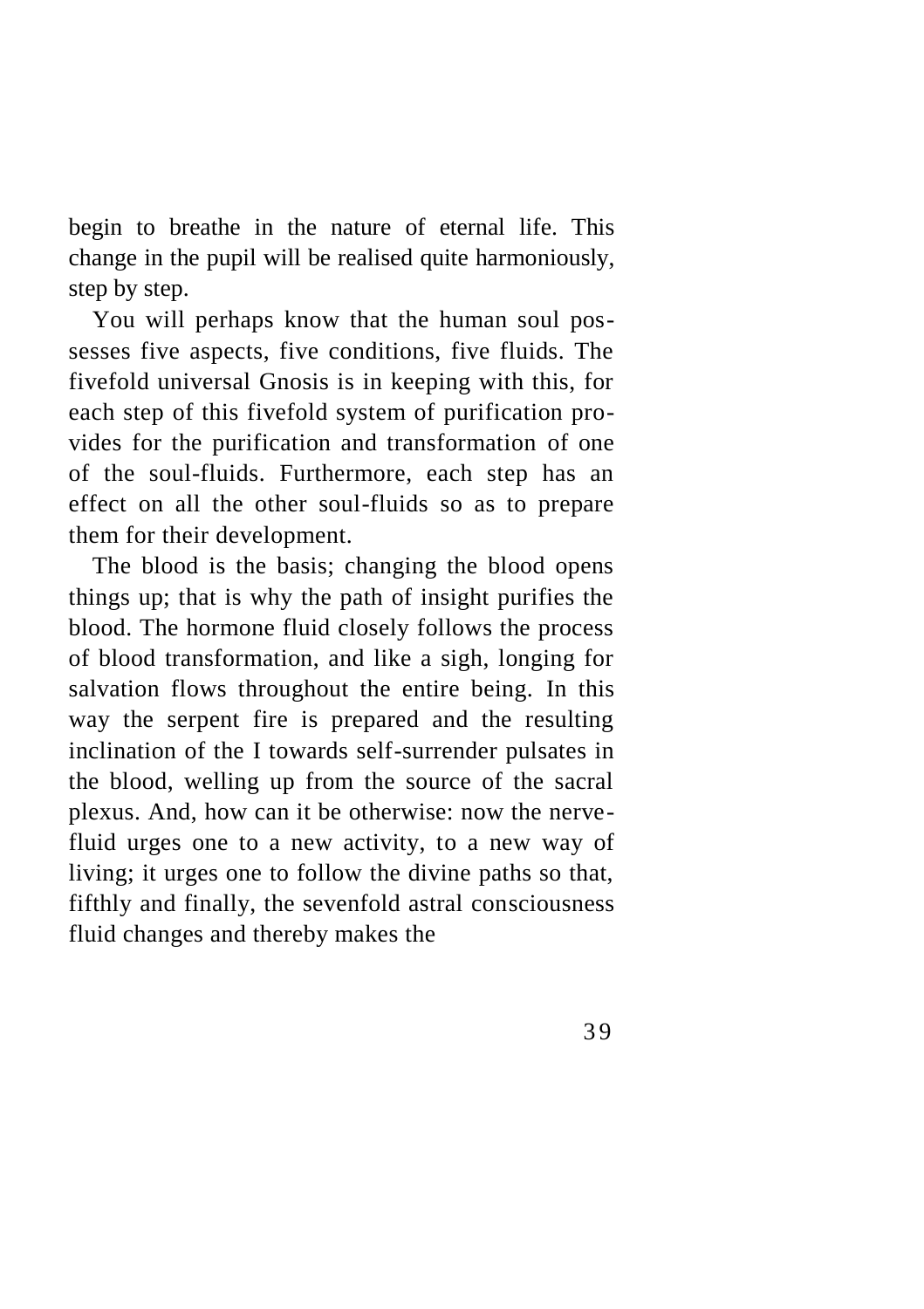begin to breathe in the nature of eternal life. This change in the pupil will be realised quite harmoniously, step by step.

You will perhaps know that the human soul possesses five aspects, five conditions, five fluids. The fivefold universal Gnosis is in keeping with this, for each step of this fivefold system of purification provides for the purification and transformation of one of the soul-fluids. Furthermore, each step has an effect on all the other soul-fluids so as to prepare them for their development.

The blood is the basis; changing the blood opens things up; that is why the path of insight purifies the blood. The hormone fluid closely follows the process of blood transformation, and like a sigh, longing for salvation flows throughout the entire being. In this way the serpent fire is prepared and the resulting inclination of the I towards self-surrender pulsates in the blood, welling up from the source of the sacral plexus. And, how can it be otherwise: now the nerve-fluid urges one to a new activity, to a new way of living; it urges one to follow the divine paths so that, fifthly and finally, the sevenfold astral consciousness fluid changes and thereby makes the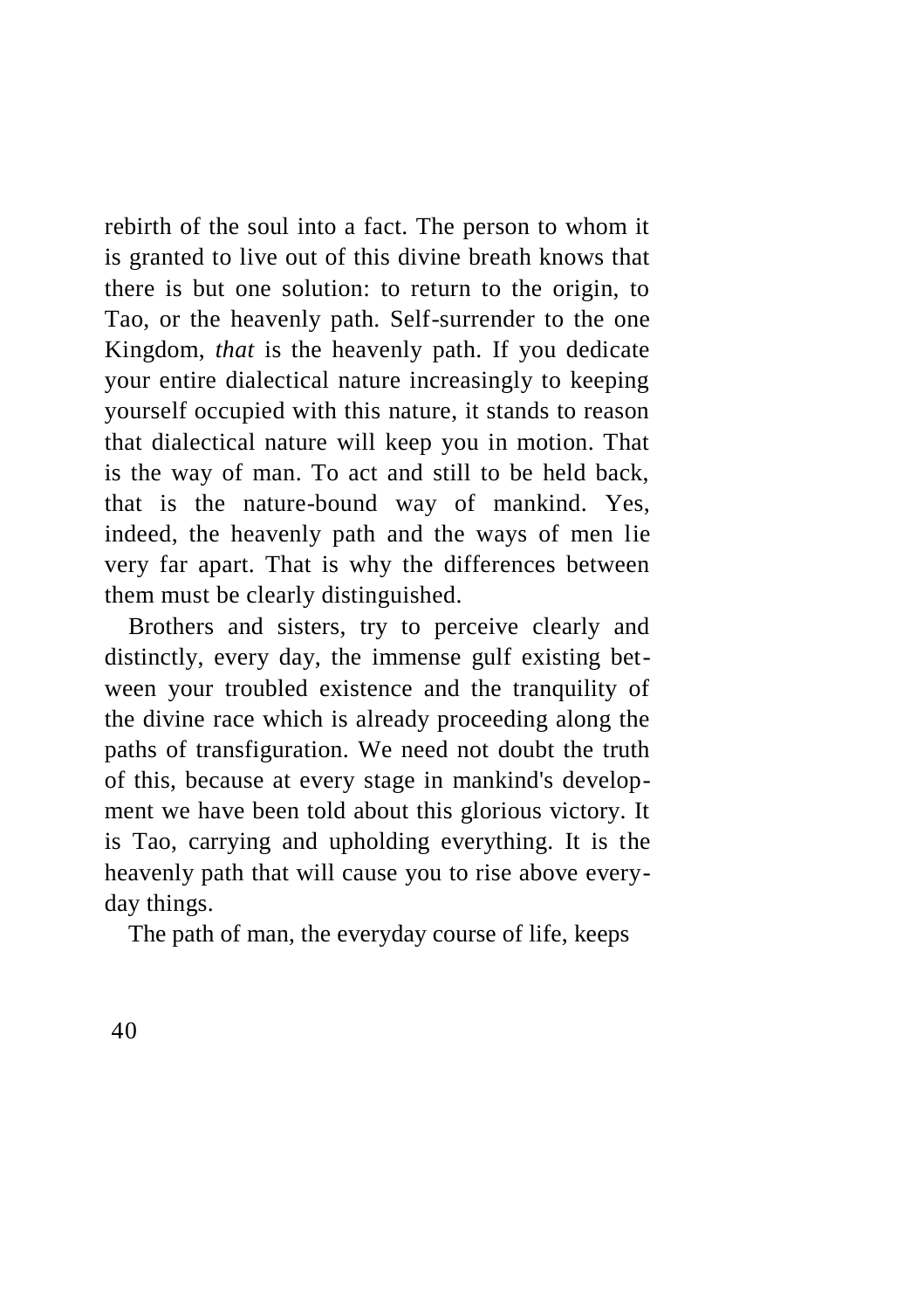rebirth of the soul into a fact. The person to whom it is granted to live out of this divine breath knows that there is but one solution: to return to the origin, to Tao, or the heavenly path. Self-surrender to the one Kingdom, *that* is the heavenly path. If you dedicate your entire dialectical nature increasingly to keeping yourself occupied with this nature, it stands to reason that dialectical nature will keep you in motion. That is the way of man. To act and still to be held back, that is the nature-bound way of mankind. Yes, indeed, the heavenly path and the ways of men lie very far apart. That is why the differences between them must be clearly distinguished.

Brothers and sisters, try to perceive clearly and distinctly, every day, the immense gulf existing between your troubled existence and the tranquility of the divine race which is already proceeding along the paths of transfiguration. We need not doubt the truth of this, because at every stage in mankind's development we have been told about this glorious victory. It is Tao, carrying and upholding everything. It is the heavenly path that will cause you to rise above everyday things.

The path of man, the everyday course of life, keeps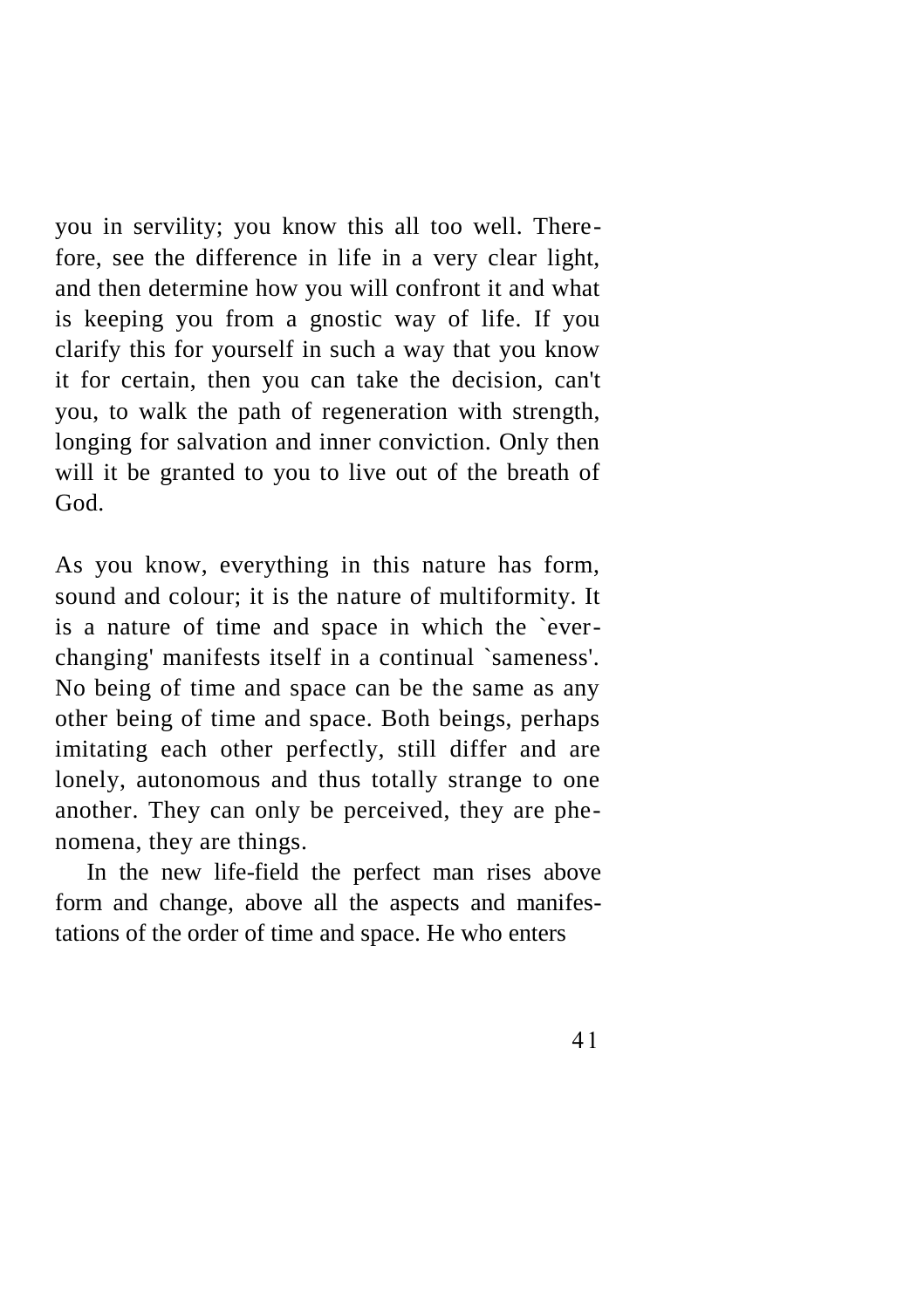you in servility; you know this all too well. Therefore, see the difference in life in a very clear light, and then determine how you will confront it and what is keeping you from a gnostic way of life. If you clarify this for yourself in such a way that you know it for certain, then you can take the decision, can't you, to walk the path of regeneration with strength, longing for salvation and inner conviction. Only then will it be granted to you to live out of the breath of God.

As you know, everything in this nature has form, sound and colour; it is the nature of multiformity. It is a nature of time and space in which the `ever-changing' manifests itself in a continual `sameness'. No being of time and space can be the same as any other being of time and space. Both beings, perhaps imitating each other perfectly, still differ and are lonely, autonomous and thus totally strange to one another. They can only be perceived, they are phenomena, they are things.

In the new life-field the perfect man rises above form and change, above all the aspects and manifestations of the order of time and space. He who enters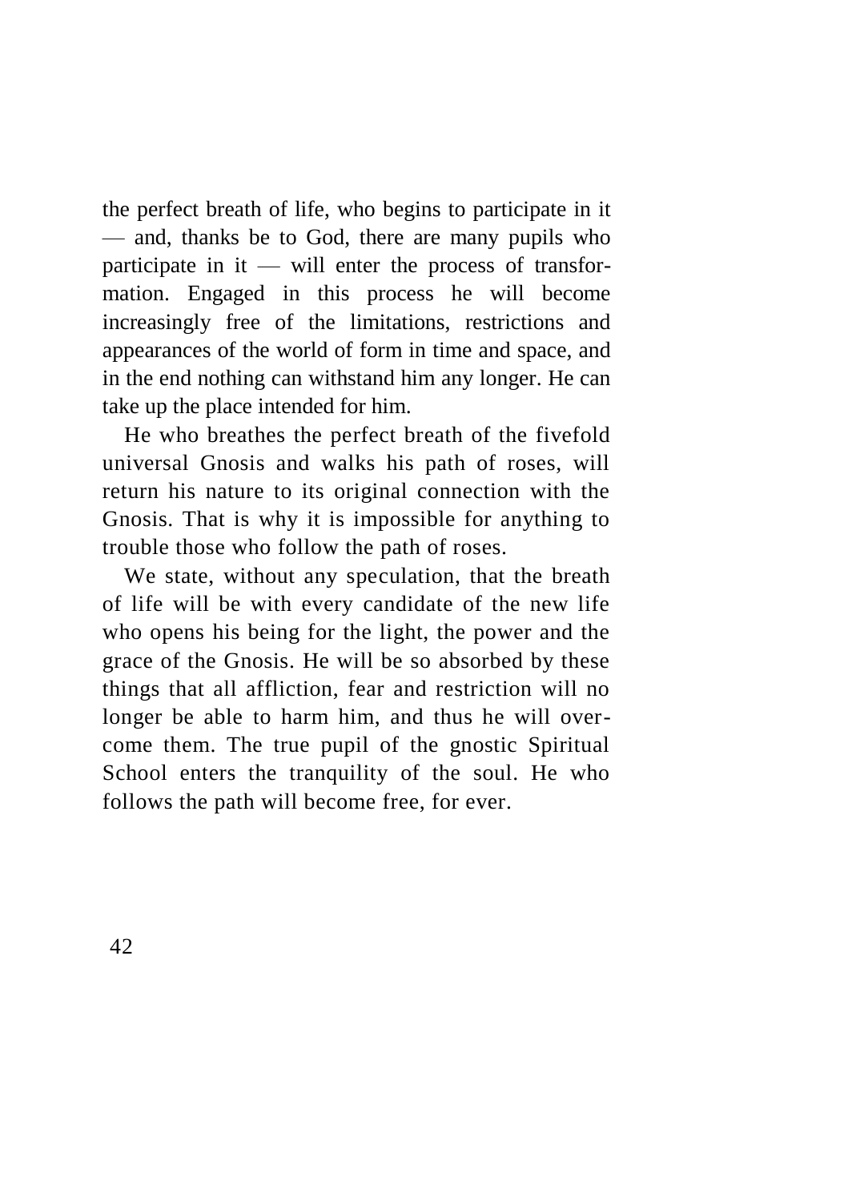the perfect breath of life, who begins to participate in it — and, thanks be to God, there are many pupils who participate in it — will enter the process of transformation. Engaged in this process he will become increasingly free of the limitations, restrictions and appearances of the world of form in time and space, and in the end nothing can withstand him any longer. He can take up the place intended for him.

He who breathes the perfect breath of the fivefold universal Gnosis and walks his path of roses, will return his nature to its original connection with the Gnosis. That is why it is impossible for anything to trouble those who follow the path of roses.

We state, without any speculation, that the breath of life will be with every candidate of the new life who opens his being for the light, the power and the grace of the Gnosis. He will be so absorbed by these things that all affliction, fear and restriction will no longer be able to harm him, and thus he will overcome them. The true pupil of the gnostic Spiritual School enters the tranquility of the soul. He who follows the path will become free, for ever.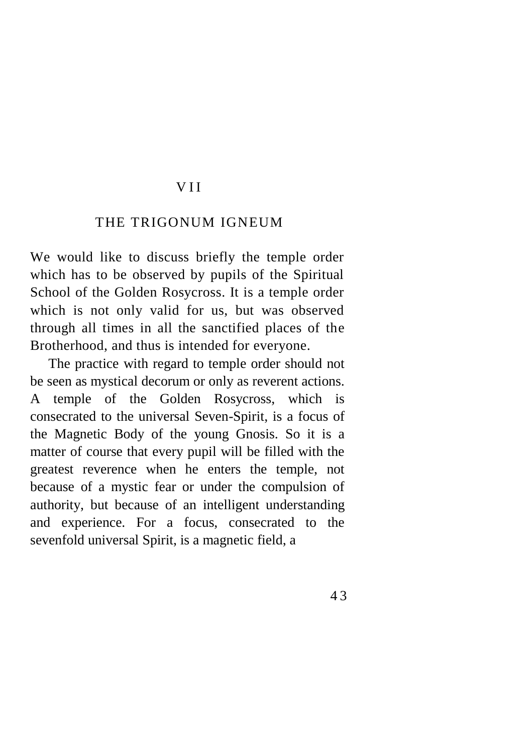## VII

## THE TRIGONUM IGNEUM

We would like to discuss briefly the temple order which has to be observed by pupils of the Spiritual School of the Golden Rosycross. It is a temple order which is not only valid for us, but was observed through all times in all the sanctified places of the Brotherhood, and thus is intended for everyone.

The practice with regard to temple order should not be seen as mystical decorum or only as reverent actions. A temple of the Golden Rosycross, which is consecrated to the universal Seven-Spirit, is a focus of the Magnetic Body of the young Gnosis. So it is a matter of course that every pupil will be filled with the greatest reverence when he enters the temple, not because of a mystic fear or under the compulsion of authority, but because of an intelligent understanding and experience. For a focus, consecrated to the sevenfold universal Spirit, is a magnetic field, a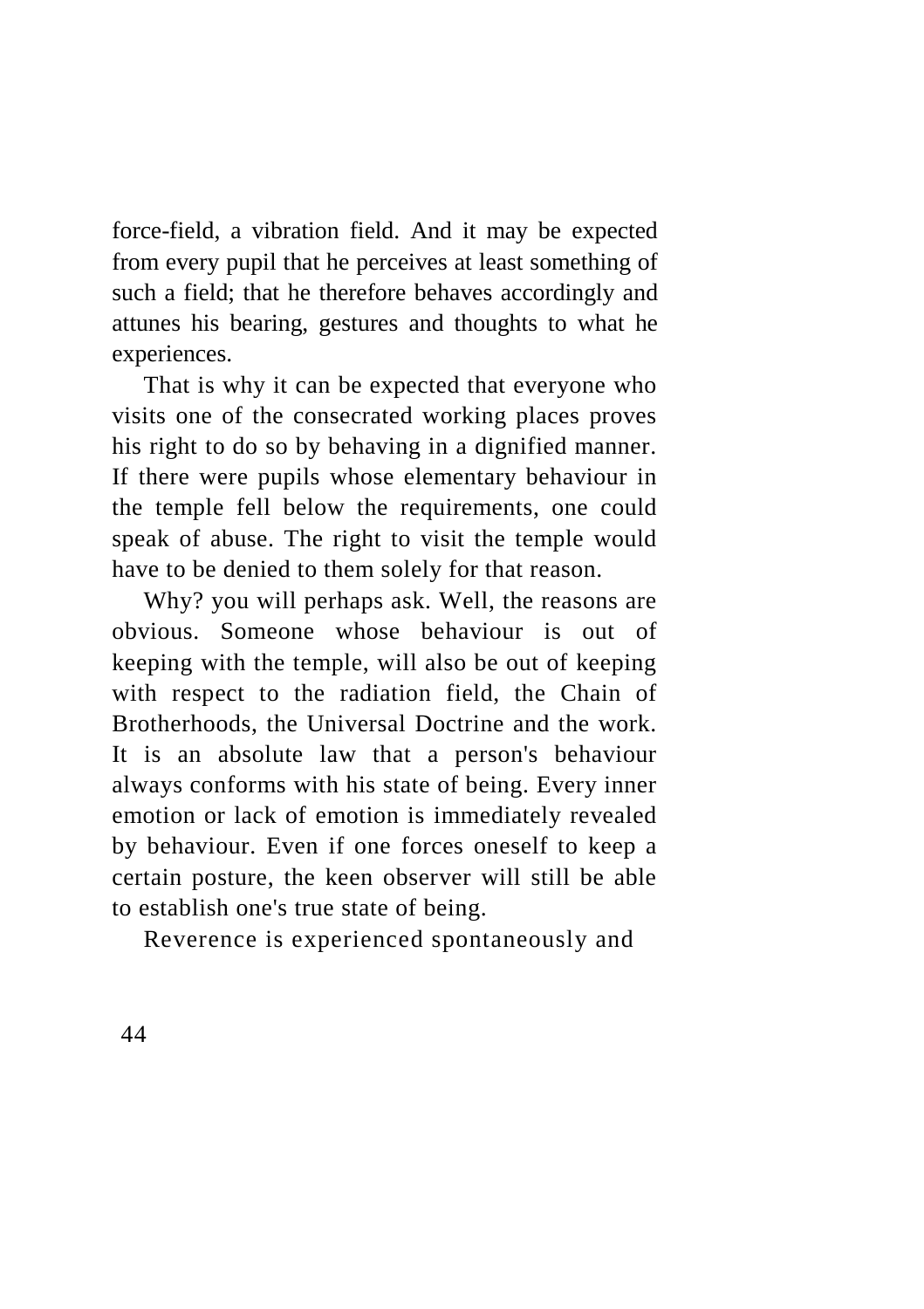force-field, a vibration field. And it may be expected from every pupil that he perceives at least something of such a field; that he therefore behaves accordingly and attunes his bearing, gestures and thoughts to what he experiences.

That is why it can be expected that everyone who visits one of the consecrated working places proves his right to do so by behaving in a dignified manner. If there were pupils whose elementary behaviour in the temple fell below the requirements, one could speak of abuse. The right to visit the temple would have to be denied to them solely for that reason.

Why? you will perhaps ask. Well, the reasons are obvious. Someone whose behaviour is out of keeping with the temple, will also be out of keeping with respect to the radiation field, the Chain of Brotherhoods, the Universal Doctrine and the work. It is an absolute law that a person's behaviour always conforms with his state of being. Every inner emotion or lack of emotion is immediately revealed by behaviour. Even if one forces oneself to keep a certain posture, the keen observer will still be able to establish one's true state of being.

Reverence is experienced spontaneously and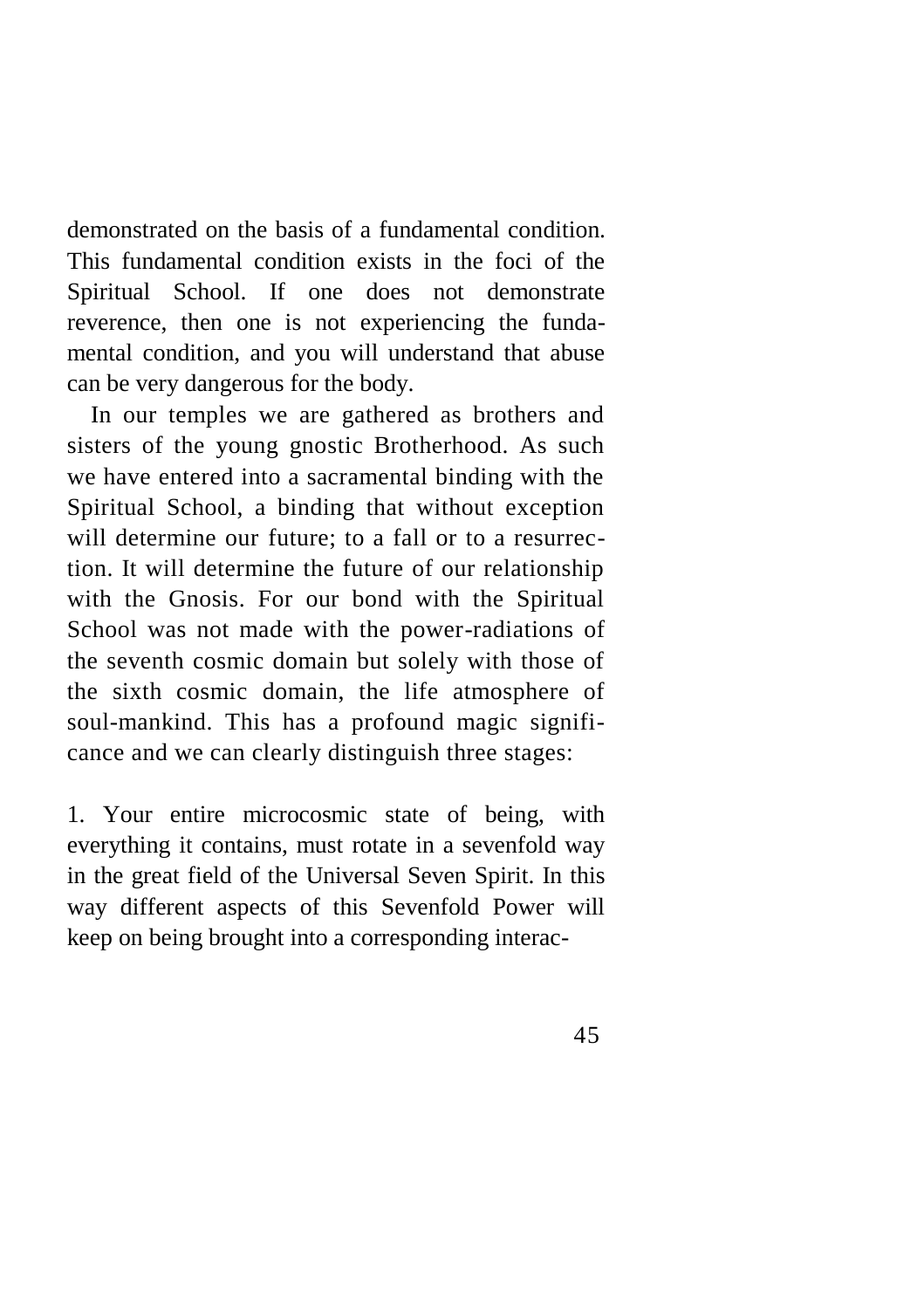demonstrated on the basis of a fundamental condition. This fundamental condition exists in the foci of the Spiritual School. If one does not demonstrate reverence, then one is not experiencing the fundamental condition, and you will understand that abuse can be very dangerous for the body.

In our temples we are gathered as brothers and sisters of the young gnostic Brotherhood. As such we have entered into a sacramental binding with the Spiritual School, a binding that without exception will determine our future; to a fall or to a resurrection. It will determine the future of our relationship with the Gnosis. For our bond with the Spiritual School was not made with the power-radiations of the seventh cosmic domain but solely with those of the sixth cosmic domain, the life atmosphere of soul-mankind. This has a profound magic significance and we can clearly distinguish three stages:

1. Your entire microcosmic state of being, with everything it contains, must rotate in a sevenfold way in the great field of the Universal Seven Spirit. In this way different aspects of this Sevenfold Power will keep on being brought into a corresponding interac-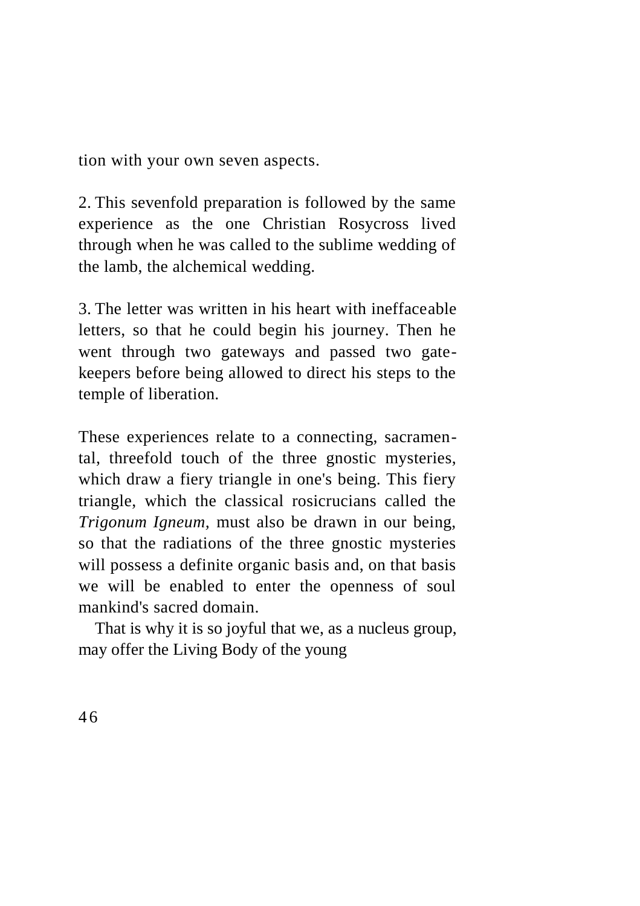tion with your own seven aspects.

2. This sevenfold preparation is followed by the same experience as the one Christian Rosycross lived through when he was called to the sublime wedding of the lamb, the alchemical wedding.

3. The letter was written in his heart with ineffaceable letters, so that he could begin his journey. Then he went through two gateways and passed two gatekeepers before being allowed to direct his steps to the temple of liberation.

These experiences relate to a connecting, sacramental, threefold touch of the three gnostic mysteries, which draw a fiery triangle in one's being. This fiery triangle, which the classical rosicrucians called the *Trigonum Igneum*, must also be drawn in our being, so that the radiations of the three gnostic mysteries will possess a definite organic basis and, on that basis we will be enabled to enter the openness of soul mankind's sacred domain.

That is why it is so joyful that we, as a nucleus group, may offer the Living Body of the young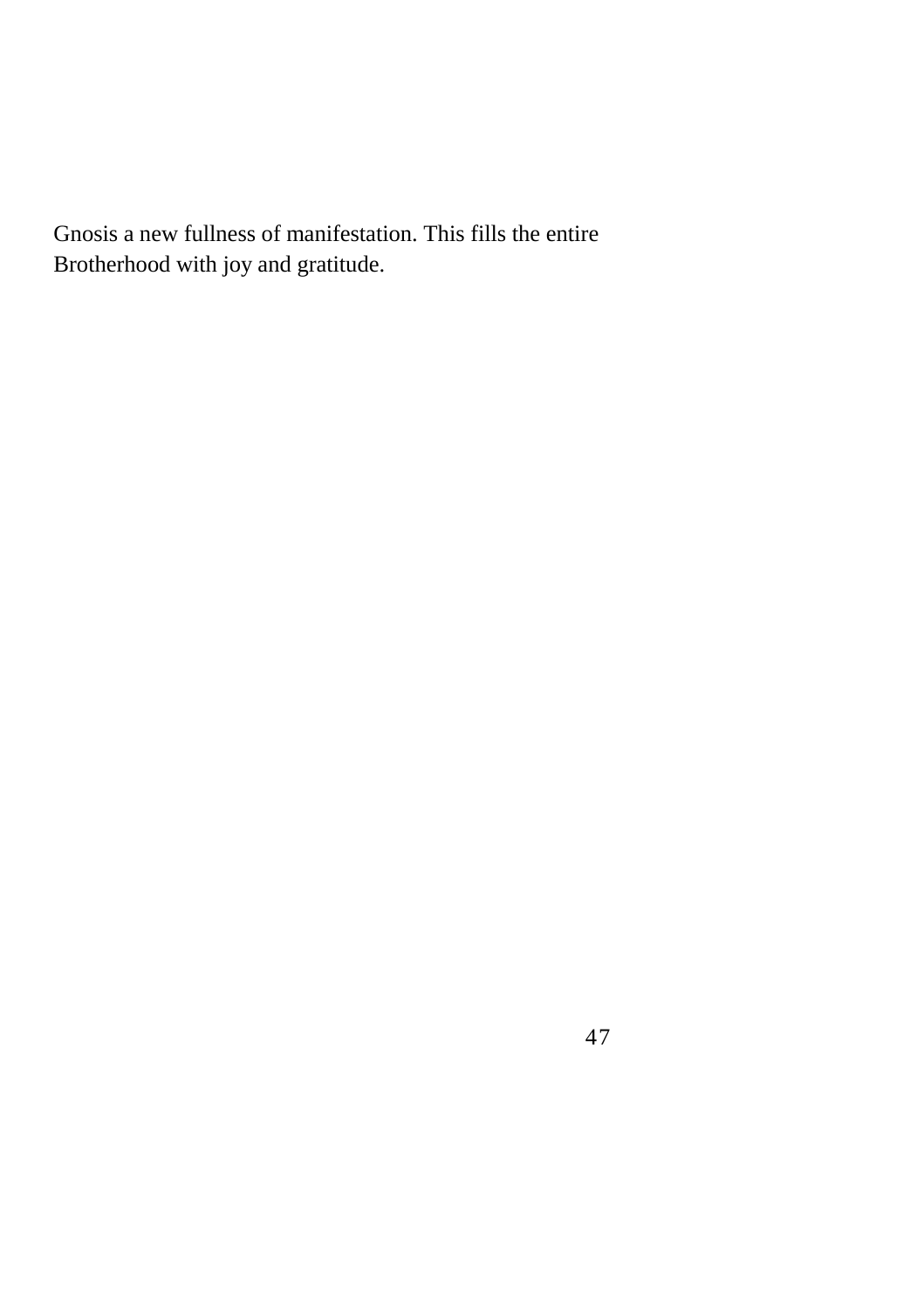Gnosis a new fullness of manifestation. This fills the entire Brotherhood with joy and gratitude.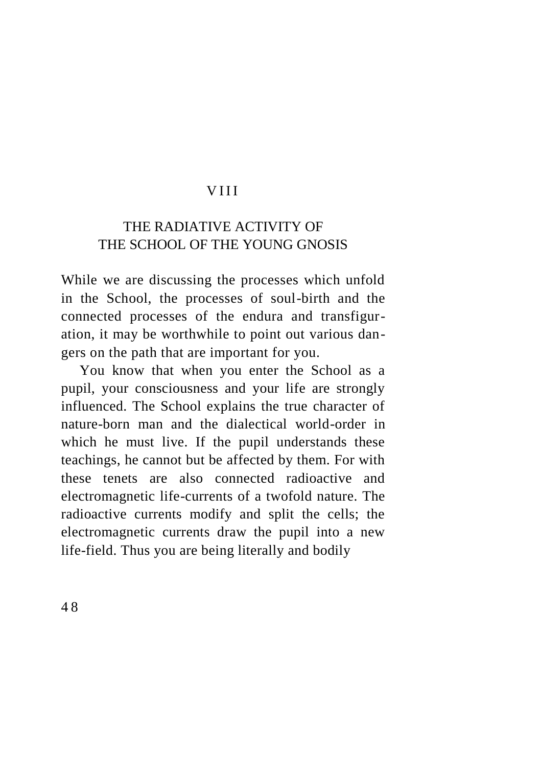# VIII

## THE RADIATIVE ACTIVITY OF THE SCHOOL OF THE YOUNG GNOSIS

While we are discussing the processes which unfold in the School, the processes of soul-birth and the connected processes of the endura and transfiguration, it may be worthwhile to point out various dangers on the path that are important for you.

You know that when you enter the School as a pupil, your consciousness and your life are strongly influenced. The School explains the true character of nature-born man and the dialectical world-order in which he must live. If the pupil understands these teachings, he cannot but be affected by them. For with these tenets are also connected radioactive and electromagnetic life-currents of a twofold nature. The radioactive currents modify and split the cells; the electromagnetic currents draw the pupil into a new life-field. Thus you are being literally and bodily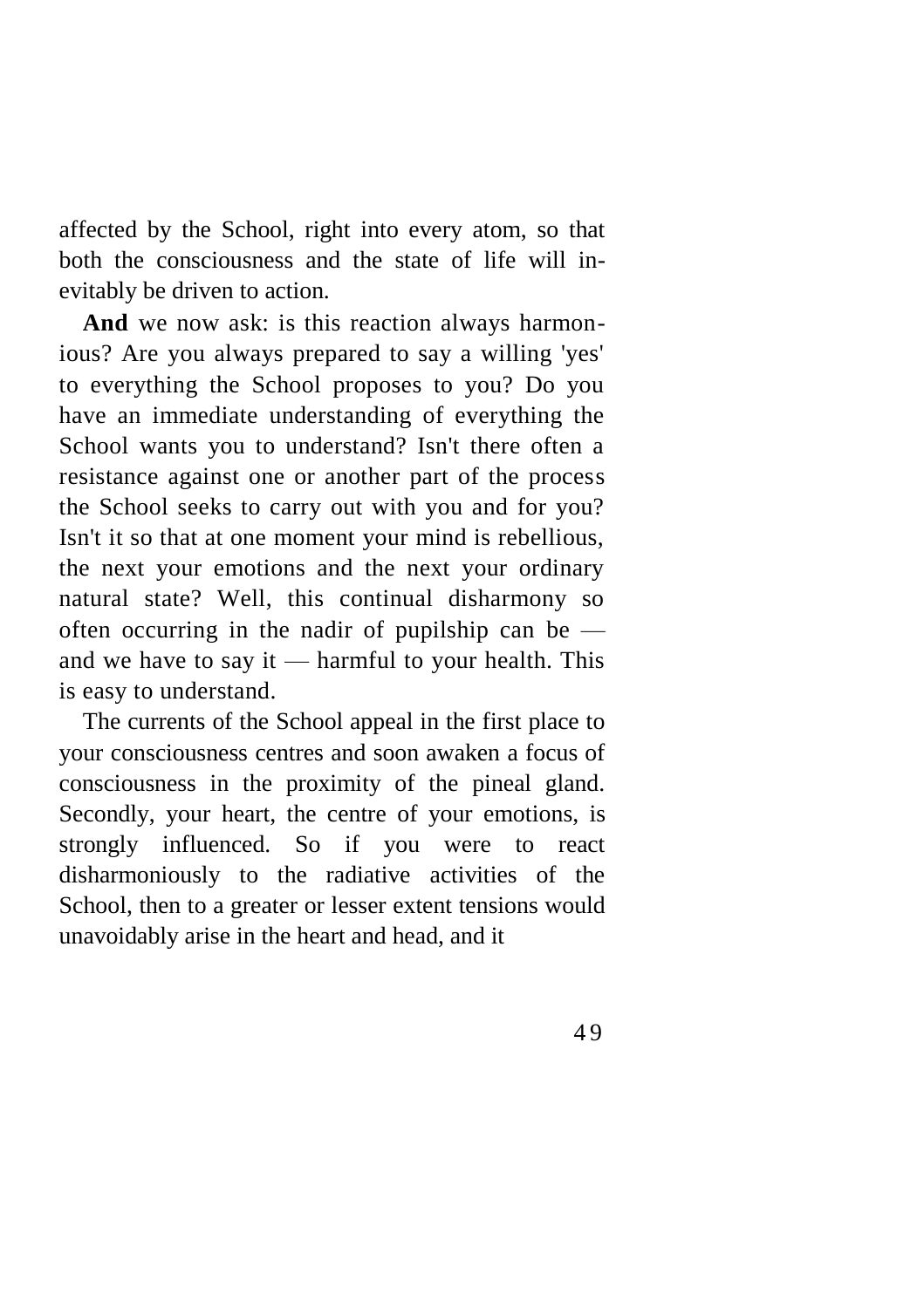affected by the School, right into every atom, so that both the consciousness and the state of life will inevitably be driven to action.

**And** we now ask: is this reaction always harmonious? Are you always prepared to say a willing 'yes' to everything the School proposes to you? Do you have an immediate understanding of everything the School wants you to understand? Isn't there often a resistance against one or another part of the process the School seeks to carry out with you and for you? Isn't it so that at one moment your mind is rebellious, the next your emotions and the next your ordinary natural state? Well, this continual disharmony so often occurring in the nadir of pupilship can be — and we have to say it — harmful to your health. This is easy to understand.

The currents of the School appeal in the first place to your consciousness centres and soon awaken a focus of consciousness in the proximity of the pineal gland. Secondly, your heart, the centre of your emotions, is strongly influenced. So if you were to react disharmoniously to the radiative activities of the School, then to a greater or lesser extent tensions would unavoidably arise in the heart and head, and it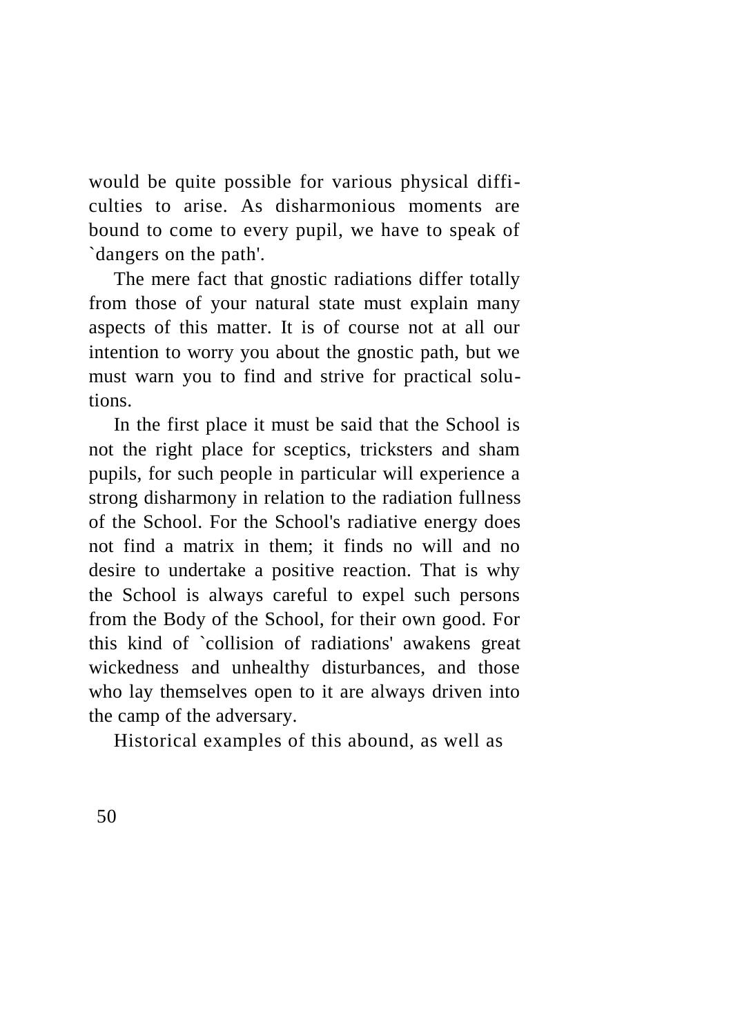would be quite possible for various physical difficulties to arise. As disharmonious moments are bound to come to every pupil, we have to speak of `dangers on the path'.

The mere fact that gnostic radiations differ totally from those of your natural state must explain many aspects of this matter. It is of course not at all our intention to worry you about the gnostic path, but we must warn you to find and strive for practical solutions.

In the first place it must be said that the School is not the right place for sceptics, tricksters and sham pupils, for such people in particular will experience a strong disharmony in relation to the radiation fullness of the School. For the School's radiative energy does not find a matrix in them; it finds no will and no desire to undertake a positive reaction. That is why the School is always careful to expel such persons from the Body of the School, for their own good. For this kind of `collision of radiations' awakens great wickedness and unhealthy disturbances, and those who lay themselves open to it are always driven into the camp of the adversary.

Historical examples of this abound, as well as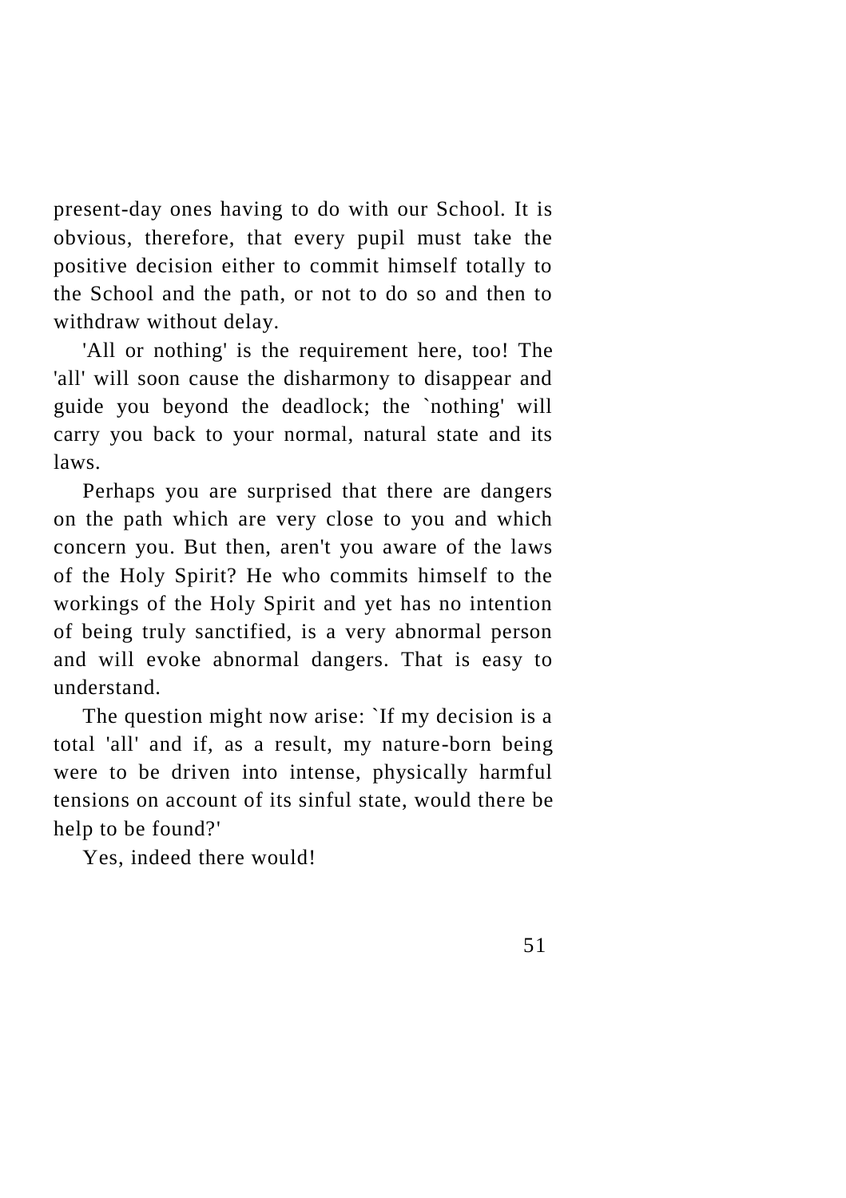present-day ones having to do with our School. It is obvious, therefore, that every pupil must take the positive decision either to commit himself totally to the School and the path, or not to do so and then to withdraw without delay.

'All or nothing' is the requirement here, too! The 'all' will soon cause the disharmony to disappear and guide you beyond the deadlock; the `nothing' will carry you back to your normal, natural state and its laws.

Perhaps you are surprised that there are dangers on the path which are very close to you and which concern you. But then, aren't you aware of the laws of the Holy Spirit? He who commits himself to the workings of the Holy Spirit and yet has no intention of being truly sanctified, is a very abnormal person and will evoke abnormal dangers. That is easy to understand.

The question might now arise: `If my decision is a total 'all' and if, as a result, my nature-born being were to be driven into intense, physically harmful tensions on account of its sinful state, would there be help to be found?'

Yes, indeed there would!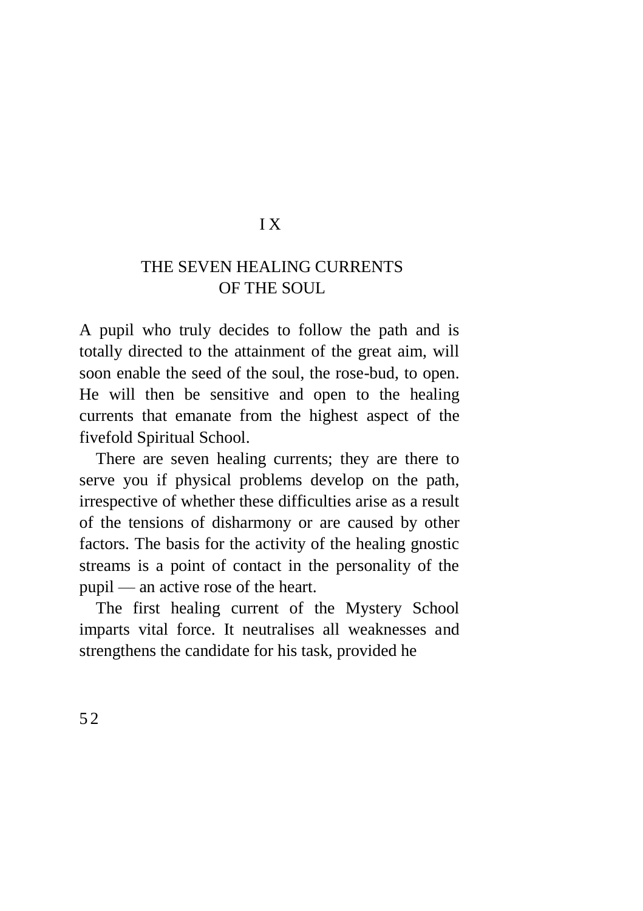# IX

## THE SEVEN HEALING CURRENTS OF THE SOUL

A pupil who truly decides to follow the path and is totally directed to the attainment of the great aim, will soon enable the seed of the soul, the rose-bud, to open. He will then be sensitive and open to the healing currents that emanate from the highest aspect of the fivefold Spiritual School.

There are seven healing currents; they are there to serve you if physical problems develop on the path, irrespective of whether these difficulties arise as a result of the tensions of disharmony or are caused by other factors. The basis for the activity of the healing gnostic streams is a point of contact in the personality of the pupil — an active rose of the heart.

The first healing current of the Mystery School imparts vital force. It neutralises all weaknesses and strengthens the candidate for his task, provided he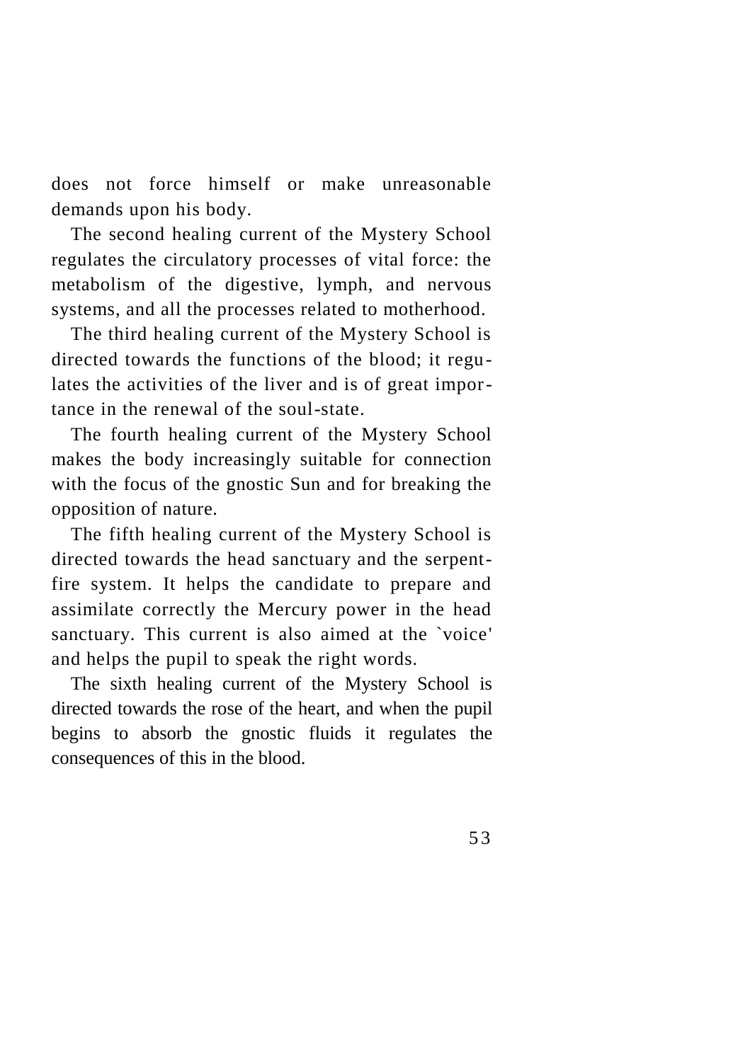does not force himself or make unreasonable demands upon his body.

The second healing current of the Mystery School regulates the circulatory processes of vital force: the metabolism of the digestive, lymph, and nervous systems, and all the processes related to motherhood.

The third healing current of the Mystery School is directed towards the functions of the blood; it regulates the activities of the liver and is of great importance in the renewal of the soul-state.

The fourth healing current of the Mystery School makes the body increasingly suitable for connection with the focus of the gnostic Sun and for breaking the opposition of nature.

The fifth healing current of the Mystery School is directed towards the head sanctuary and the serpent-fire system. It helps the candidate to prepare and assimilate correctly the Mercury power in the head sanctuary. This current is also aimed at the `voice' and helps the pupil to speak the right words.

The sixth healing current of the Mystery School is directed towards the rose of the heart, and when the pupil begins to absorb the gnostic fluids it regulates the consequences of this in the blood.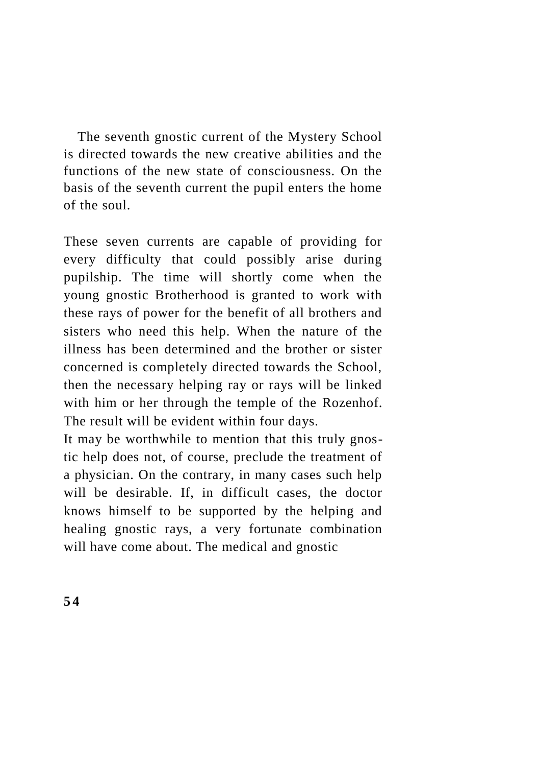The seventh gnostic current of the Mystery School is directed towards the new creative abilities and the functions of the new state of consciousness. On the basis of the seventh current the pupil enters the home of the soul.

These seven currents are capable of providing for every difficulty that could possibly arise during pupilship. The time will shortly come when the young gnostic Brotherhood is granted to work with these rays of power for the benefit of all brothers and sisters who need this help. When the nature of the illness has been determined and the brother or sister concerned is completely directed towards the School, then the necessary helping ray or rays will be linked with him or her through the temple of the Rozenhof. The result will be evident within four days.

It may be worthwhile to mention that this truly gnostic help does not, of course, preclude the treatment of a physician. On the contrary, in many cases such help will be desirable. If, in difficult cases, the doctor knows himself to be supported by the helping and healing gnostic rays, a very fortunate combination will have come about. The medical and gnostic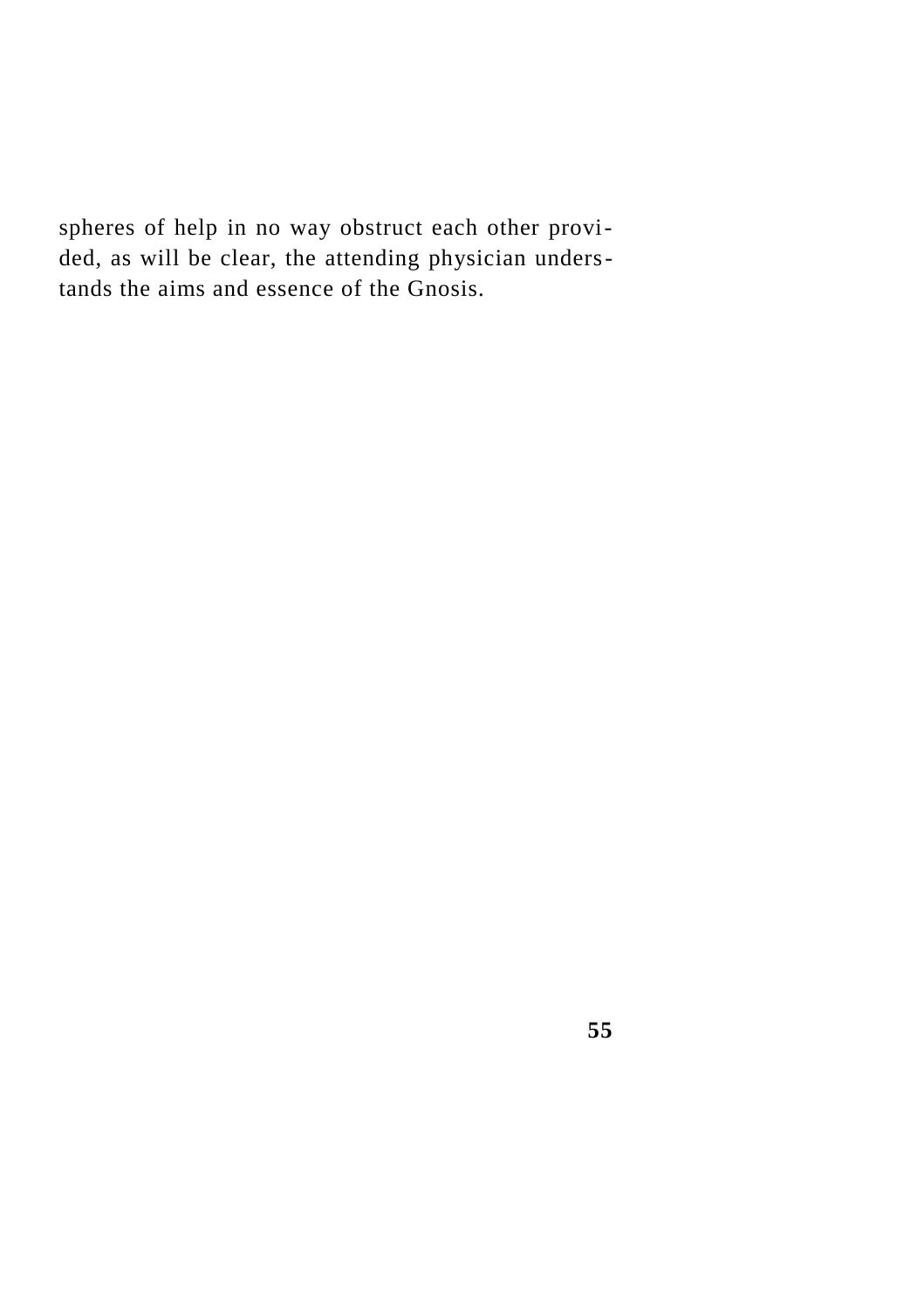spheres of help in no way obstruct each other provided, as will be clear, the attending physician understands the aims and essence of the Gnosis.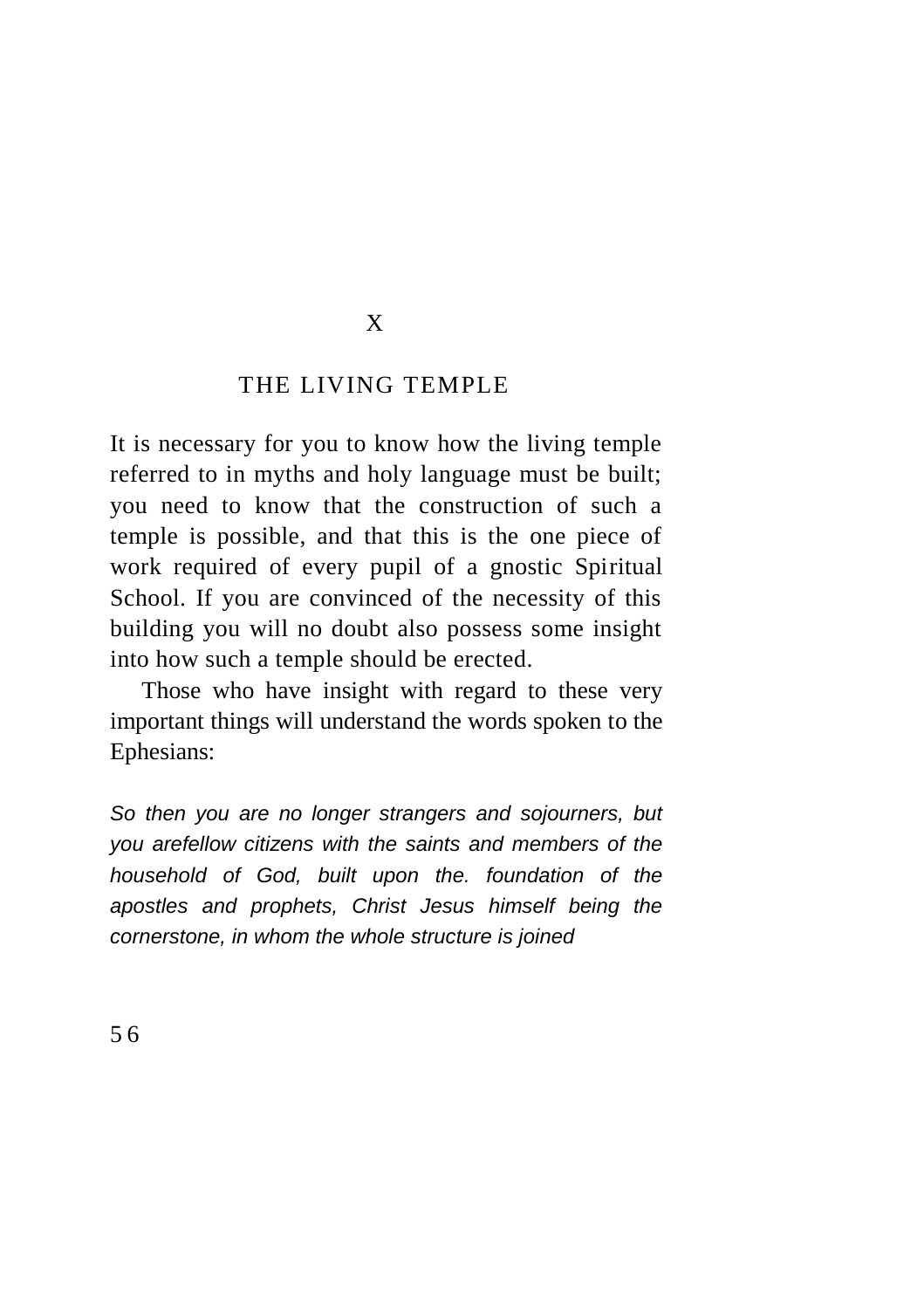# X

# THE LIVING TEMPLE

It is necessary for you to know how the living temple referred to in myths and holy language must be built; you need to know that the construction of such a temple is possible, and that this is the one piece of work required of every pupil of a gnostic Spiritual School. If you are convinced of the necessity of this building you will no doubt also possess some insight into how such a temple should be erected.

Those who have insight with regard to these very important things will understand the words spoken to the Ephesians:

*So then you are no longer strangers and sojourners, but you arefellow citizens with the saints and members of the household of God, built upon the. foundation of the apostles and prophets, Christ Jesus himself being the cornerstone, in whom the whole structure is joined*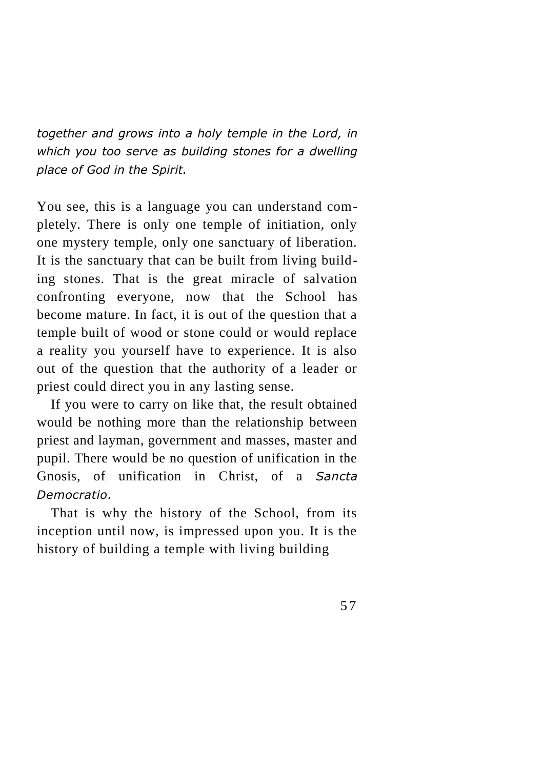*together and grows into a holy temple in the Lord, in which you too serve as building stones for a dwelling place of God in the Spirit.*

You see, this is a language you can understand completely. There is only one temple of initiation, only one mystery temple, only one sanctuary of liberation. It is the sanctuary that can be built from living building stones. That is the great miracle of salvation confronting everyone, now that the School has become mature. In fact, it is out of the question that a temple built of wood or stone could or would replace a reality you yourself have to experience. It is also out of the question that the authority of a leader or priest could direct you in any lasting sense.

If you were to carry on like that, the result obtained would be nothing more than the relationship between priest and layman, government and masses, master and pupil. There would be no question of unification in the Gnosis, of unification in Christ, of a *Sancta Democratio.*

That is why the history of the School, from its inception until now, is impressed upon you. It is the history of building a temple with living building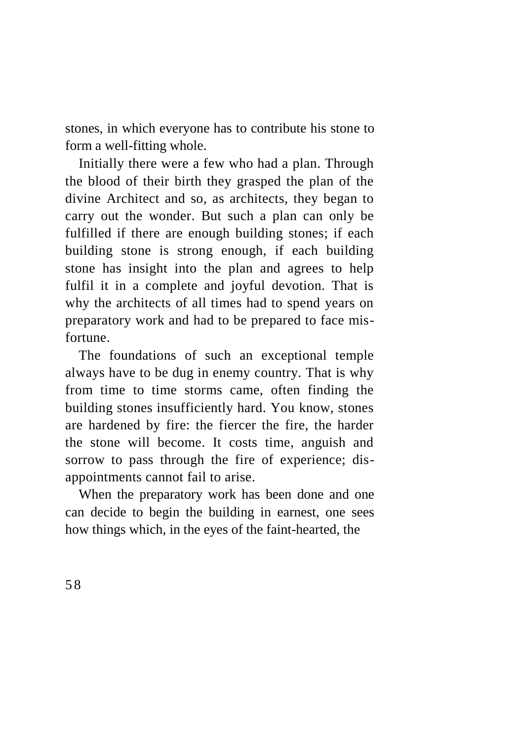stones, in which everyone has to contribute his stone to form a well-fitting whole.

Initially there were a few who had a plan. Through the blood of their birth they grasped the plan of the divine Architect and so, as architects, they began to carry out the wonder. But such a plan can only be fulfilled if there are enough building stones; if each building stone is strong enough, if each building stone has insight into the plan and agrees to help fulfil it in a complete and joyful devotion. That is why the architects of all times had to spend years on preparatory work and had to be prepared to face misfortune.

The foundations of such an exceptional temple always have to be dug in enemy country. That is why from time to time storms came, often finding the building stones insufficiently hard. You know, stones are hardened by fire: the fiercer the fire, the harder the stone will become. It costs time, anguish and sorrow to pass through the fire of experience; disappointments cannot fail to arise.

When the preparatory work has been done and one can decide to begin the building in earnest, one sees how things which, in the eyes of the faint-hearted, the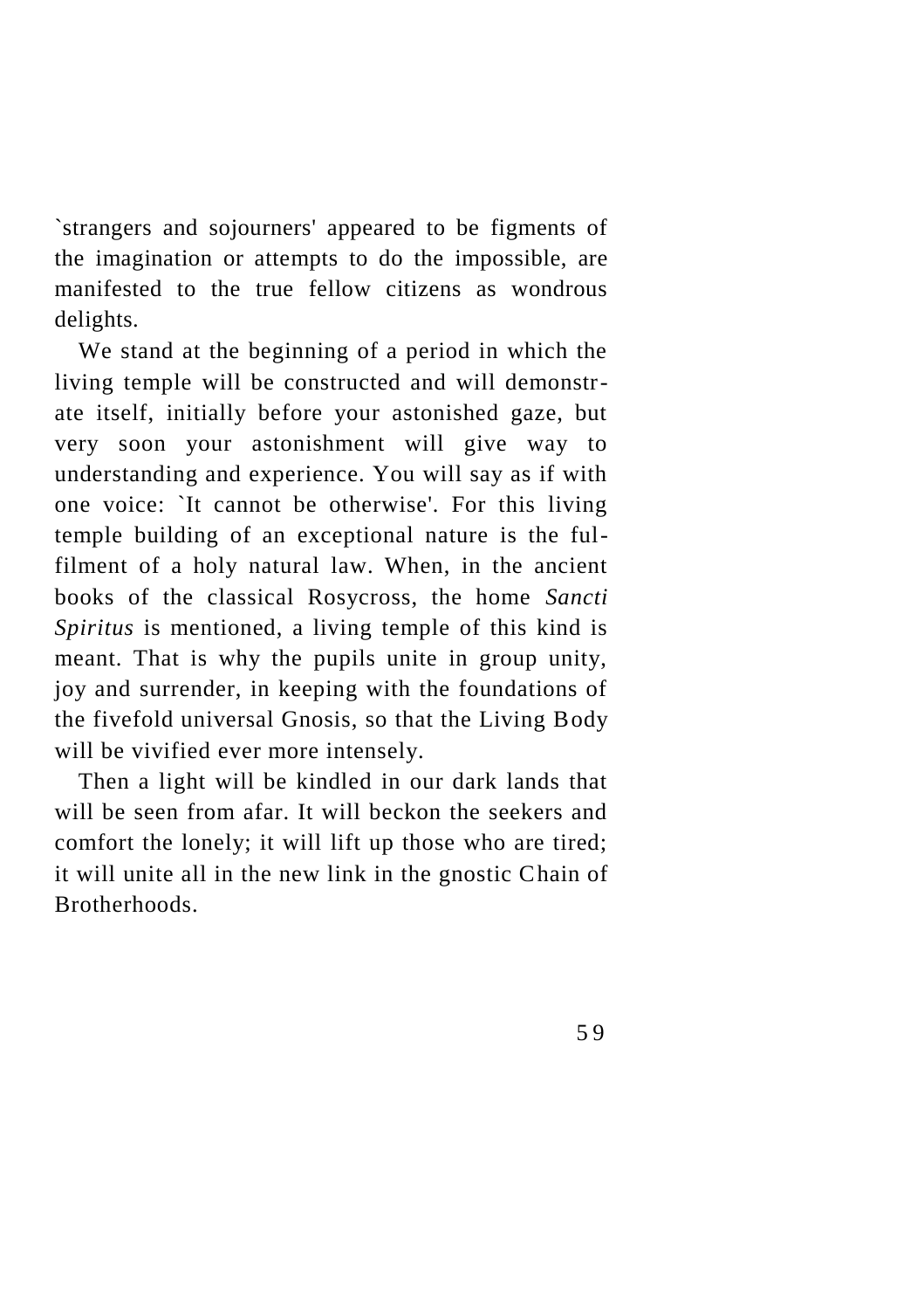`strangers and sojourners' appeared to be figments of the imagination or attempts to do the impossible, are manifested to the true fellow citizens as wondrous delights.

We stand at the beginning of a period in which the living temple will be constructed and will demonstrate itself, initially before your astonished gaze, but very soon your astonishment will give way to understanding and experience. You will say as if with one voice: `It cannot be otherwise'. For this living temple building of an exceptional nature is the fulfilment of a holy natural law. When, in the ancient books of the classical Rosycross, the home *Sancti Spiritus* is mentioned, a living temple of this kind is meant. That is why the pupils unite in group unity, joy and surrender, in keeping with the foundations of the fivefold universal Gnosis, so that the Living Body will be vivified ever more intensely.

Then a light will be kindled in our dark lands that will be seen from afar. It will beckon the seekers and comfort the lonely; it will lift up those who are tired; it will unite all in the new link in the gnostic Chain of Brotherhoods.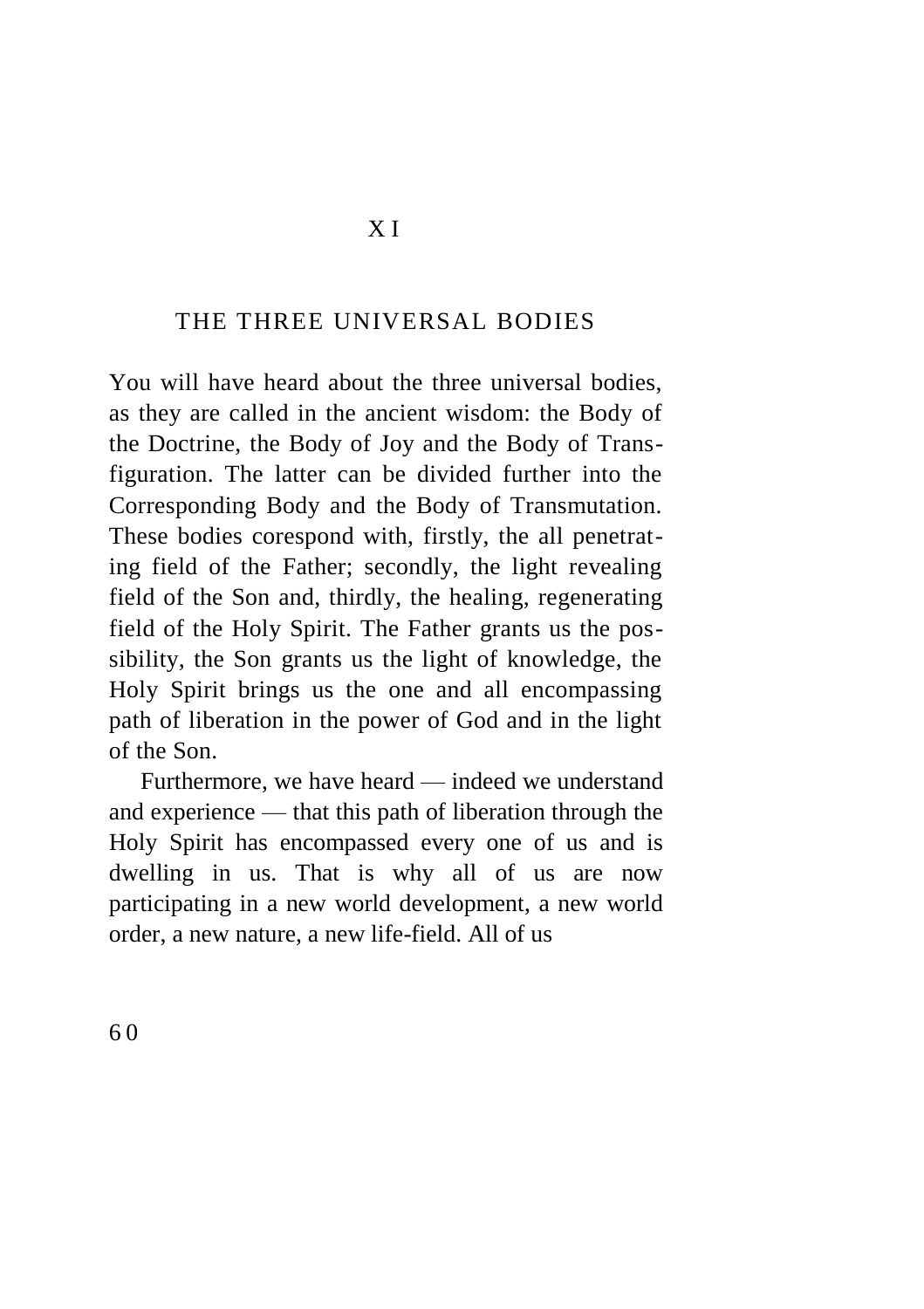# XI

## THE THREE UNIVERSAL BODIES

You will have heard about the three universal bodies, as they are called in the ancient wisdom: the Body of the Doctrine, the Body of Joy and the Body of Transfiguration. The latter can be divided further into the Corresponding Body and the Body of Transmutation. These bodies corespond with, firstly, the all penetrating field of the Father; secondly, the light revealing field of the Son and, thirdly, the healing, regenerating field of the Holy Spirit. The Father grants us the possibility, the Son grants us the light of knowledge, the Holy Spirit brings us the one and all encompassing path of liberation in the power of God and in the light of the Son.

Furthermore, we have heard — indeed we understand and experience — that this path of liberation through the Holy Spirit has encompassed every one of us and is dwelling in us. That is why all of us are now participating in a new world development, a new world order, a new nature, a new life-field. All of us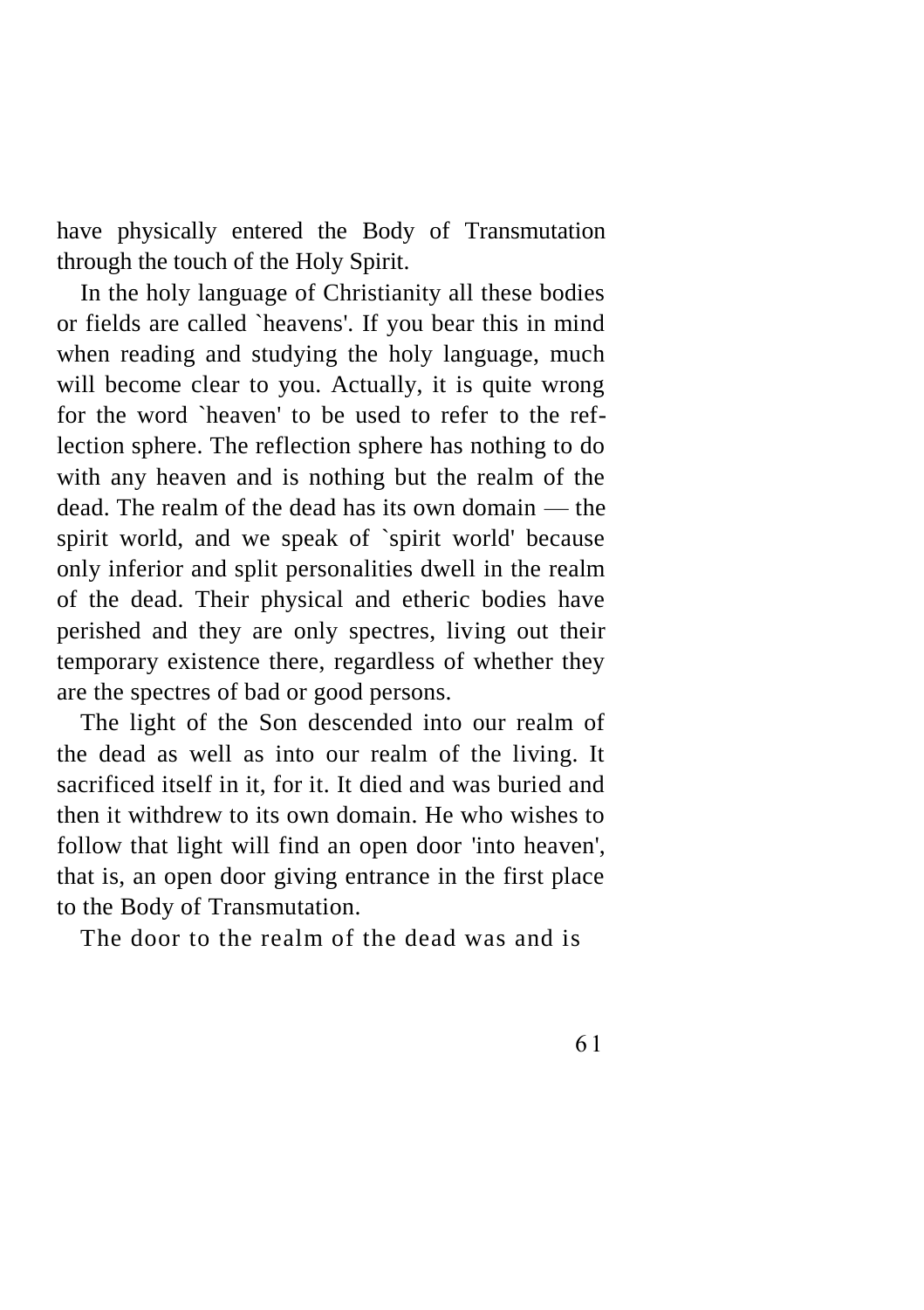have physically entered the Body of Transmutation through the touch of the Holy Spirit.

In the holy language of Christianity all these bodies or fields are called `heavens'. If you bear this in mind when reading and studying the holy language, much will become clear to you. Actually, it is quite wrong for the word `heaven' to be used to refer to the reflection sphere. The reflection sphere has nothing to do with any heaven and is nothing but the realm of the dead. The realm of the dead has its own domain — the spirit world, and we speak of `spirit world' because only inferior and split personalities dwell in the realm of the dead. Their physical and etheric bodies have perished and they are only spectres, living out their temporary existence there, regardless of whether they are the spectres of bad or good persons.

The light of the Son descended into our realm of the dead as well as into our realm of the living. It sacrificed itself in it, for it. It died and was buried and then it withdrew to its own domain. He who wishes to follow that light will find an open door 'into heaven', that is, an open door giving entrance in the first place to the Body of Transmutation.

The door to the realm of the dead was and is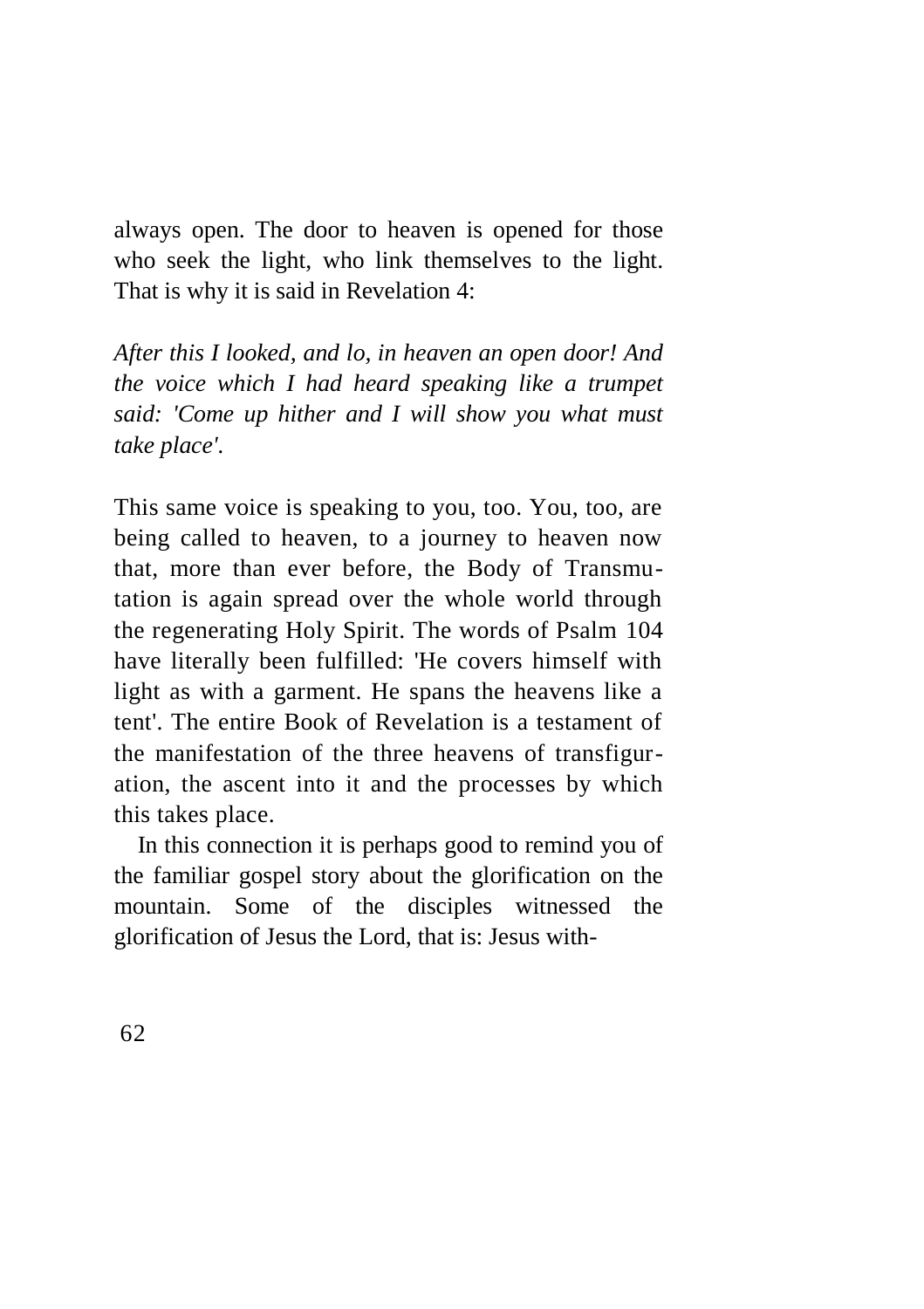always open. The door to heaven is opened for those who seek the light, who link themselves to the light. That is why it is said in Revelation 4:

*After this I looked, and lo, in heaven an open door! And the voice which I had heard speaking like a trumpet said: 'Come up hither and I will show you what must take place'.*

This same voice is speaking to you, too. You, too, are being called to heaven, to a journey to heaven now that, more than ever before, the Body of Transmutation is again spread over the whole world through the regenerating Holy Spirit. The words of Psalm 104 have literally been fulfilled: 'He covers himself with light as with a garment. He spans the heavens like a tent'. The entire Book of Revelation is a testament of the manifestation of the three heavens of transfiguration, the ascent into it and the processes by which this takes place.

In this connection it is perhaps good to remind you of the familiar gospel story about the glorification on the mountain. Some of the disciples witnessed the glorification of Jesus the Lord, that is: Jesus with-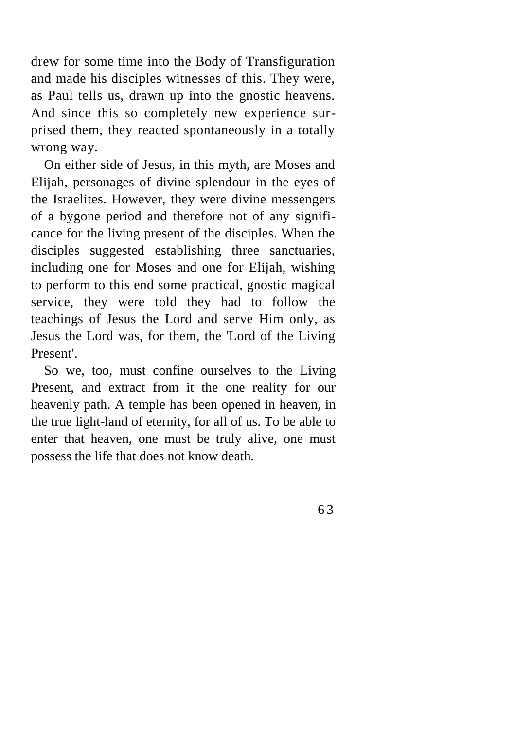drew for some time into the Body of Transfiguration and made his disciples witnesses of this. They were, as Paul tells us, drawn up into the gnostic heavens. And since this so completely new experience surprised them, they reacted spontaneously in a totally wrong way.

On either side of Jesus, in this myth, are Moses and Elijah, personages of divine splendour in the eyes of the Israelites. However, they were divine messengers of a bygone period and therefore not of any significance for the living present of the disciples. When the disciples suggested establishing three sanctuaries, including one for Moses and one for Elijah, wishing to perform to this end some practical, gnostic magical service, they were told they had to follow the teachings of Jesus the Lord and serve Him only, as Jesus the Lord was, for them, the 'Lord of the Living Present'.

So we, too, must confine ourselves to the Living Present, and extract from it the one reality for our heavenly path. A temple has been opened in heaven, in the true light-land of eternity, for all of us. To be able to enter that heaven, one must be truly alive, one must possess the life that does not know death.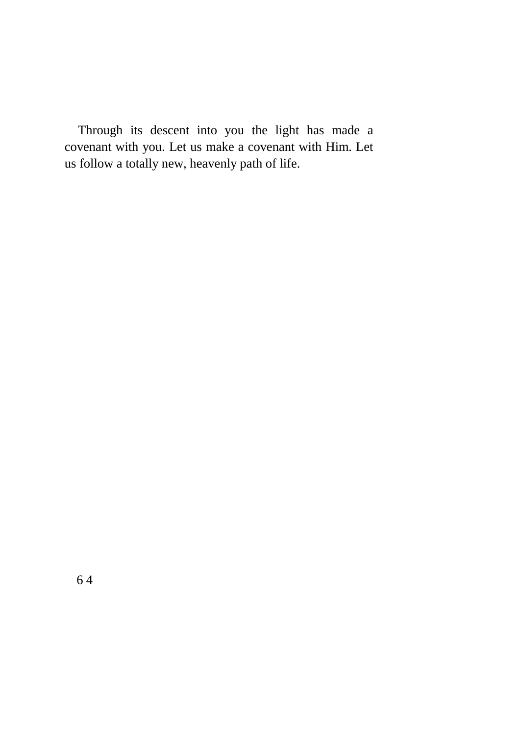Through its descent into you the light has made a covenant with you. Let us make a covenant with Him. Let us follow a totally new, heavenly path of life.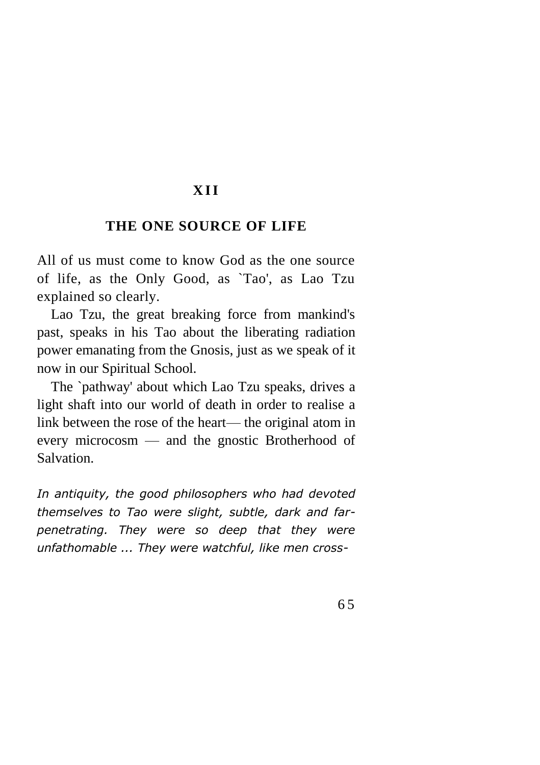# XII

## THE ONE SOURCE OF LIFE

All of us must come to know God as the one source of life, as the Only Good, as `Tao', as Lao Tzu explained so clearly.

Lao Tzu, the great breaking force from mankind's past, speaks in his Tao about the liberating radiation power emanating from the Gnosis, just as we speak of it now in our Spiritual School.

The `pathway' about which Lao Tzu speaks, drives a light shaft into our world of death in order to realise a link between the rose of the heart— the original atom in every microcosm — and the gnostic Brotherhood of Salvation.

*In antiquity, the good philosophers who had devoted themselves to Tao were slight, subtle, dark and far-penetrating. They were so deep that they were unfathomable ... They were watchful, like men cross-*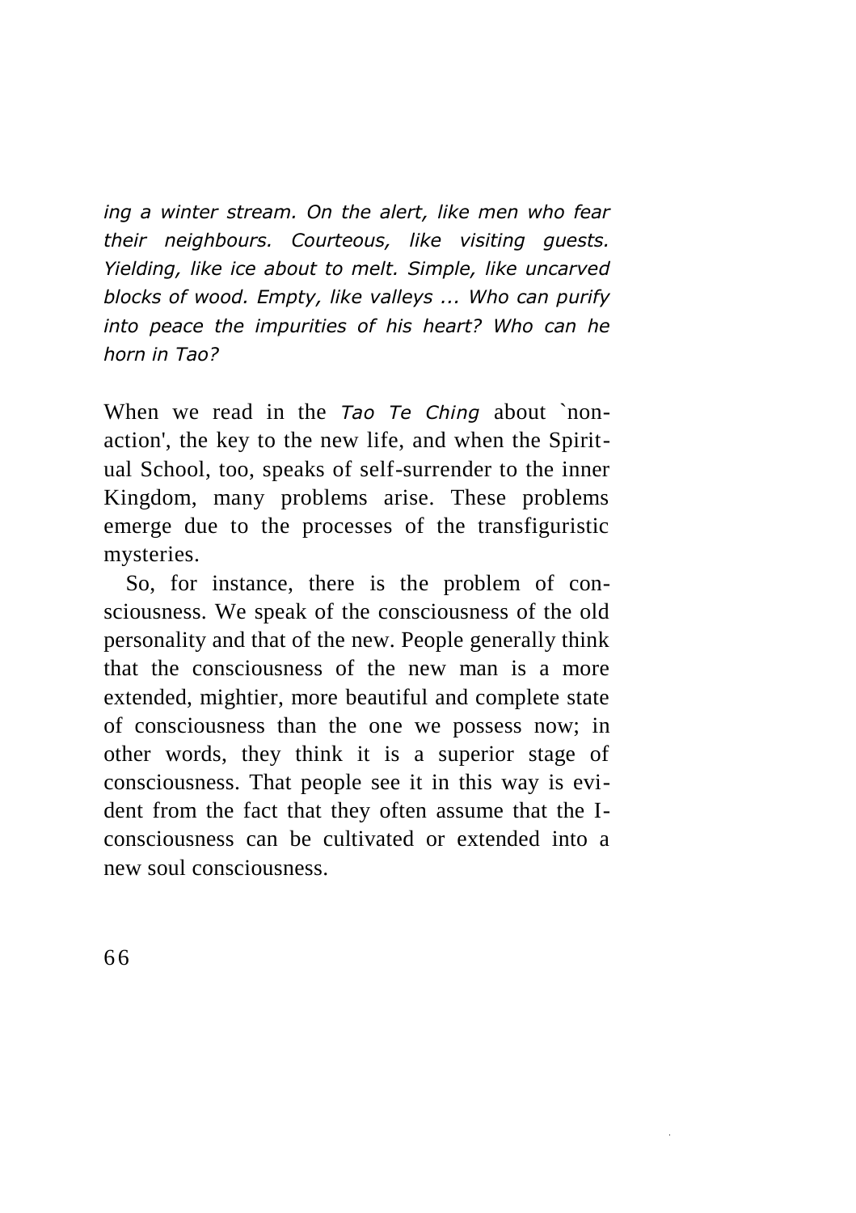*ing a winter stream. On the alert, like men who fear their neighbours. Courteous, like visiting guests. Yielding, like ice about to melt. Simple, like uncarved blocks of wood. Empty, like valleys ... Who can purify into peace the impurities of his heart? Who can he horn in Tao?*

When we read in the *Tao Te Ching* about `non-action', the key to the new life, and when the Spiritual School, too, speaks of self-surrender to the inner Kingdom, many problems arise. These problems emerge due to the processes of the transfiguristic mysteries.

So, for instance, there is the problem of consciousness. We speak of the consciousness of the old personality and that of the new. People generally think that the consciousness of the new man is a more extended, mightier, more beautiful and complete state of consciousness than the one we possess now; in other words, they think it is a superior stage of consciousness. That people see it in this way is evident from the fact that they often assume that the I-consciousness can be cultivated or extended into a new soul consciousness.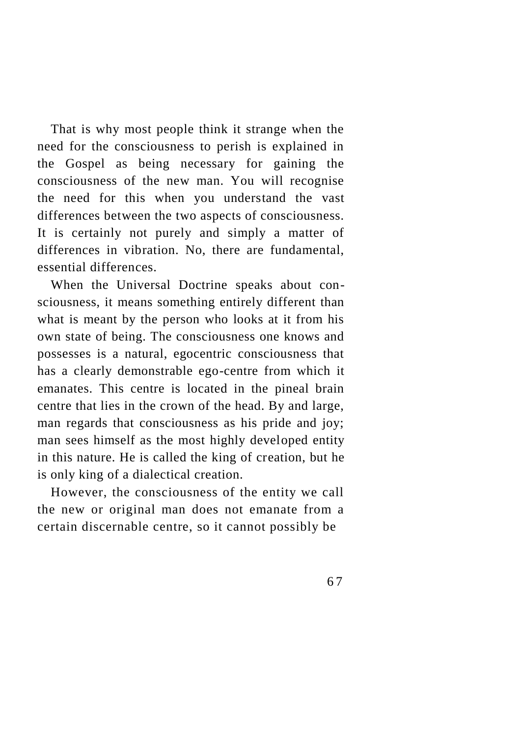That is why most people think it strange when the need for the consciousness to perish is explained in the Gospel as being necessary for gaining the consciousness of the new man. You will recognise the need for this when you understand the vast differences between the two aspects of consciousness. It is certainly not purely and simply a matter of differences in vibration. No, there are fundamental, essential differences.

When the Universal Doctrine speaks about consciousness, it means something entirely different than what is meant by the person who looks at it from his own state of being. The consciousness one knows and possesses is a natural, egocentric consciousness that has a clearly demonstrable ego-centre from which it emanates. This centre is located in the pineal brain centre that lies in the crown of the head. By and large, man regards that consciousness as his pride and joy; man sees himself as the most highly developed entity in this nature. He is called the king of creation, but he is only king of a dialectical creation.

However, the consciousness of the entity we call the new or original man does not emanate from a certain discernable centre, so it cannot possibly be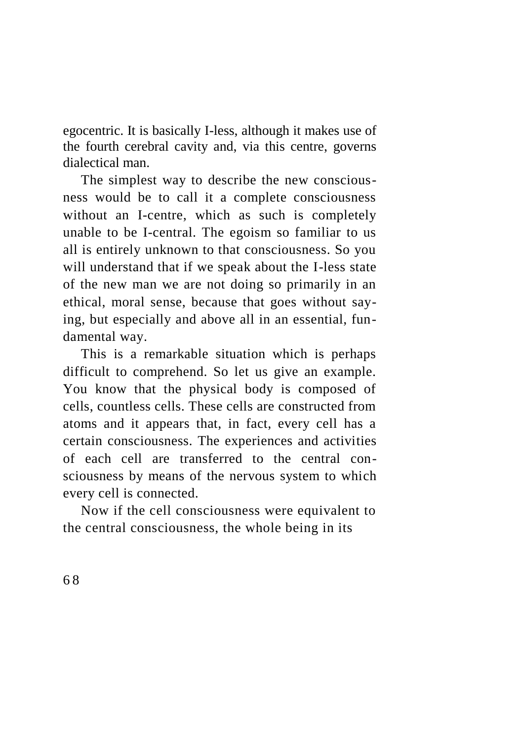egocentric. It is basically I-less, although it makes use of the fourth cerebral cavity and, via this centre, governs dialectical man.

The simplest way to describe the new consciousness would be to call it a complete consciousness without an I-centre, which as such is completely unable to be I-central. The egoism so familiar to us all is entirely unknown to that consciousness. So you will understand that if we speak about the I-less state of the new man we are not doing so primarily in an ethical, moral sense, because that goes without saying, but especially and above all in an essential, fundamental way.

This is a remarkable situation which is perhaps difficult to comprehend. So let us give an example. You know that the physical body is composed of cells, countless cells. These cells are constructed from atoms and it appears that, in fact, every cell has a certain consciousness. The experiences and activities of each cell are transferred to the central consciousness by means of the nervous system to which every cell is connected.

Now if the cell consciousness were equivalent to the central consciousness, the whole being in its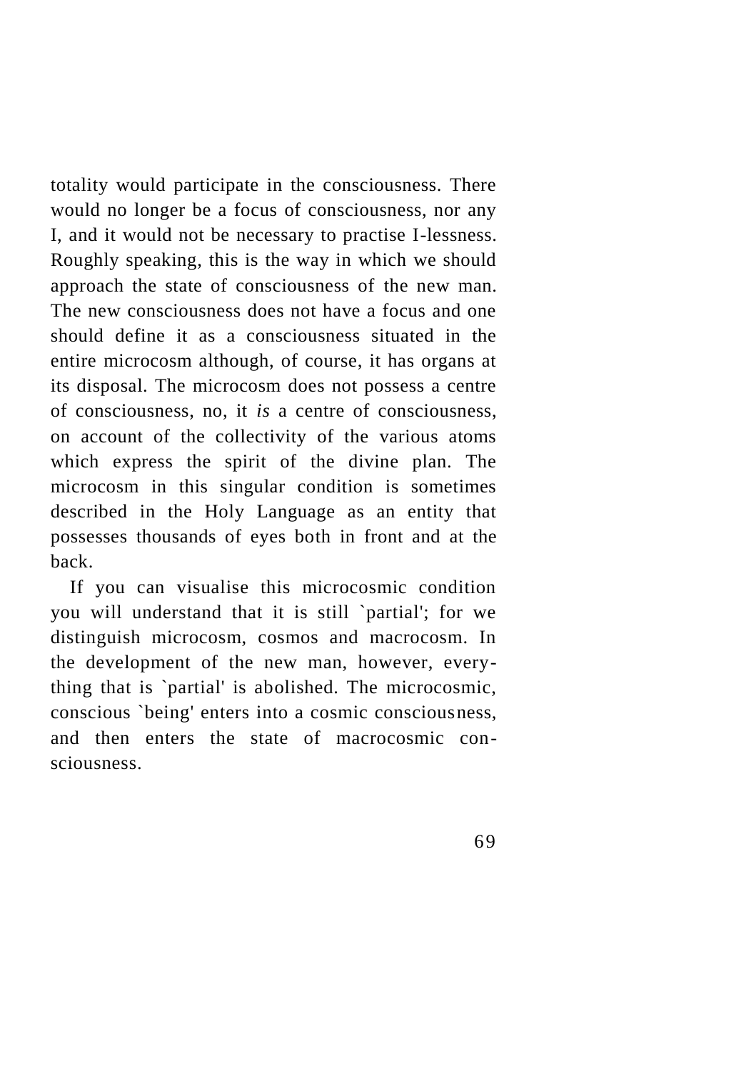totality would participate in the consciousness. There would no longer be a focus of consciousness, nor any I, and it would not be necessary to practise I-lessness. Roughly speaking, this is the way in which we should approach the state of consciousness of the new man. The new consciousness does not have a focus and one should define it as a consciousness situated in the entire microcosm although, of course, it has organs at its disposal. The microcosm does not possess a centre of consciousness, no, it *is* a centre of consciousness, on account of the collectivity of the various atoms which express the spirit of the divine plan. The microcosm in this singular condition is sometimes described in the Holy Language as an entity that possesses thousands of eyes both in front and at the back.

If you can visualise this microcosmic condition you will understand that it is still `partial'; for we distinguish microcosm, cosmos and macrocosm. In the development of the new man, however, everything that is `partial' is abolished. The microcosmic, conscious `being' enters into a cosmic consciousness, and then enters the state of macrocosmic consciousness.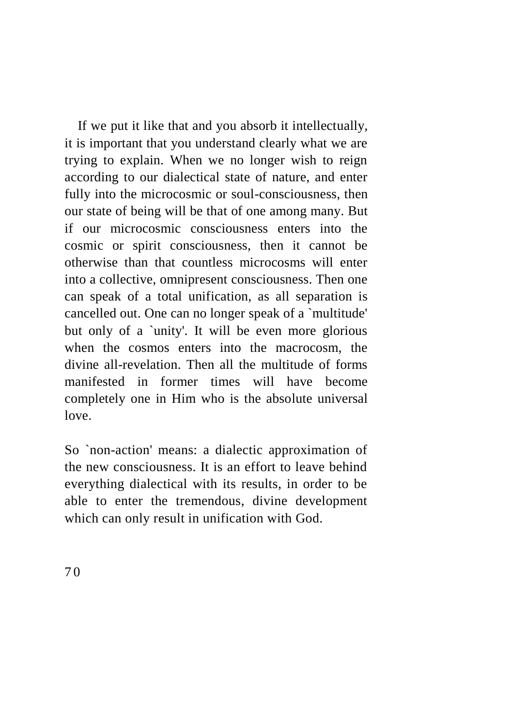If we put it like that and you absorb it intellectually, it is important that you understand clearly what we are trying to explain. When we no longer wish to reign according to our dialectical state of nature, and enter fully into the microcosmic or soul-consciousness, then our state of being will be that of one among many. But if our microcosmic consciousness enters into the cosmic or spirit consciousness, then it cannot be otherwise than that countless microcosms will enter into a collective, omnipresent consciousness. Then one can speak of a total unification, as all separation is cancelled out. One can no longer speak of a `multitude' but only of a `unity'. It will be even more glorious when the cosmos enters into the macrocosm, the divine all-revelation. Then all the multitude of forms manifested in former times will have become completely one in Him who is the absolute universal love.

So `non-action' means: a dialectic approximation of the new consciousness. It is an effort to leave behind everything dialectical with its results, in order to be able to enter the tremendous, divine development which can only result in unification with God.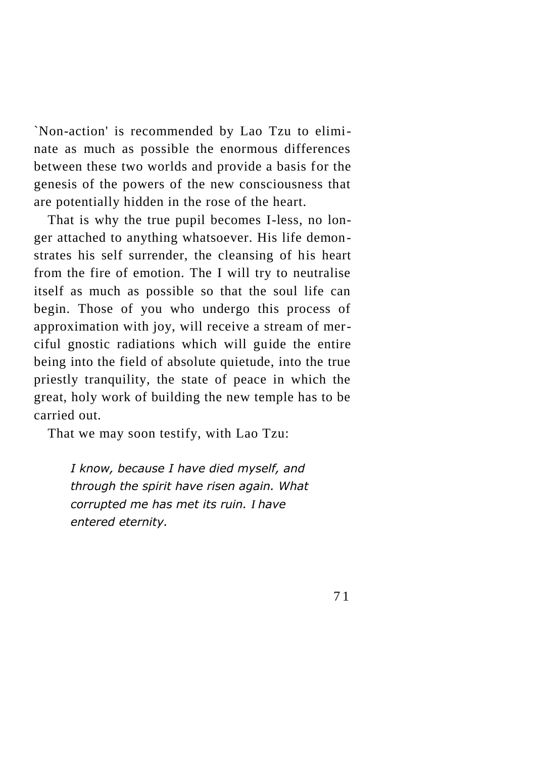`Non-action' is recommended by Lao Tzu to eliminate as much as possible the enormous differences between these two worlds and provide a basis for the genesis of the powers of the new consciousness that are potentially hidden in the rose of the heart.

That is why the true pupil becomes I-less, no longer attached to anything whatsoever. His life demonstrates his self surrender, the cleansing of his heart from the fire of emotion. The I will try to neutralise itself as much as possible so that the soul life can begin. Those of you who undergo this process of approximation with joy, will receive a stream of merciful gnostic radiations which will guide the entire being into the field of absolute quietude, into the true priestly tranquility, the state of peace in which the great, holy work of building the new temple has to be carried out.

That we may soon testify, with Lao Tzu:

> *I know, because I have died myself, and through the spirit have risen again. What corrupted me has met its ruin. I have entered eternity.*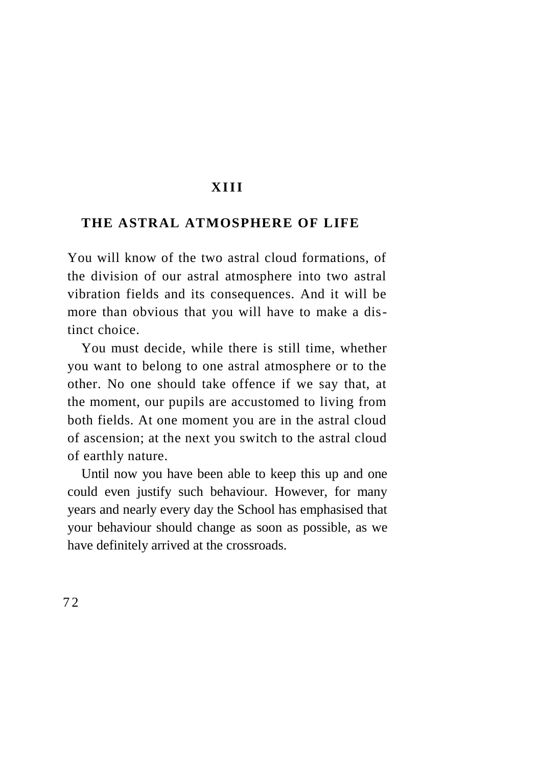# XIII

## THE ASTRAL ATMOSPHERE OF LIFE

You will know of the two astral cloud formations, of the division of our astral atmosphere into two astral vibration fields and its consequences. And it will be more than obvious that you will have to make a distinct choice.

You must decide, while there is still time, whether you want to belong to one astral atmosphere or to the other. No one should take offence if we say that, at the moment, our pupils are accustomed to living from both fields. At one moment you are in the astral cloud of ascension; at the next you switch to the astral cloud of earthly nature.

Until now you have been able to keep this up and one could even justify such behaviour. However, for many years and nearly every day the School has emphasised that your behaviour should change as soon as possible, as we have definitely arrived at the crossroads.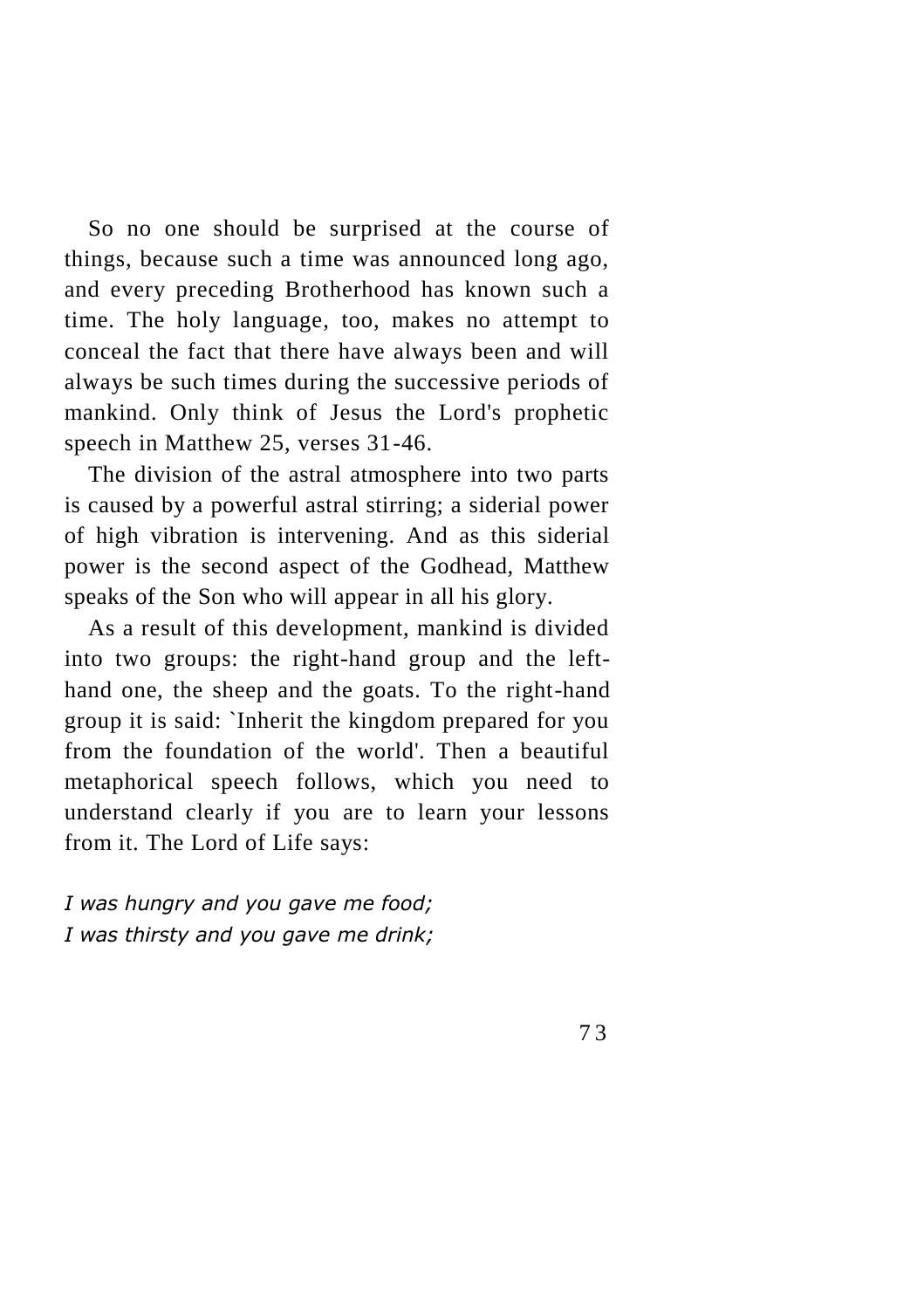So no one should be surprised at the course of things, because such a time was announced long ago, and every preceding Brotherhood has known such a time. The holy language, too, makes no attempt to conceal the fact that there have always been and will always be such times during the successive periods of mankind. Only think of Jesus the Lord's prophetic speech in Matthew 25, verses 31-46.

The division of the astral atmosphere into two parts is caused by a powerful astral stirring; a siderial power of high vibration is intervening. And as this siderial power is the second aspect of the Godhead, Matthew speaks of the Son who will appear in all his glory.

As a result of this development, mankind is divided into two groups: the right-hand group and the left-hand one, the sheep and the goats. To the right-hand group it is said: `Inherit the kingdom prepared for you from the foundation of the world'. Then a beautiful metaphorical speech follows, which you need to understand clearly if you are to learn your lessons from it. The Lord of Life says:

*I was hungry and you gave me food;*
*I was thirsty and you gave me drink;*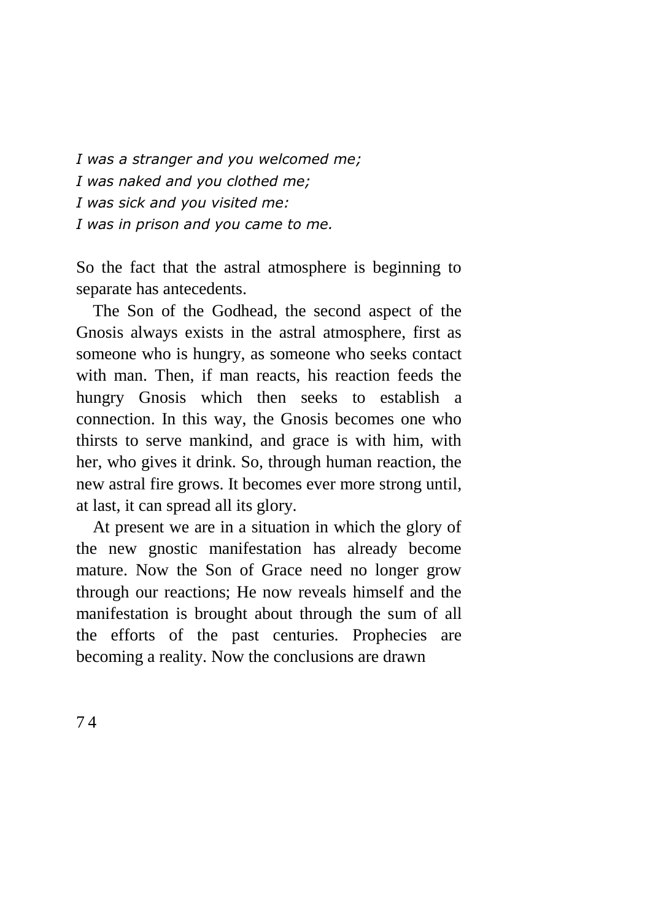*I was a stranger and you welcomed me;*
*I was naked and you clothed me;*
*I was sick and you visited me:*
*I was in prison and you came to me.*

So the fact that the astral atmosphere is beginning to separate has antecedents.

The Son of the Godhead, the second aspect of the Gnosis always exists in the astral atmosphere, first as someone who is hungry, as someone who seeks contact with man. Then, if man reacts, his reaction feeds the hungry Gnosis which then seeks to establish a connection. In this way, the Gnosis becomes one who thirsts to serve mankind, and grace is with him, with her, who gives it drink. So, through human reaction, the new astral fire grows. It becomes ever more strong until, at last, it can spread all its glory.

At present we are in a situation in which the glory of the new gnostic manifestation has already become mature. Now the Son of Grace need no longer grow through our reactions; He now reveals himself and the manifestation is brought about through the sum of all the efforts of the past centuries. Prophecies are becoming a reality. Now the conclusions are drawn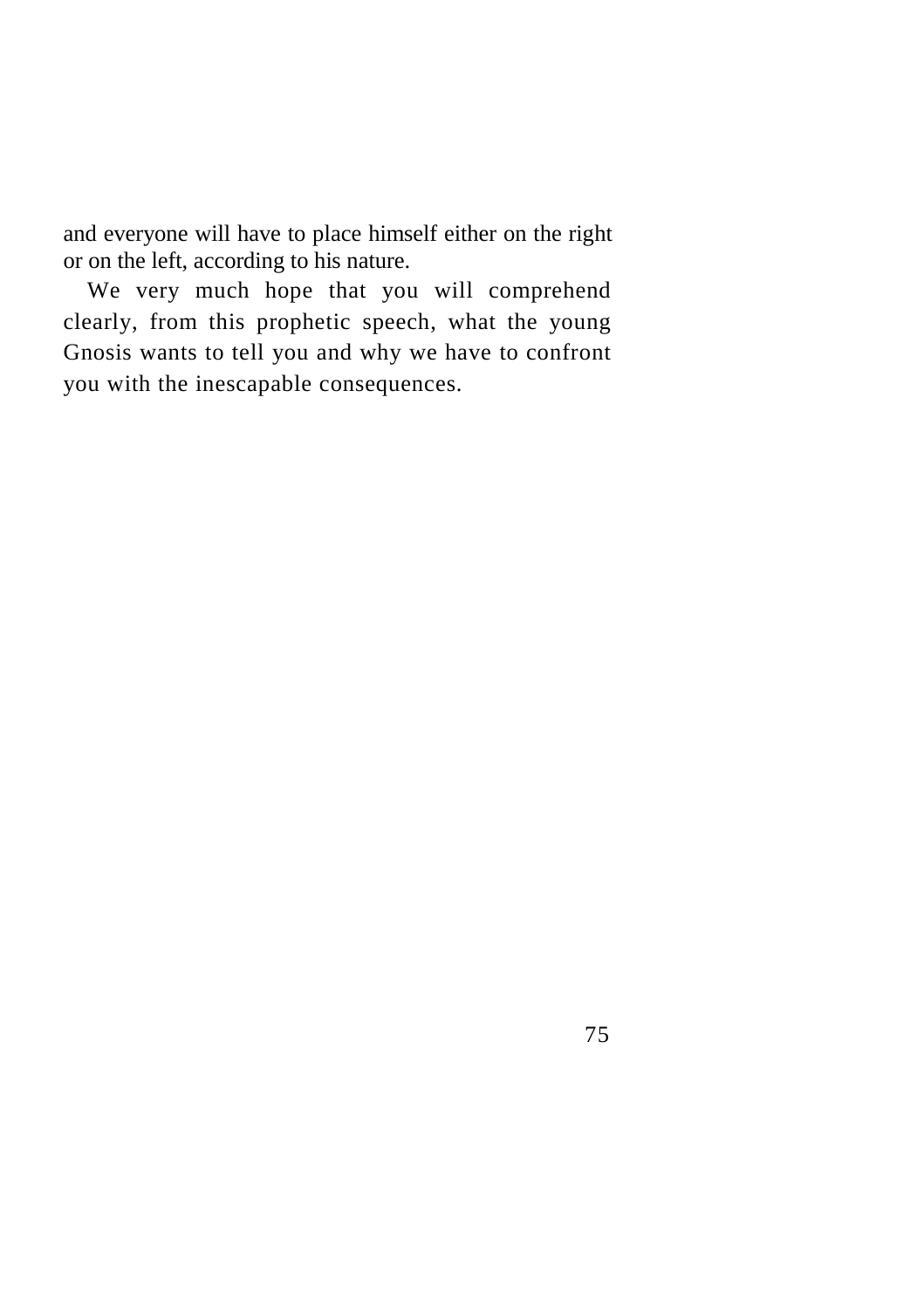and everyone will have to place himself either on the right or on the left, according to his nature.

We very much hope that you will comprehend clearly, from this prophetic speech, what the young Gnosis wants to tell you and why we have to confront you with the inescapable consequences.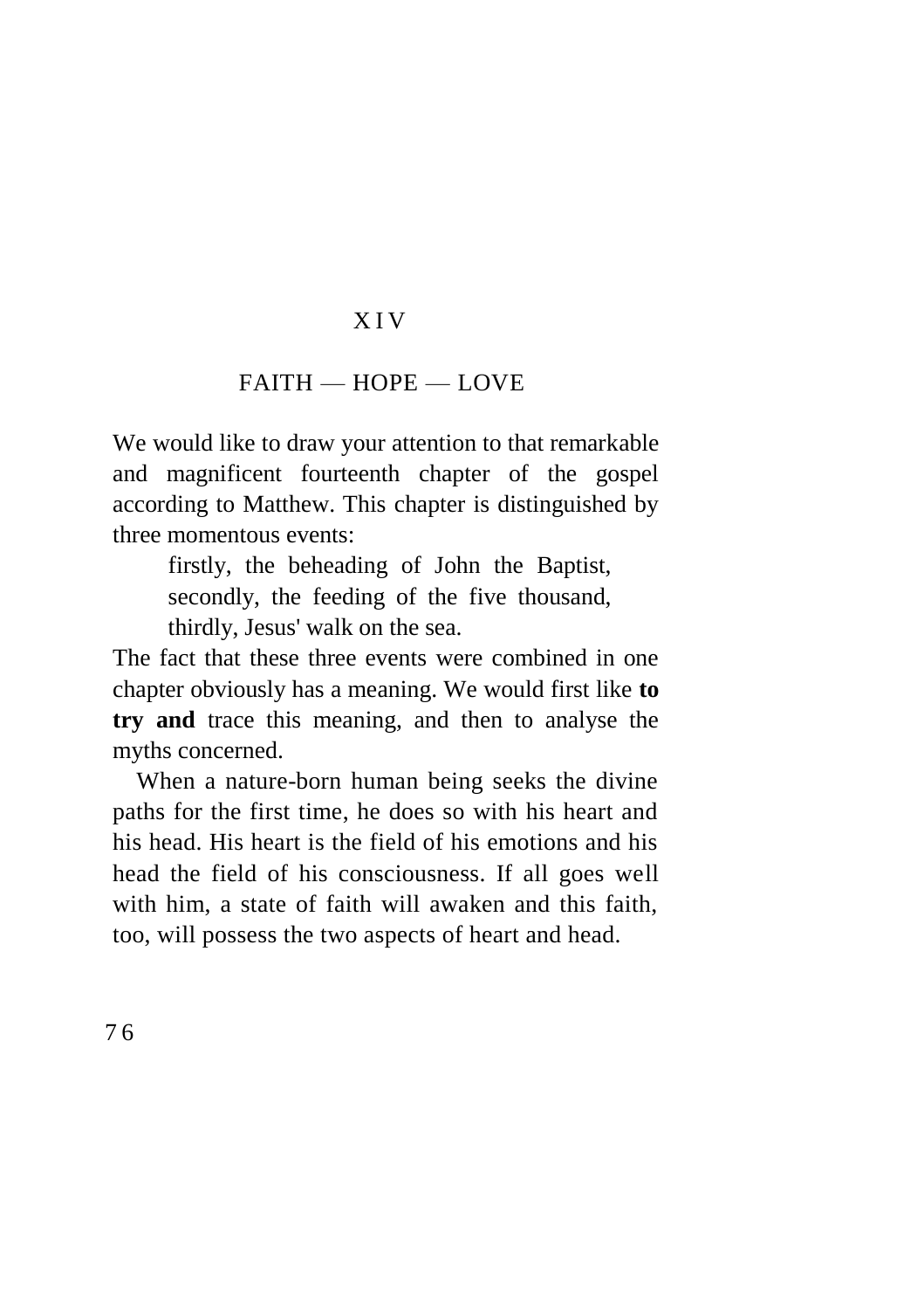# XIV

## FAITH — HOPE — LOVE

We would like to draw your attention to that remarkable and magnificent fourteenth chapter of the gospel according to Matthew. This chapter is distinguished by three momentous events:

firstly, the beheading of John the Baptist,
secondly, the feeding of the five thousand,
thirdly, Jesus' walk on the sea.

The fact that these three events were combined in one chapter obviously has a meaning. We would first like **to try and** trace this meaning, and then to analyse the myths concerned.

When a nature-born human being seeks the divine paths for the first time, he does so with his heart and his head. His heart is the field of his emotions and his head the field of his consciousness. If all goes well with him, a state of faith will awaken and this faith, too, will possess the two aspects of heart and head.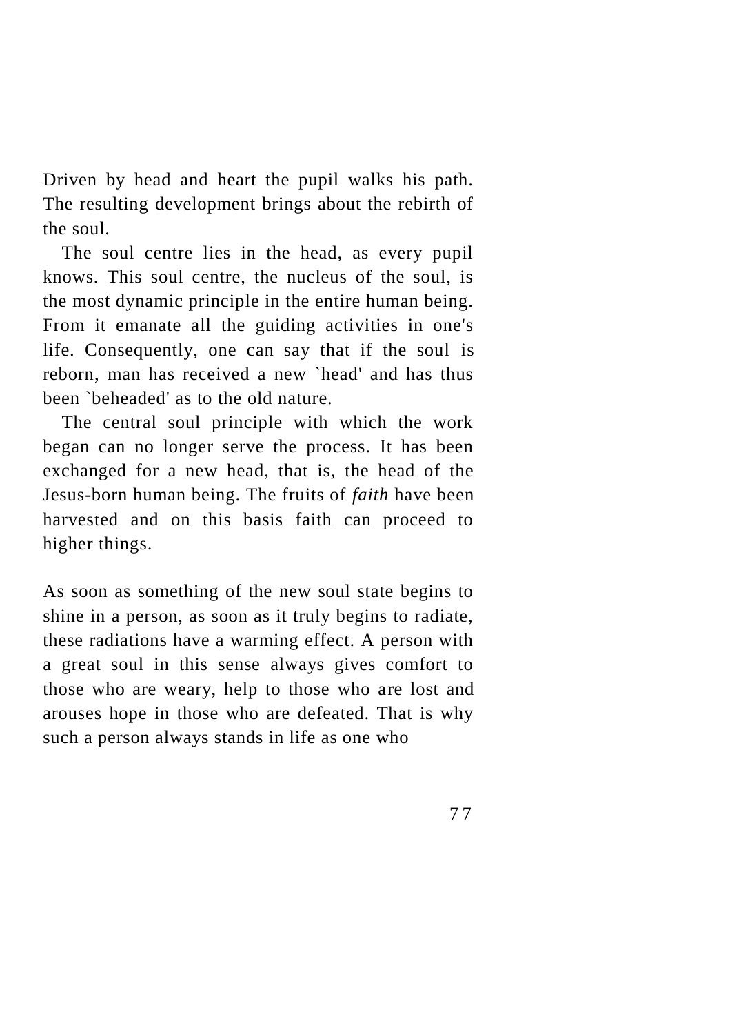Driven by head and heart the pupil walks his path. The resulting development brings about the rebirth of the soul.

The soul centre lies in the head, as every pupil knows. This soul centre, the nucleus of the soul, is the most dynamic principle in the entire human being. From it emanate all the guiding activities in one's life. Consequently, one can say that if the soul is reborn, man has received a new `head' and has thus been `beheaded' as to the old nature.

The central soul principle with which the work began can no longer serve the process. It has been exchanged for a new head, that is, the head of the Jesus-born human being. The fruits of *faith* have been harvested and on this basis faith can proceed to higher things.

As soon as something of the new soul state begins to shine in a person, as soon as it truly begins to radiate, these radiations have a warming effect. A person with a great soul in this sense always gives comfort to those who are weary, help to those who are lost and arouses hope in those who are defeated. That is why such a person always stands in life as one who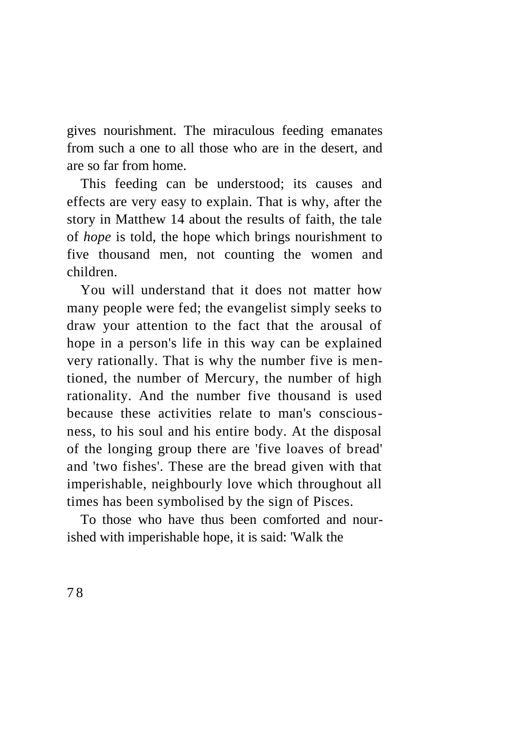gives nourishment. The miraculous feeding emanates from such a one to all those who are in the desert, and are so far from home.

This feeding can be understood; its causes and effects are very easy to explain. That is why, after the story in Matthew 14 about the results of faith, the tale of *hope* is told, the hope which brings nourishment to five thousand men, not counting the women and children.

You will understand that it does not matter how many people were fed; the evangelist simply seeks to draw your attention to the fact that the arousal of hope in a person's life in this way can be explained very rationally. That is why the number five is mentioned, the number of Mercury, the number of high rationality. And the number five thousand is used because these activities relate to man's consciousness, to his soul and his entire body. At the disposal of the longing group there are 'five loaves of bread' and 'two fishes'. These are the bread given with that imperishable, neighbourly love which throughout all times has been symbolised by the sign of Pisces.

To those who have thus been comforted and nourished with imperishable hope, it is said: 'Walk the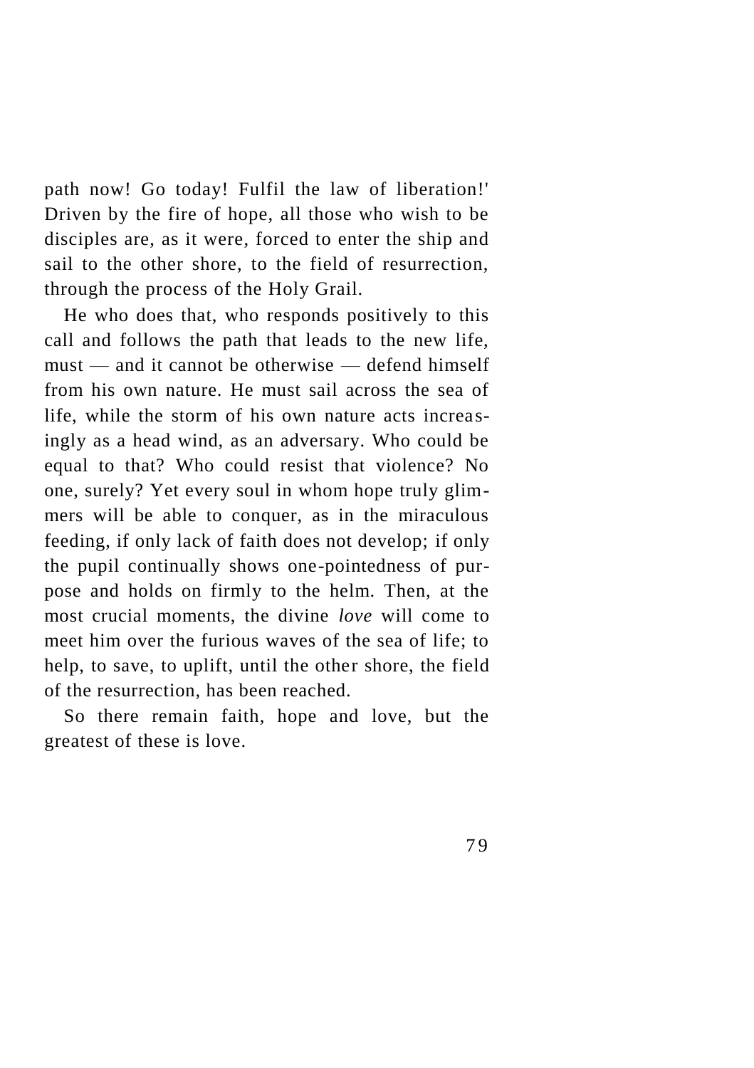path now! Go today! Fulfil the law of liberation!' Driven by the fire of hope, all those who wish to be disciples are, as it were, forced to enter the ship and sail to the other shore, to the field of resurrection, through the process of the Holy Grail.

He who does that, who responds positively to this call and follows the path that leads to the new life, must — and it cannot be otherwise — defend himself from his own nature. He must sail across the sea of life, while the storm of his own nature acts increasingly as a head wind, as an adversary. Who could be equal to that? Who could resist that violence? No one, surely? Yet every soul in whom hope truly glimmers will be able to conquer, as in the miraculous feeding, if only lack of faith does not develop; if only the pupil continually shows one-pointedness of purpose and holds on firmly to the helm. Then, at the most crucial moments, the divine *love* will come to meet him over the furious waves of the sea of life; to help, to save, to uplift, until the other shore, the field of the resurrection, has been reached.

So there remain faith, hope and love, but the greatest of these is love.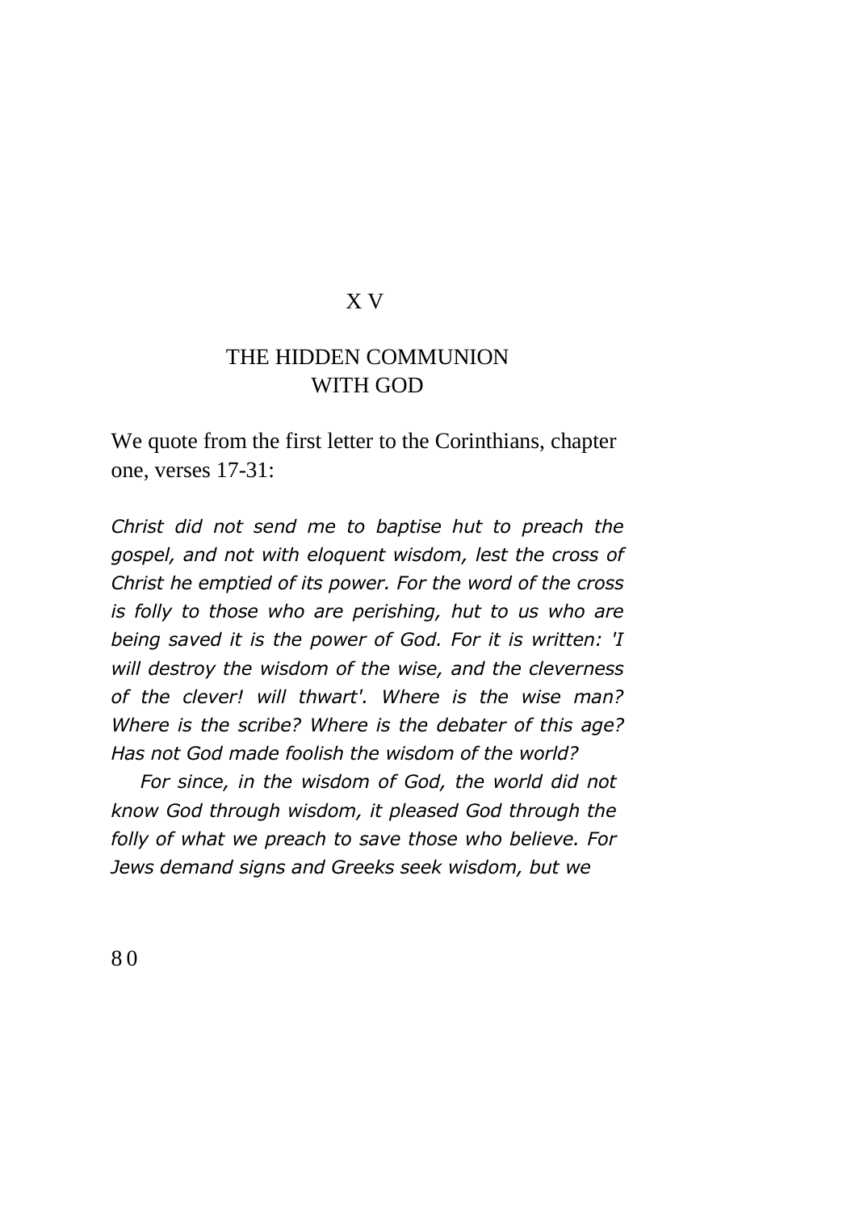# X V

## THE HIDDEN COMMUNION WITH GOD

We quote from the first letter to the Corinthians, chapter one, verses 17-31:

*Christ did not send me to baptise hut to preach the gospel, and not with eloquent wisdom, lest the cross of Christ he emptied of its power. For the word of the cross is folly to those who are perishing, hut to us who are being saved it is the power of God. For it is written: 'I will destroy the wisdom of the wise, and the cleverness of the clever! will thwart'. Where is the wise man? Where is the scribe? Where is the debater of this age? Has not God made foolish the wisdom of the world?*

*For since, in the wisdom of God, the world did not know God through wisdom, it pleased God through the folly of what we preach to save those who believe. For Jews demand signs and Greeks seek wisdom, but we*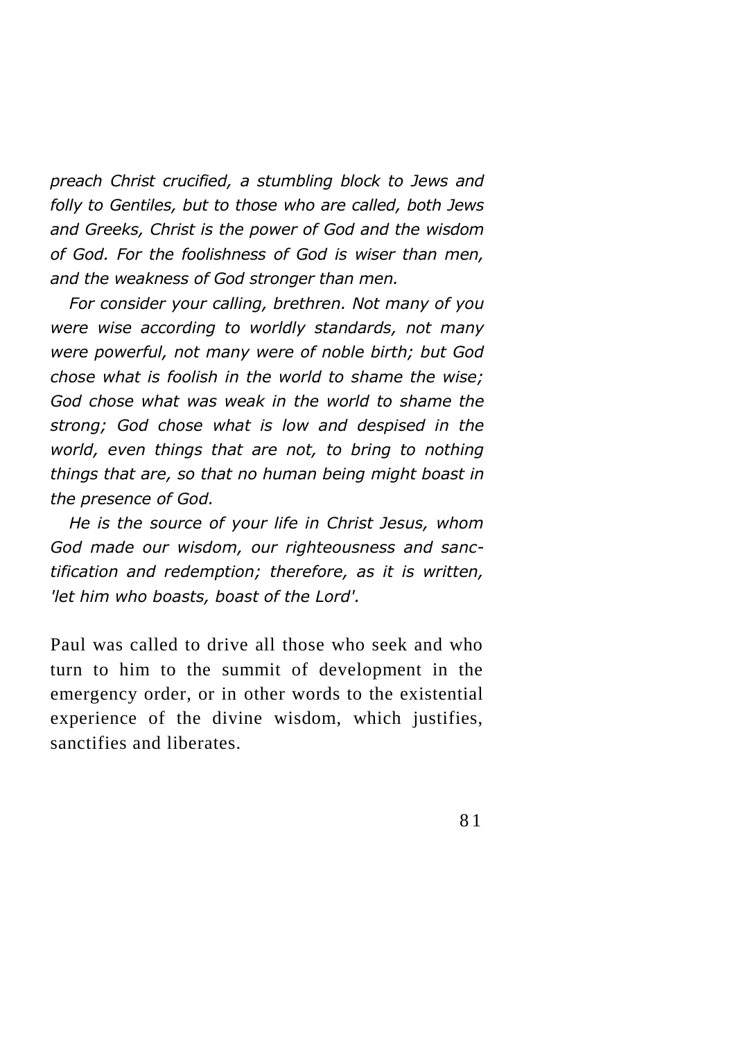*preach Christ crucified, a stumbling block to Jews and folly to Gentiles, but to those who are called, both Jews and Greeks, Christ is the power of God and the wisdom of God. For the foolishness of God is wiser than men, and the weakness of God stronger than men.*

*For consider your calling, brethren. Not many of you were wise according to worldly standards, not many were powerful, not many were of noble birth; but God chose what is foolish in the world to shame the wise; God chose what was weak in the world to shame the strong; God chose what is low and despised in the world, even things that are not, to bring to nothing things that are, so that no human being might boast in the presence of God.*

*He is the source of your life in Christ Jesus, whom God made our wisdom, our righteousness and sanctification and redemption; therefore, as it is written, 'let him who boasts, boast of the Lord'.*

Paul was called to drive all those who seek and who turn to him to the summit of development in the emergency order, or in other words to the existential experience of the divine wisdom, which justifies, sanctifies and liberates.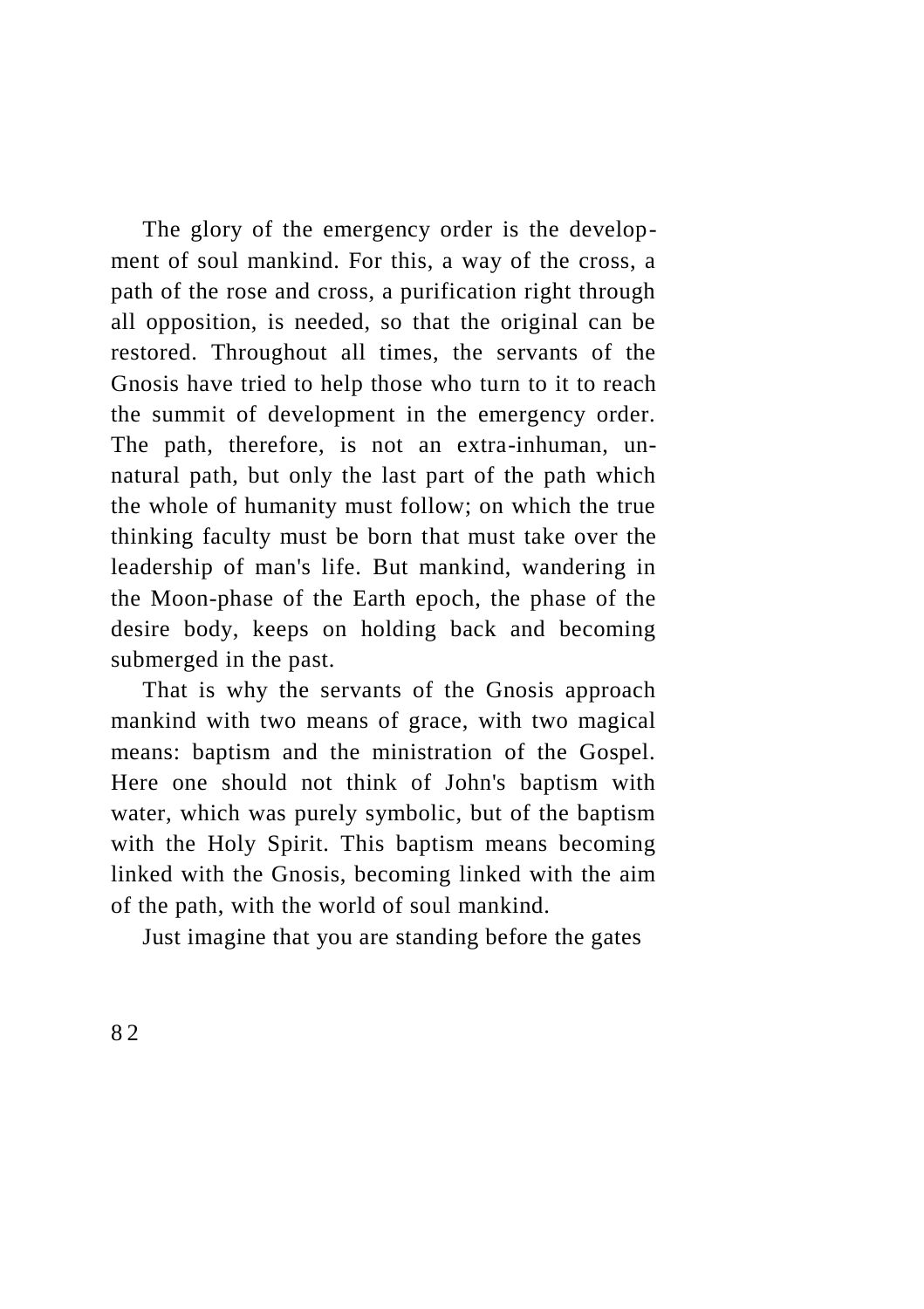The glory of the emergency order is the development of soul mankind. For this, a way of the cross, a path of the rose and cross, a purification right through all opposition, is needed, so that the original can be restored. Throughout all times, the servants of the Gnosis have tried to help those who turn to it to reach the summit of development in the emergency order. The path, therefore, is not an extra-inhuman, unnatural path, but only the last part of the path which the whole of humanity must follow; on which the true thinking faculty must be born that must take over the leadership of man's life. But mankind, wandering in the Moon-phase of the Earth epoch, the phase of the desire body, keeps on holding back and becoming submerged in the past.

That is why the servants of the Gnosis approach mankind with two means of grace, with two magical means: baptism and the ministration of the Gospel. Here one should not think of John's baptism with water, which was purely symbolic, but of the baptism with the Holy Spirit. This baptism means becoming linked with the Gnosis, becoming linked with the aim of the path, with the world of soul mankind.

Just imagine that you are standing before the gates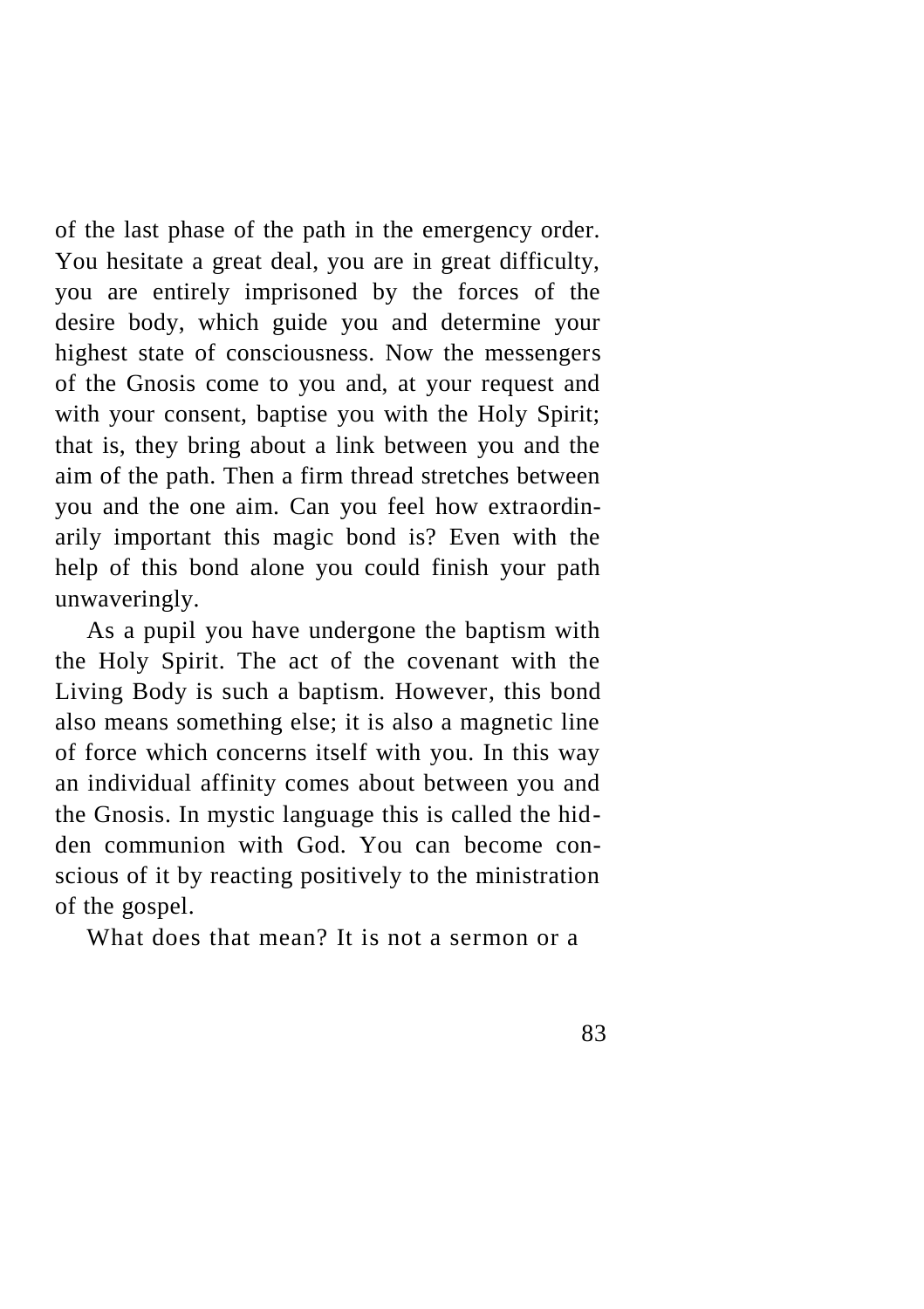of the last phase of the path in the emergency order. You hesitate a great deal, you are in great difficulty, you are entirely imprisoned by the forces of the desire body, which guide you and determine your highest state of consciousness. Now the messengers of the Gnosis come to you and, at your request and with your consent, baptise you with the Holy Spirit; that is, they bring about a link between you and the aim of the path. Then a firm thread stretches between you and the one aim. Can you feel how extraordinarily important this magic bond is? Even with the help of this bond alone you could finish your path unwaveringly.

As a pupil you have undergone the baptism with the Holy Spirit. The act of the covenant with the Living Body is such a baptism. However, this bond also means something else; it is also a magnetic line of force which concerns itself with you. In this way an individual affinity comes about between you and the Gnosis. In mystic language this is called the hidden communion with God. You can become conscious of it by reacting positively to the ministration of the gospel.

What does that mean? It is not a sermon or a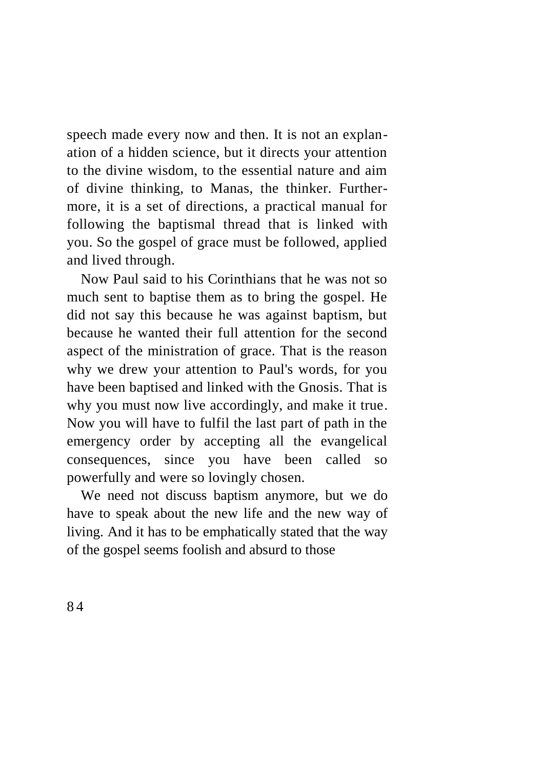speech made every now and then. It is not an explanation of a hidden science, but it directs your attention to the divine wisdom, to the essential nature and aim of divine thinking, to Manas, the thinker. Furthermore, it is a set of directions, a practical manual for following the baptismal thread that is linked with you. So the gospel of grace must be followed, applied and lived through.

Now Paul said to his Corinthians that he was not so much sent to baptise them as to bring the gospel. He did not say this because he was against baptism, but because he wanted their full attention for the second aspect of the ministration of grace. That is the reason why we drew your attention to Paul's words, for you have been baptised and linked with the Gnosis. That is why you must now live accordingly, and make it true. Now you will have to fulfil the last part of path in the emergency order by accepting all the evangelical consequences, since you have been called so powerfully and were so lovingly chosen.

We need not discuss baptism anymore, but we do have to speak about the new life and the new way of living. And it has to be emphatically stated that the way of the gospel seems foolish and absurd to those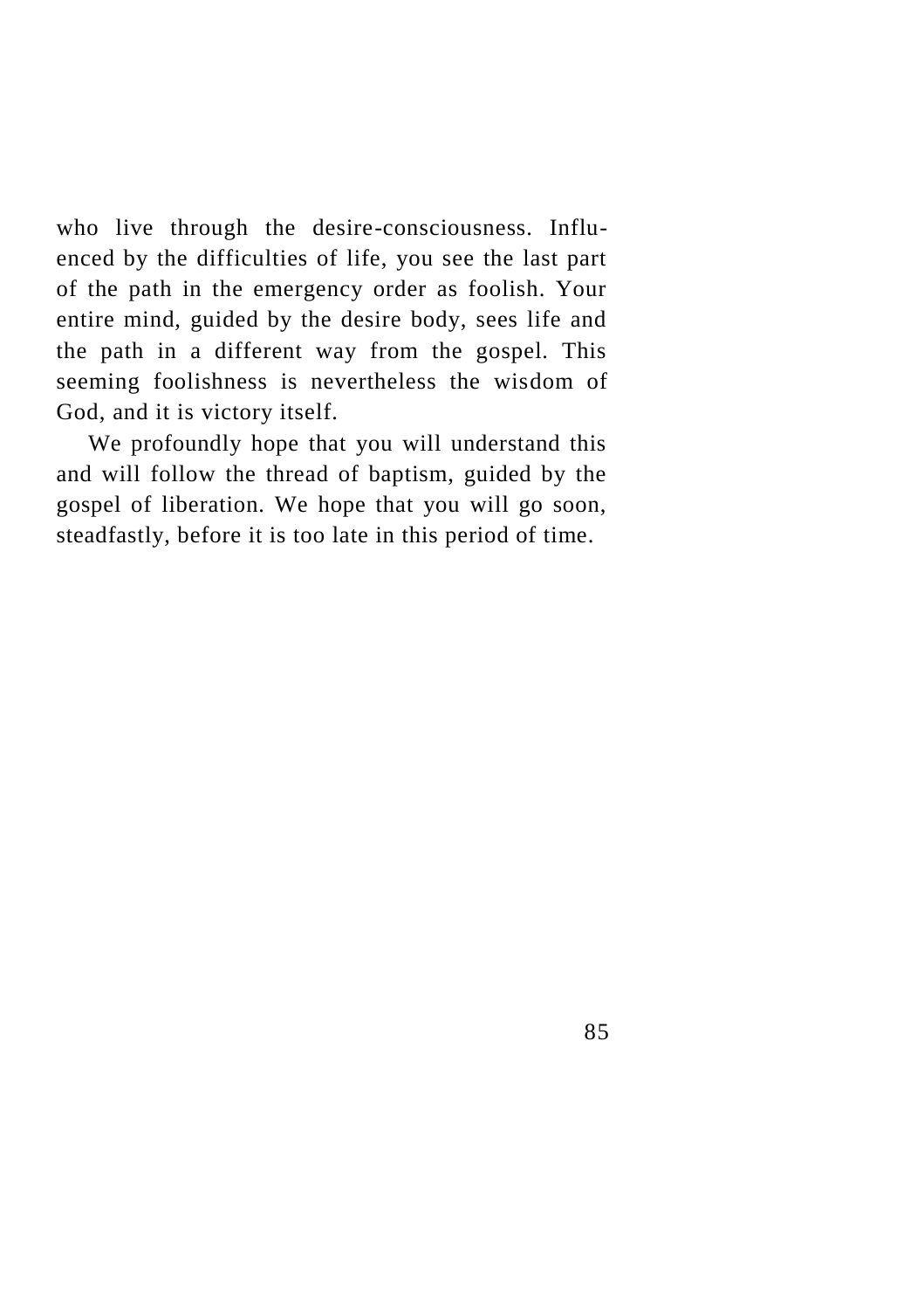who live through the desire-consciousness. Influenced by the difficulties of life, you see the last part of the path in the emergency order as foolish. Your entire mind, guided by the desire body, sees life and the path in a different way from the gospel. This seeming foolishness is nevertheless the wisdom of God, and it is victory itself.

We profoundly hope that you will understand this and will follow the thread of baptism, guided by the gospel of liberation. We hope that you will go soon, steadfastly, before it is too late in this period of time.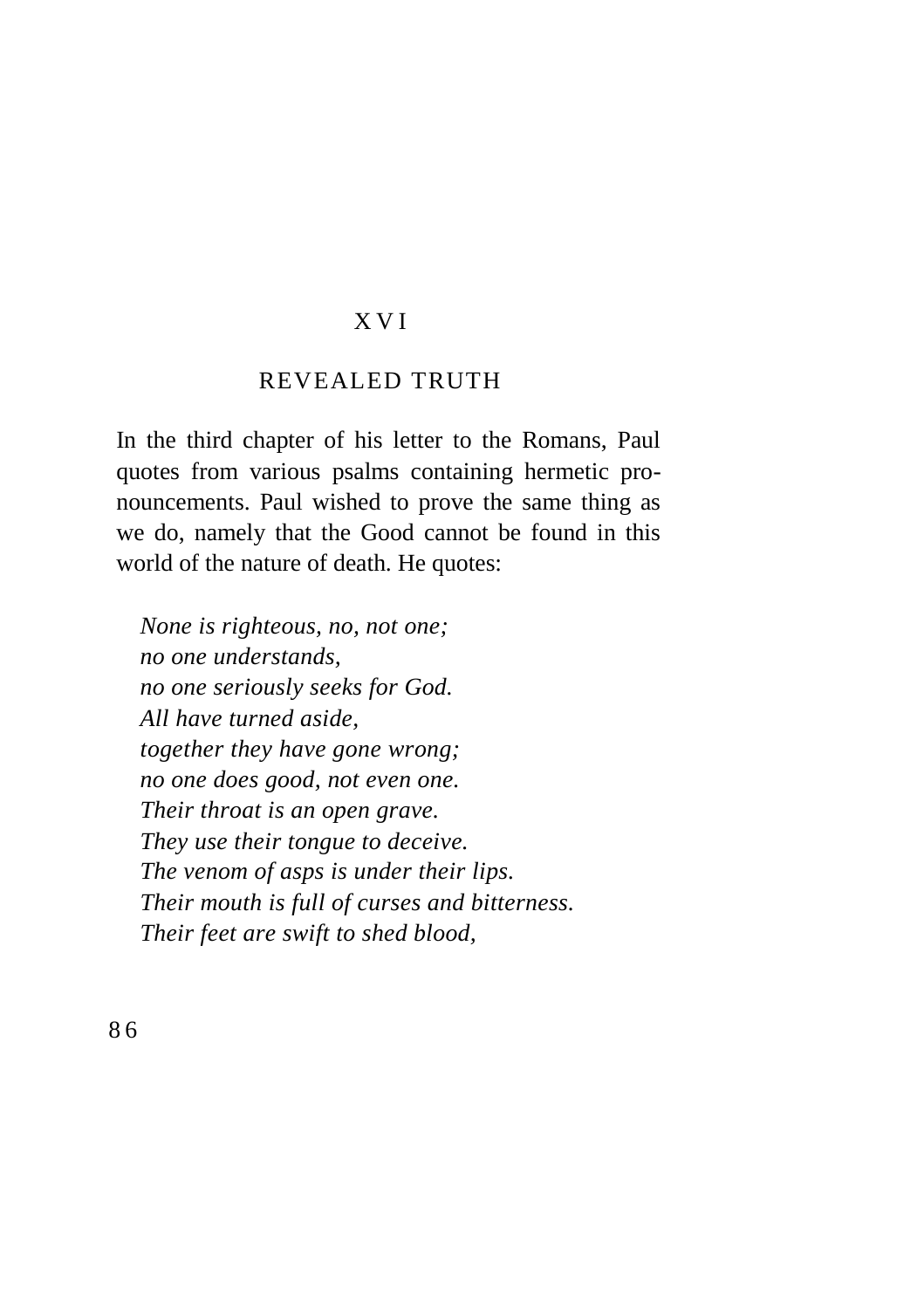# XVI

## REVEALED TRUTH

In the third chapter of his letter to the Romans, Paul quotes from various psalms containing hermetic pronouncements. Paul wished to prove the same thing as we do, namely that the Good cannot be found in this world of the nature of death. He quotes:

> *None is righteous, no, not one;*
> *no one understands,*
> *no one seriously seeks for God.*
> *All have turned aside,*
> *together they have gone wrong;*
> *no one does good, not even one.*
> *Their throat is an open grave.*
> *They use their tongue to deceive.*
> *The venom of asps is under their lips.*
> *Their mouth is full of curses and bitterness.*
> *Their feet are swift to shed blood,*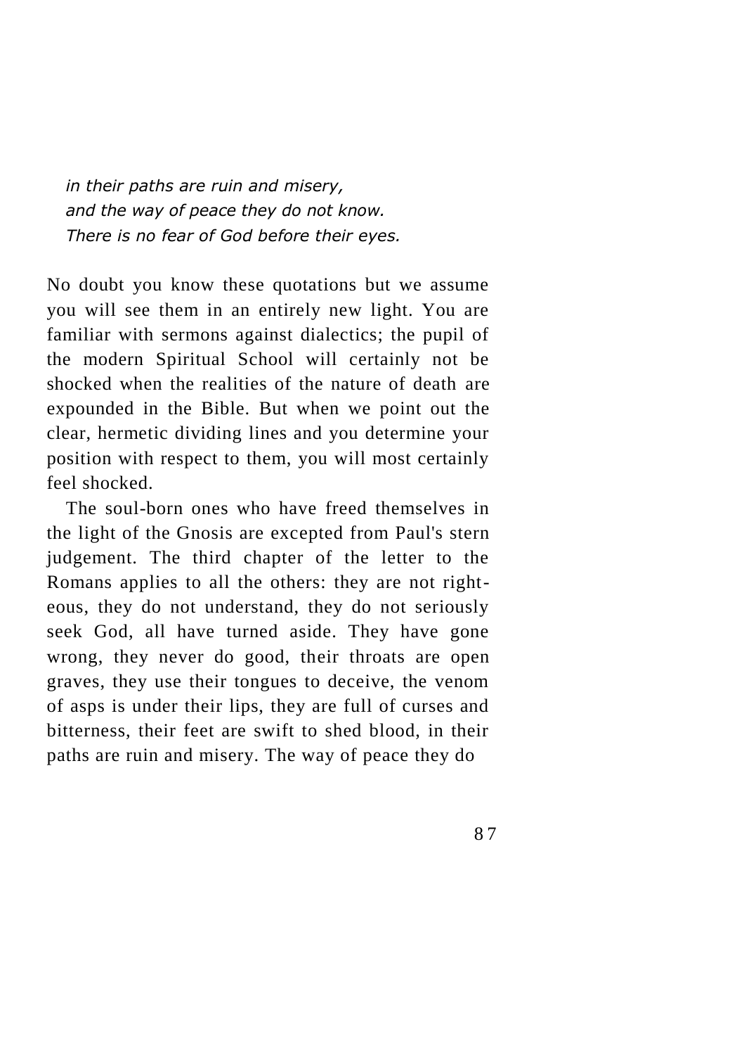*in their paths are ruin and misery,*
*and the way of peace they do not know.*
*There is no fear of God before their eyes.*

No doubt you know these quotations but we assume you will see them in an entirely new light. You are familiar with sermons against dialectics; the pupil of the modern Spiritual School will certainly not be shocked when the realities of the nature of death are expounded in the Bible. But when we point out the clear, hermetic dividing lines and you determine your position with respect to them, you will most certainly feel shocked.

The soul-born ones who have freed themselves in the light of the Gnosis are excepted from Paul's stern judgement. The third chapter of the letter to the Romans applies to all the others: they are not righteous, they do not understand, they do not seriously seek God, all have turned aside. They have gone wrong, they never do good, their throats are open graves, they use their tongues to deceive, the venom of asps is under their lips, they are full of curses and bitterness, their feet are swift to shed blood, in their paths are ruin and misery. The way of peace they do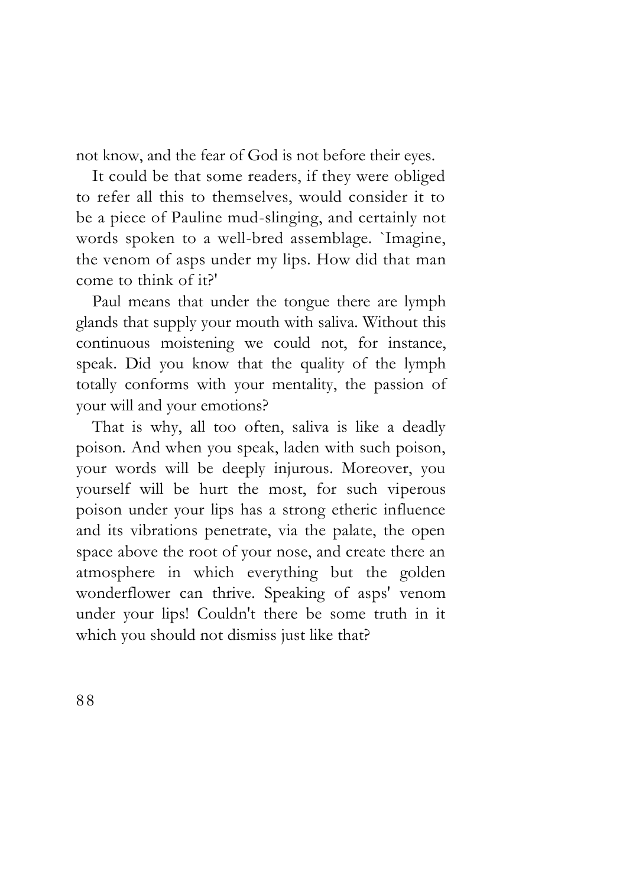not know, and the fear of God is not before their eyes.

It could be that some readers, if they were obliged to refer all this to themselves, would consider it to be a piece of Pauline mud-slinging, and certainly not words spoken to a well-bred assemblage. `Imagine, the venom of asps under my lips. How did that man come to think of it?'

Paul means that under the tongue there are lymph glands that supply your mouth with saliva. Without this continuous moistening we could not, for instance, speak. Did you know that the quality of the lymph totally conforms with your mentality, the passion of your will and your emotions?

That is why, all too often, saliva is like a deadly poison. And when you speak, laden with such poison, your words will be deeply injurous. Moreover, you yourself will be hurt the most, for such viperous poison under your lips has a strong etheric influence and its vibrations penetrate, via the palate, the open space above the root of your nose, and create there an atmosphere in which everything but the golden wonderflower can thrive. Speaking of asps' venom under your lips! Couldn't there be some truth in it which you should not dismiss just like that?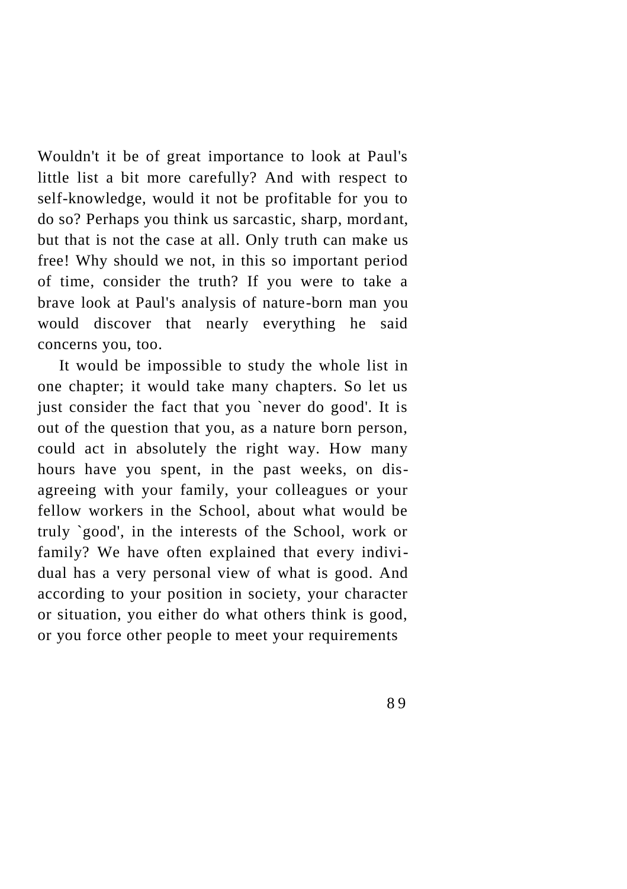Wouldn't it be of great importance to look at Paul's little list a bit more carefully? And with respect to self-knowledge, would it not be profitable for you to do so? Perhaps you think us sarcastic, sharp, mordant, but that is not the case at all. Only truth can make us free! Why should we not, in this so important period of time, consider the truth? If you were to take a brave look at Paul's analysis of nature-born man you would discover that nearly everything he said concerns you, too.

It would be impossible to study the whole list in one chapter; it would take many chapters. So let us just consider the fact that you `never do good'. It is out of the question that you, as a nature born person, could act in absolutely the right way. How many hours have you spent, in the past weeks, on disagreeing with your family, your colleagues or your fellow workers in the School, about what would be truly `good', in the interests of the School, work or family? We have often explained that every individual has a very personal view of what is good. And according to your position in society, your character or situation, you either do what others think is good, or you force other people to meet your requirements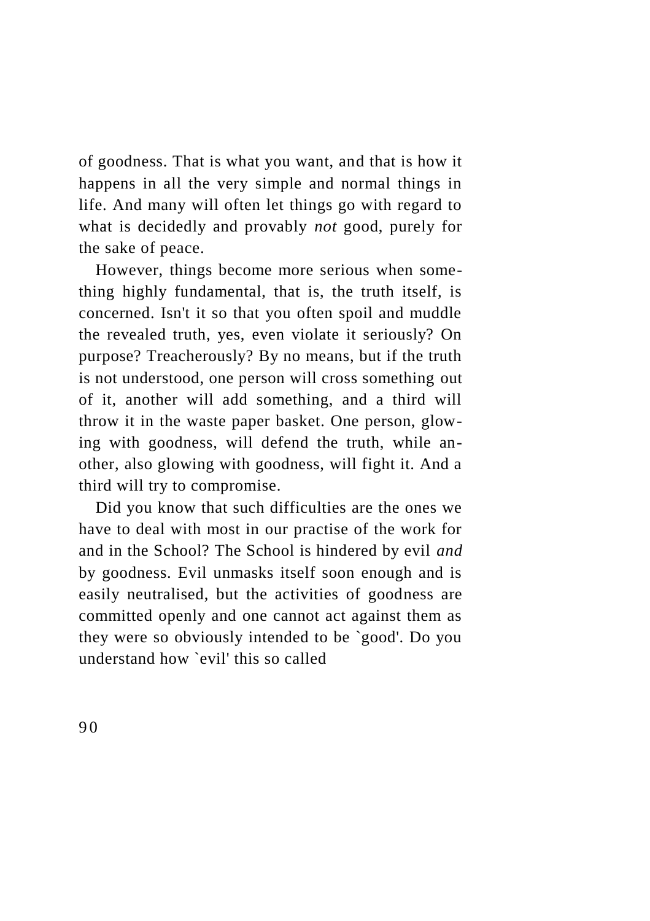of goodness. That is what you want, and that is how it happens in all the very simple and normal things in life. And many will often let things go with regard to what is decidedly and provably *not* good, purely for the sake of peace.

However, things become more serious when something highly fundamental, that is, the truth itself, is concerned. Isn't it so that you often spoil and muddle the revealed truth, yes, even violate it seriously? On purpose? Treacherously? By no means, but if the truth is not understood, one person will cross something out of it, another will add something, and a third will throw it in the waste paper basket. One person, glowing with goodness, will defend the truth, while another, also glowing with goodness, will fight it. And a third will try to compromise.

Did you know that such difficulties are the ones we have to deal with most in our practise of the work for and in the School? The School is hindered by evil *and* by goodness. Evil unmasks itself soon enough and is easily neutralised, but the activities of goodness are committed openly and one cannot act against them as they were so obviously intended to be `good'. Do you understand how `evil' this so called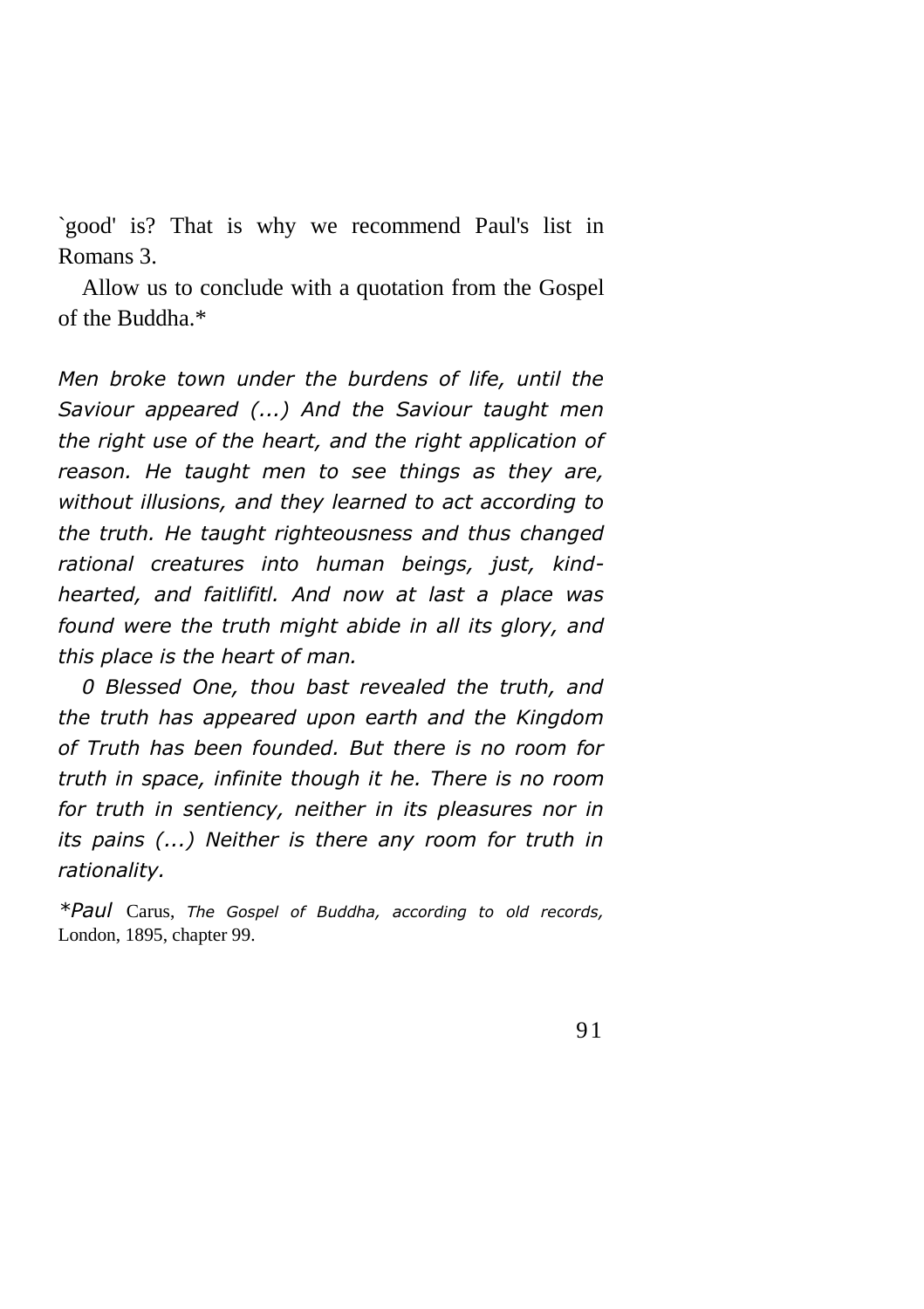`good' is? That is why we recommend Paul's list in Romans 3.

Allow us to conclude with a quotation from the Gospel of the Buddha.*

*Men broke town under the burdens of life, until the Saviour appeared (...) And the Saviour taught men the right use of the heart, and the right application of reason. He taught men to see things as they are, without illusions, and they learned to act according to the truth. He taught righteousness and thus changed rational creatures into human beings, just, kind-hearted, and faitlifitl. And now at last a place was found were the truth might abide in all its glory, and this place is the heart of man.*

*0 Blessed One, thou bast revealed the truth, and the truth has appeared upon earth and the Kingdom of Truth has been founded. But there is no room for truth in space, infinite though it he. There is no room for truth in sentiency, neither in its pleasures nor in its pains (...) Neither is there any room for truth in rationality.*

*Paul Carus, *The Gospel of Buddha, according to old records,* London, 1895, chapter 99.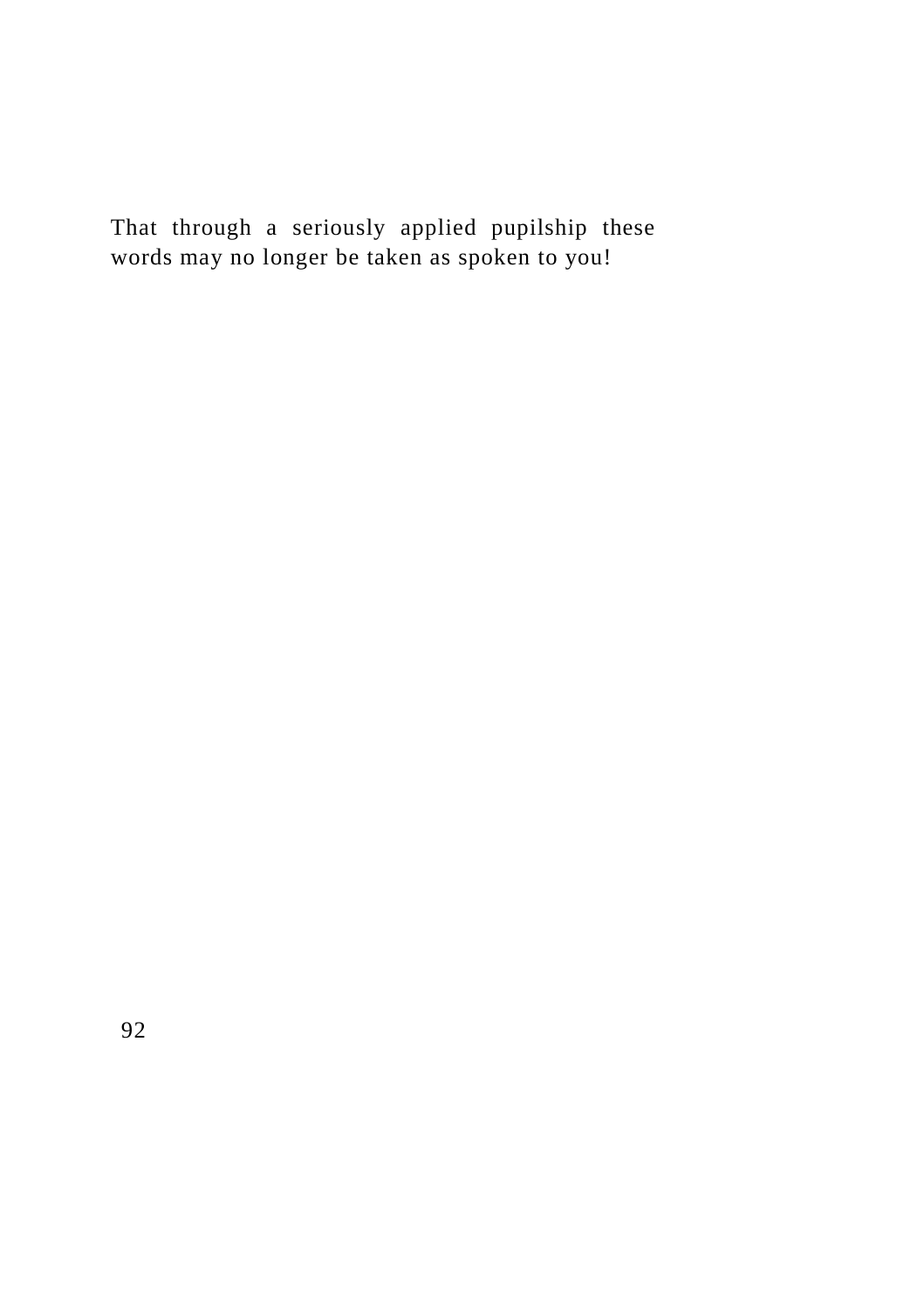That through a seriously applied pupilship these words may no longer be taken as spoken to you!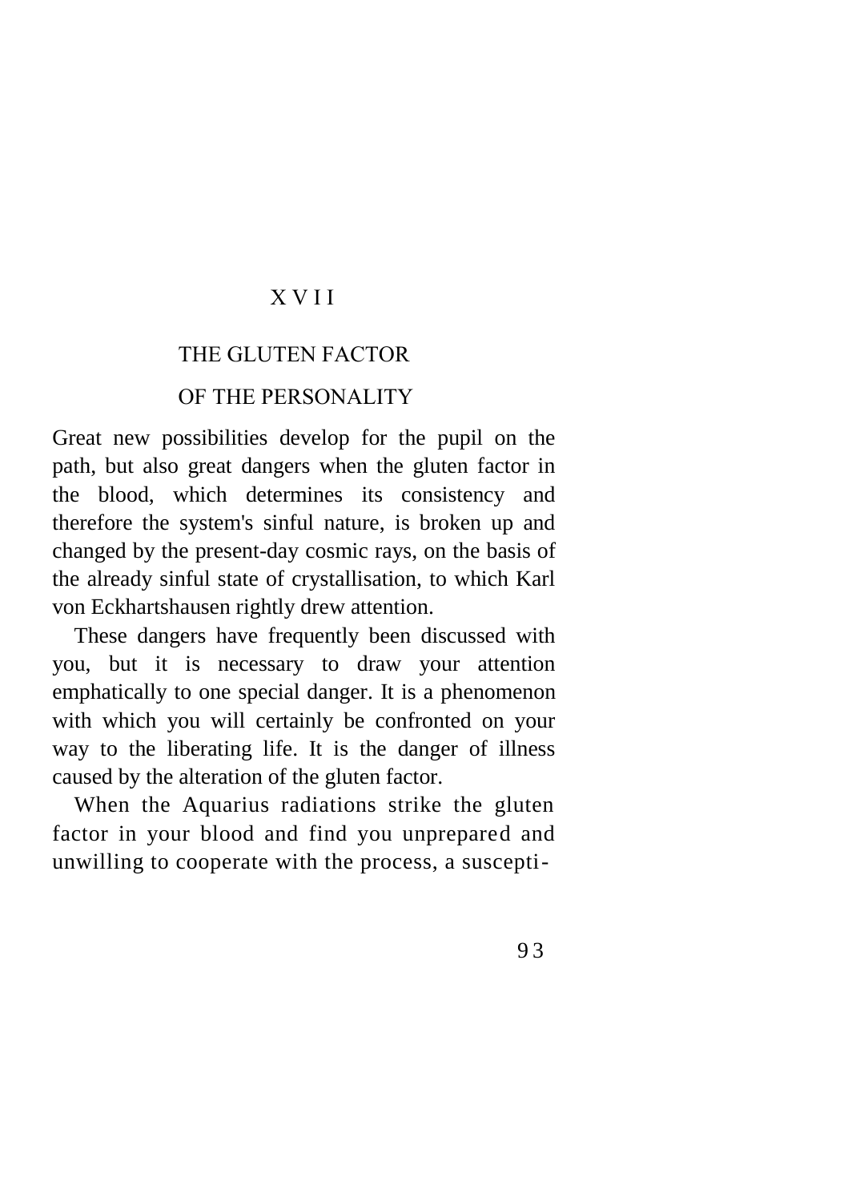# XVII

## THE GLUTEN FACTOR OF THE PERSONALITY

Great new possibilities develop for the pupil on the path, but also great dangers when the gluten factor in the blood, which determines its consistency and therefore the system's sinful nature, is broken up and changed by the present-day cosmic rays, on the basis of the already sinful state of crystallisation, to which Karl von Eckhartshausen rightly drew attention.

These dangers have frequently been discussed with you, but it is necessary to draw your attention emphatically to one special danger. It is a phenomenon with which you will certainly be confronted on your way to the liberating life. It is the danger of illness caused by the alteration of the gluten factor.

When the Aquarius radiations strike the gluten factor in your blood and find you unprepared and unwilling to cooperate with the process, a suscepti-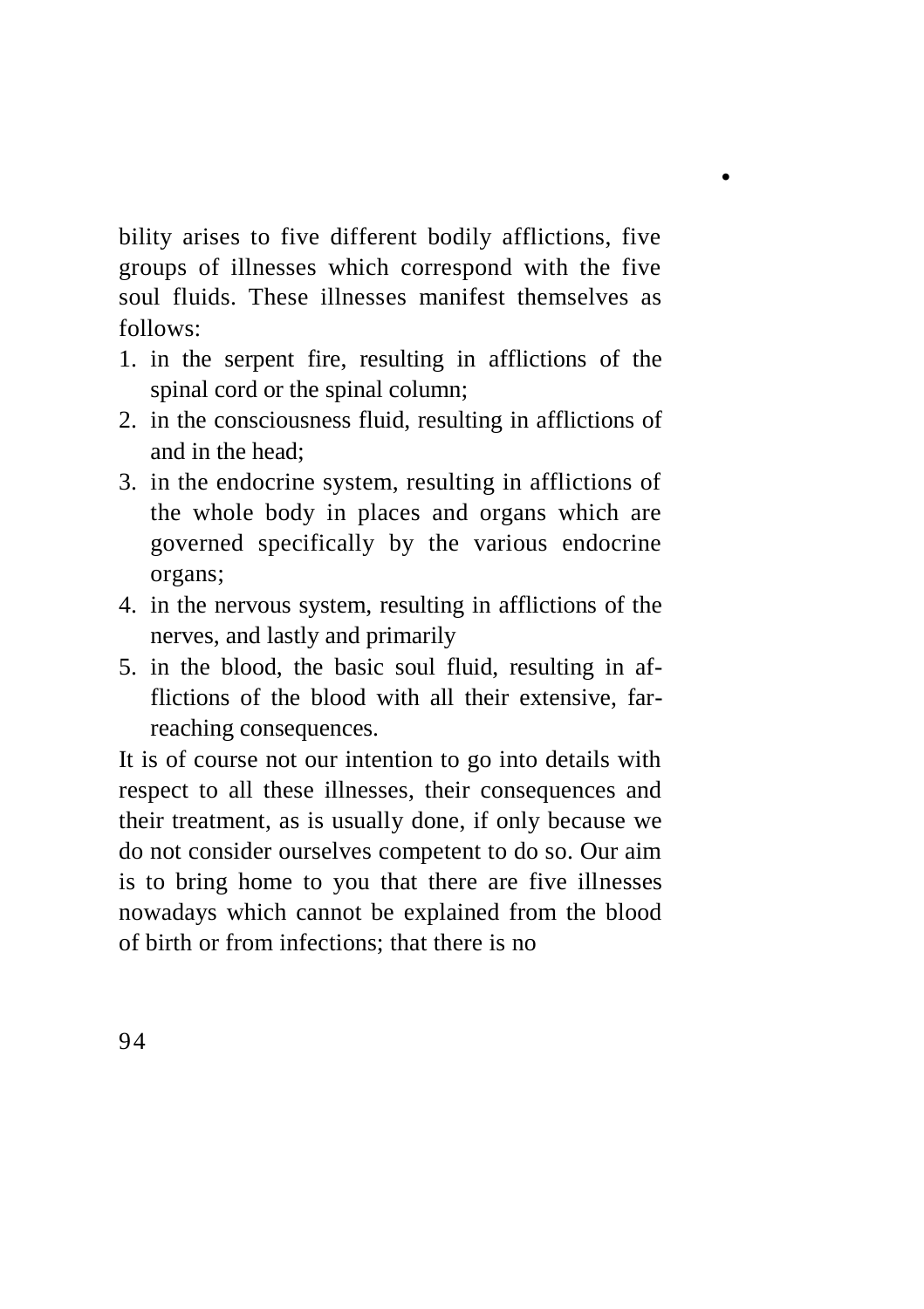bility arises to five different bodily afflictions, five groups of illnesses which correspond with the five soul fluids. These illnesses manifest themselves as follows:

1. in the serpent fire, resulting in afflictions of the spinal cord or the spinal column;
2. in the consciousness fluid, resulting in afflictions of and in the head;
3. in the endocrine system, resulting in afflictions of the whole body in places and organs which are governed specifically by the various endocrine organs;
4. in the nervous system, resulting in afflictions of the nerves, and lastly and primarily
5. in the blood, the basic soul fluid, resulting in afflictions of the blood with all their extensive, far-reaching consequences.

It is of course not our intention to go into details with respect to all these illnesses, their consequences and their treatment, as is usually done, if only because we do not consider ourselves competent to do so. Our aim is to bring home to you that there are five illnesses nowadays which cannot be explained from the blood of birth or from infections; that there is no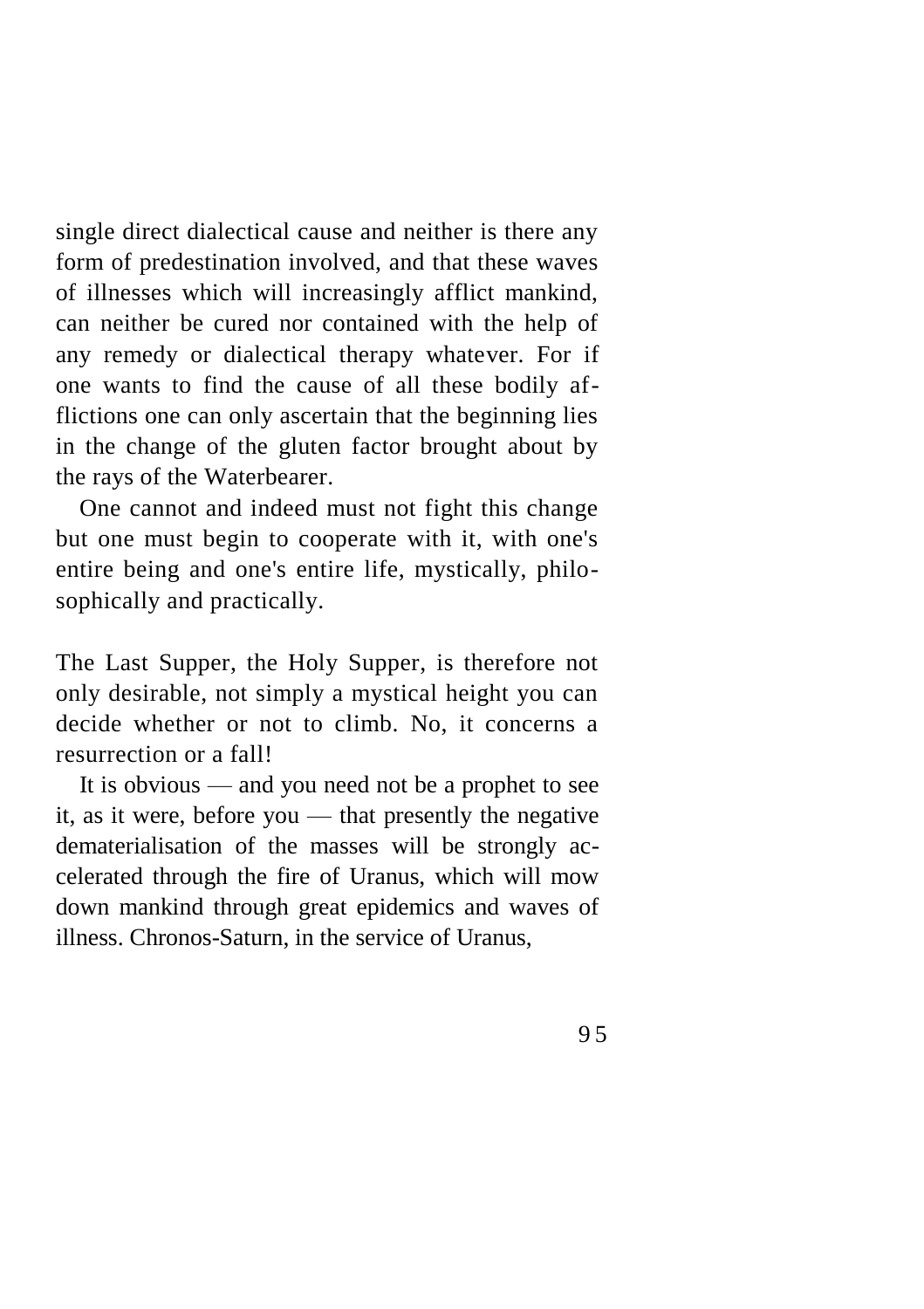single direct dialectical cause and neither is there any form of predestination involved, and that these waves of illnesses which will increasingly afflict mankind, can neither be cured nor contained with the help of any remedy or dialectical therapy whatever. For if one wants to find the cause of all these bodily afflictions one can only ascertain that the beginning lies in the change of the gluten factor brought about by the rays of the Waterbearer.

One cannot and indeed must not fight this change but one must begin to cooperate with it, with one's entire being and one's entire life, mystically, philosophically and practically.

The Last Supper, the Holy Supper, is therefore not only desirable, not simply a mystical height you can decide whether or not to climb. No, it concerns a resurrection or a fall!

It is obvious — and you need not be a prophet to see it, as it were, before you — that presently the negative dematerialisation of the masses will be strongly accelerated through the fire of Uranus, which will mow down mankind through great epidemics and waves of illness. Chronos-Saturn, in the service of Uranus,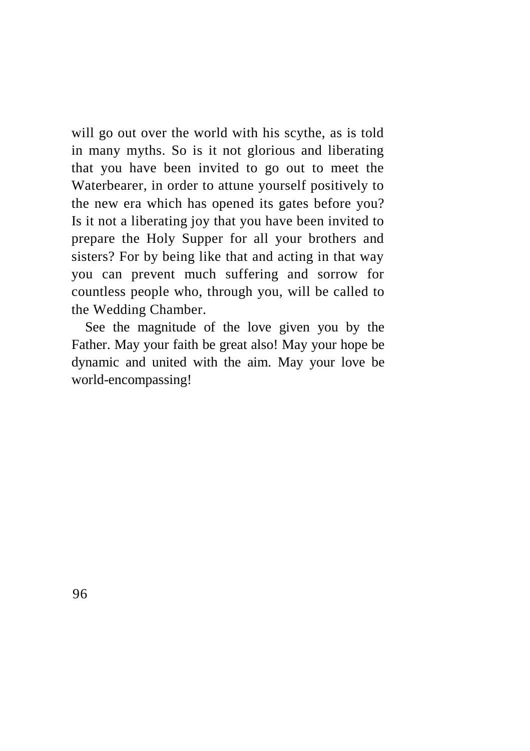will go out over the world with his scythe, as is told in many myths. So is it not glorious and liberating that you have been invited to go out to meet the Waterbearer, in order to attune yourself positively to the new era which has opened its gates before you? Is it not a liberating joy that you have been invited to prepare the Holy Supper for all your brothers and sisters? For by being like that and acting in that way you can prevent much suffering and sorrow for countless people who, through you, will be called to the Wedding Chamber.

See the magnitude of the love given you by the Father. May your faith be great also! May your hope be dynamic and united with the aim. May your love be world-encompassing!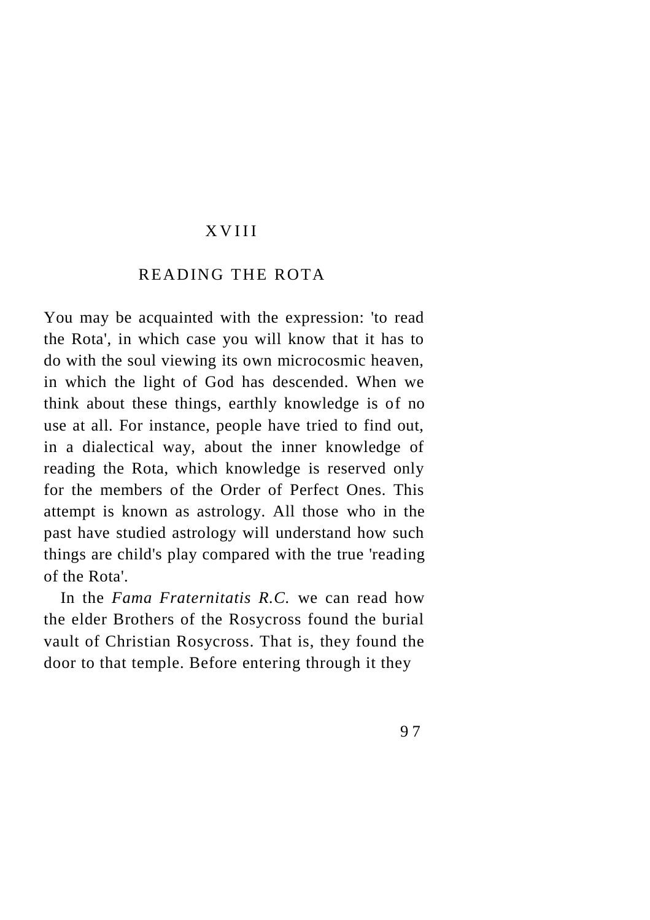# XVIII

## READING THE ROTA

You may be acquainted with the expression: 'to read the Rota', in which case you will know that it has to do with the soul viewing its own microcosmic heaven, in which the light of God has descended. When we think about these things, earthly knowledge is of no use at all. For instance, people have tried to find out, in a dialectical way, about the inner knowledge of reading the Rota, which knowledge is reserved only for the members of the Order of Perfect Ones. This attempt is known as astrology. All those who in the past have studied astrology will understand how such things are child's play compared with the true 'reading of the Rota'.

In the *Fama Fraternitatis R.C.* we can read how the elder Brothers of the Rosycross found the burial vault of Christian Rosycross. That is, they found the door to that temple. Before entering through it they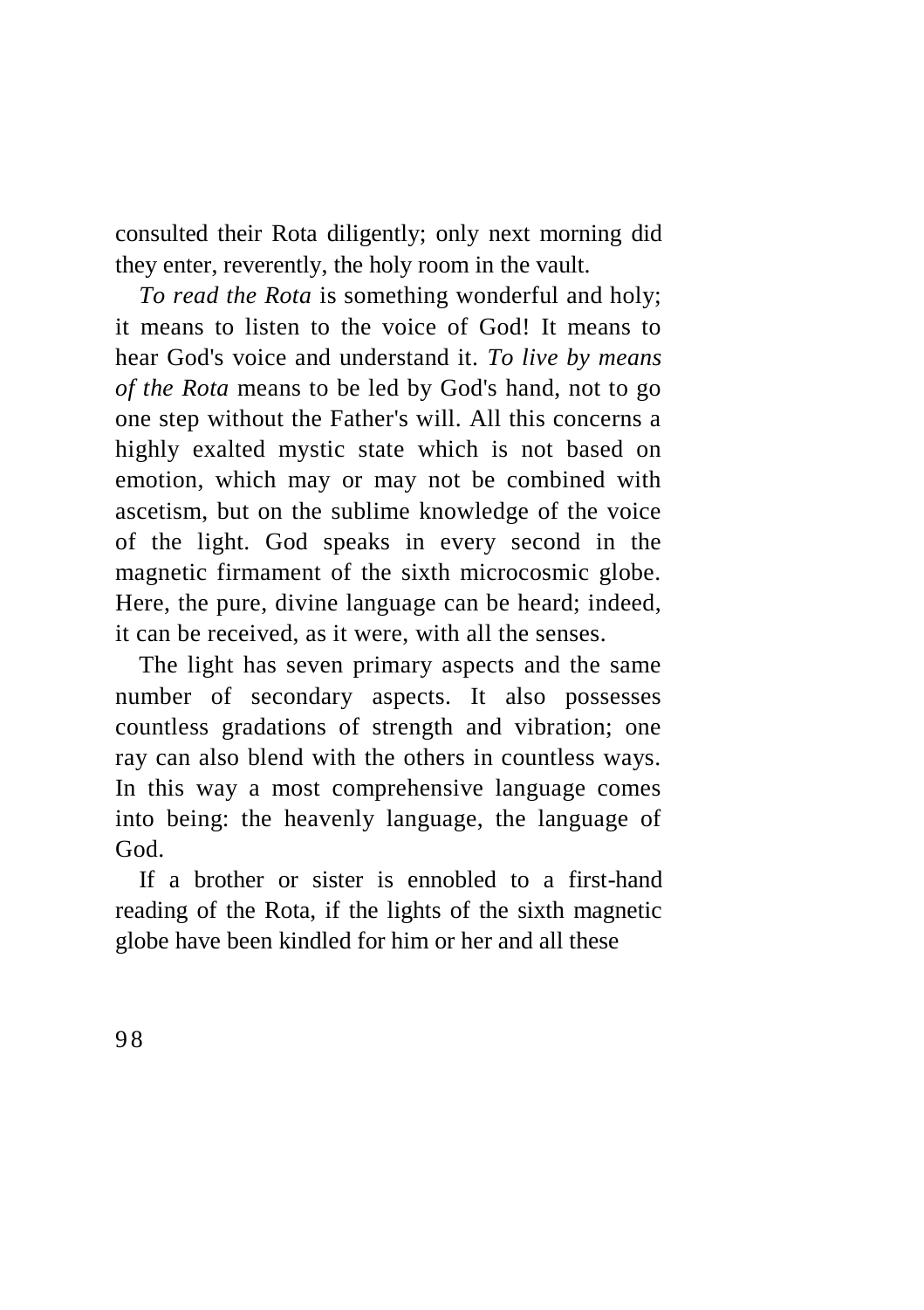consulted their Rota diligently; only next morning did they enter, reverently, the holy room in the vault.

*To read the Rota* is something wonderful and holy; it means to listen to the voice of God! It means to hear God's voice and understand it. *To live by means of the Rota* means to be led by God's hand, not to go one step without the Father's will. All this concerns a highly exalted mystic state which is not based on emotion, which may or may not be combined with ascetism, but on the sublime knowledge of the voice of the light. God speaks in every second in the magnetic firmament of the sixth microcosmic globe. Here, the pure, divine language can be heard; indeed, it can be received, as it were, with all the senses.

The light has seven primary aspects and the same number of secondary aspects. It also possesses countless gradations of strength and vibration; one ray can also blend with the others in countless ways. In this way a most comprehensive language comes into being: the heavenly language, the language of God.

If a brother or sister is ennobled to a first-hand reading of the Rota, if the lights of the sixth magnetic globe have been kindled for him or her and all these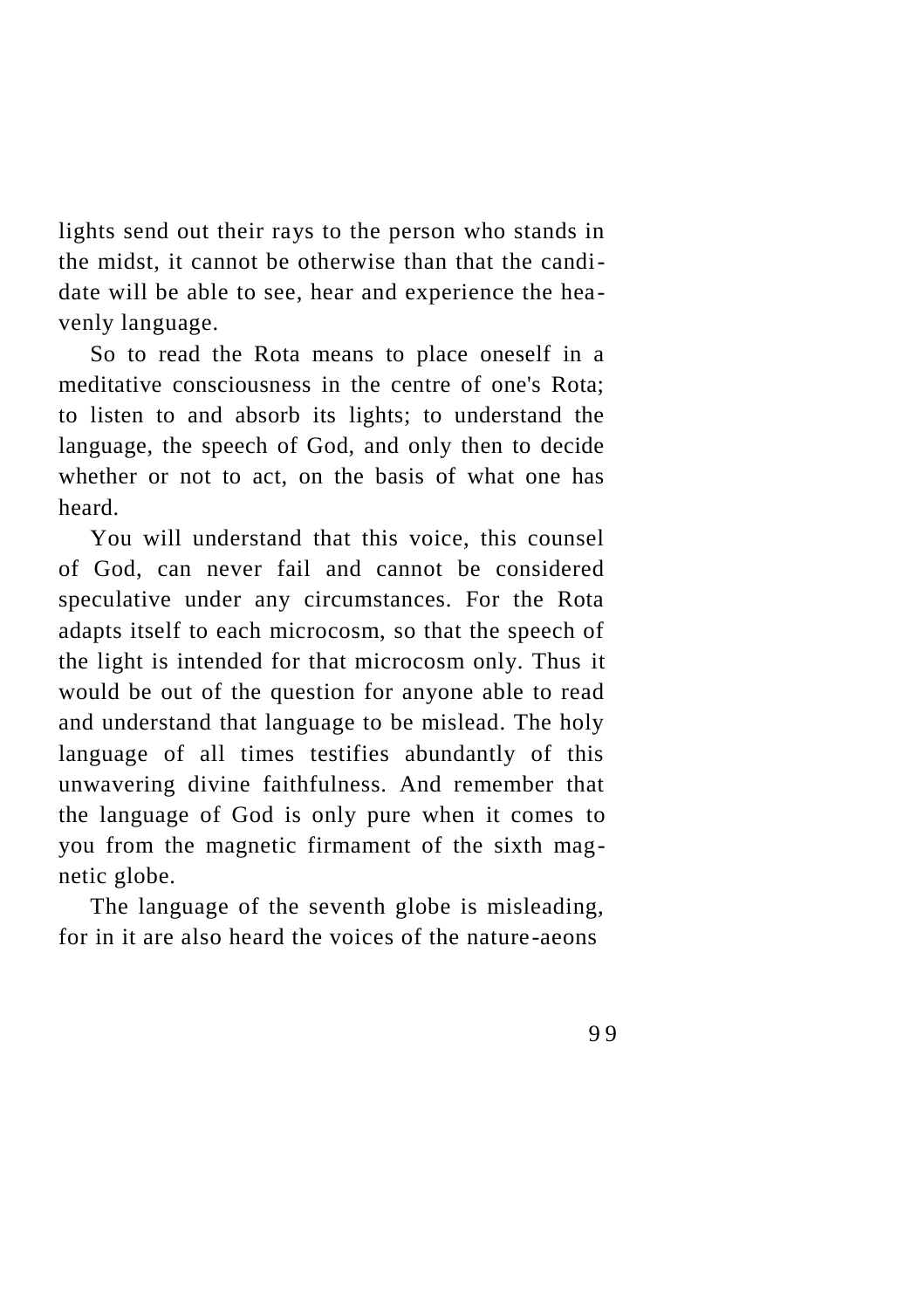lights send out their rays to the person who stands in the midst, it cannot be otherwise than that the candidate will be able to see, hear and experience the heavenly language.

So to read the Rota means to place oneself in a meditative consciousness in the centre of one's Rota; to listen to and absorb its lights; to understand the language, the speech of God, and only then to decide whether or not to act, on the basis of what one has heard.

You will understand that this voice, this counsel of God, can never fail and cannot be considered speculative under any circumstances. For the Rota adapts itself to each microcosm, so that the speech of the light is intended for that microcosm only. Thus it would be out of the question for anyone able to read and understand that language to be mislead. The holy language of all times testifies abundantly of this unwavering divine faithfulness. And remember that the language of God is only pure when it comes to you from the magnetic firmament of the sixth magnetic globe.

The language of the seventh globe is misleading, for in it are also heard the voices of the nature-aeons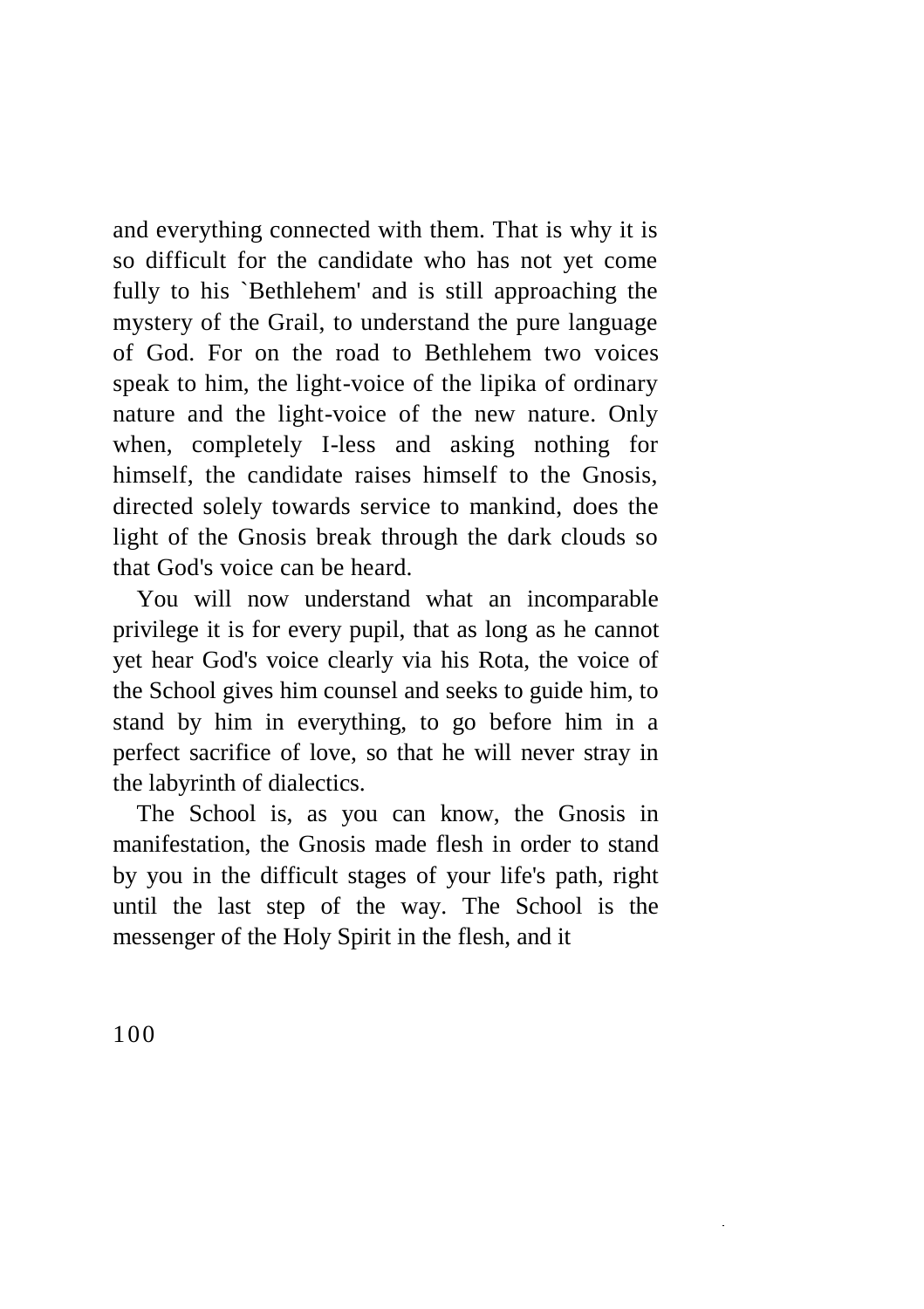and everything connected with them. That is why it is so difficult for the candidate who has not yet come fully to his `Bethlehem' and is still approaching the mystery of the Grail, to understand the pure language of God. For on the road to Bethlehem two voices speak to him, the light-voice of the lipika of ordinary nature and the light-voice of the new nature. Only when, completely I-less and asking nothing for himself, the candidate raises himself to the Gnosis, directed solely towards service to mankind, does the light of the Gnosis break through the dark clouds so that God's voice can be heard.

You will now understand what an incomparable privilege it is for every pupil, that as long as he cannot yet hear God's voice clearly via his Rota, the voice of the School gives him counsel and seeks to guide him, to stand by him in everything, to go before him in a perfect sacrifice of love, so that he will never stray in the labyrinth of dialectics.

The School is, as you can know, the Gnosis in manifestation, the Gnosis made flesh in order to stand by you in the difficult stages of your life's path, right until the last step of the way. The School is the messenger of the Holy Spirit in the flesh, and it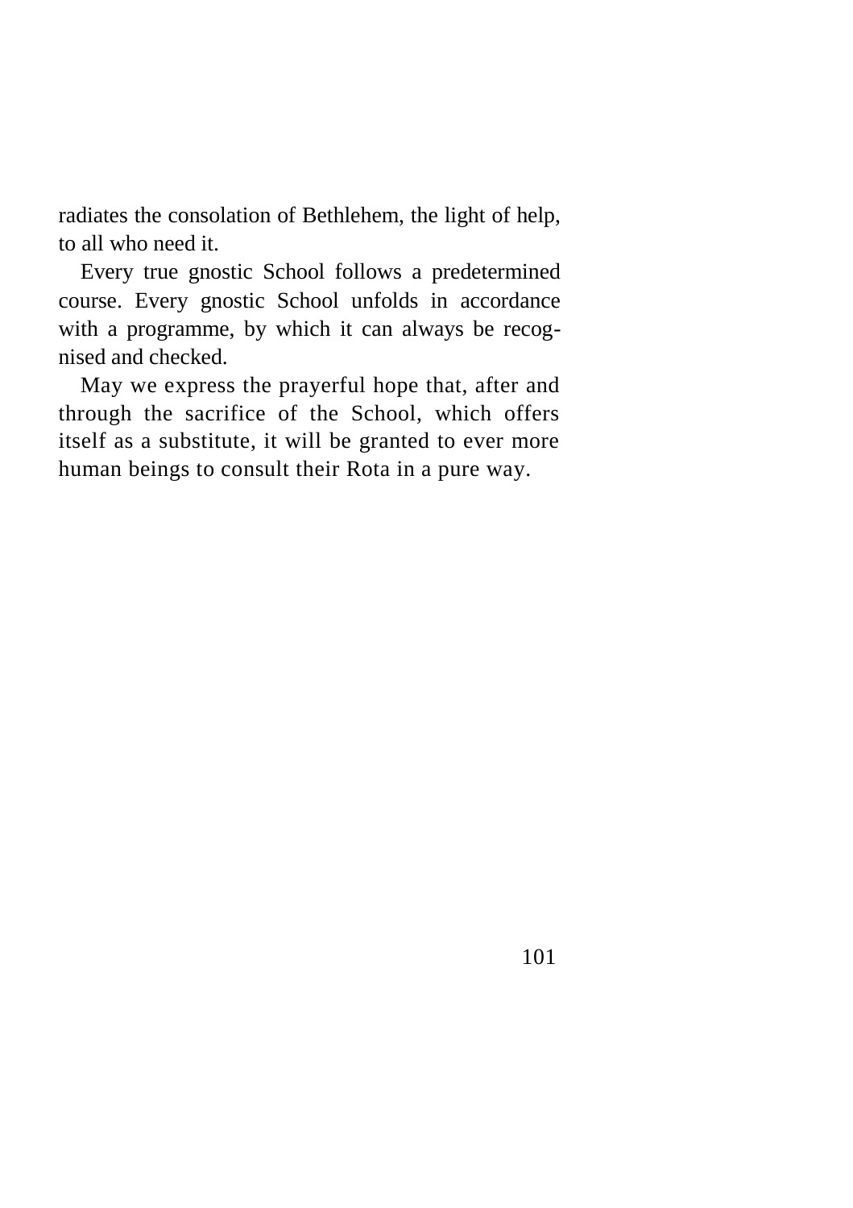radiates the consolation of Bethlehem, the light of help, to all who need it.

Every true gnostic School follows a predetermined course. Every gnostic School unfolds in accordance with a programme, by which it can always be recognised and checked.

May we express the prayerful hope that, after and through the sacrifice of the School, which offers itself as a substitute, it will be granted to ever more human beings to consult their Rota in a pure way.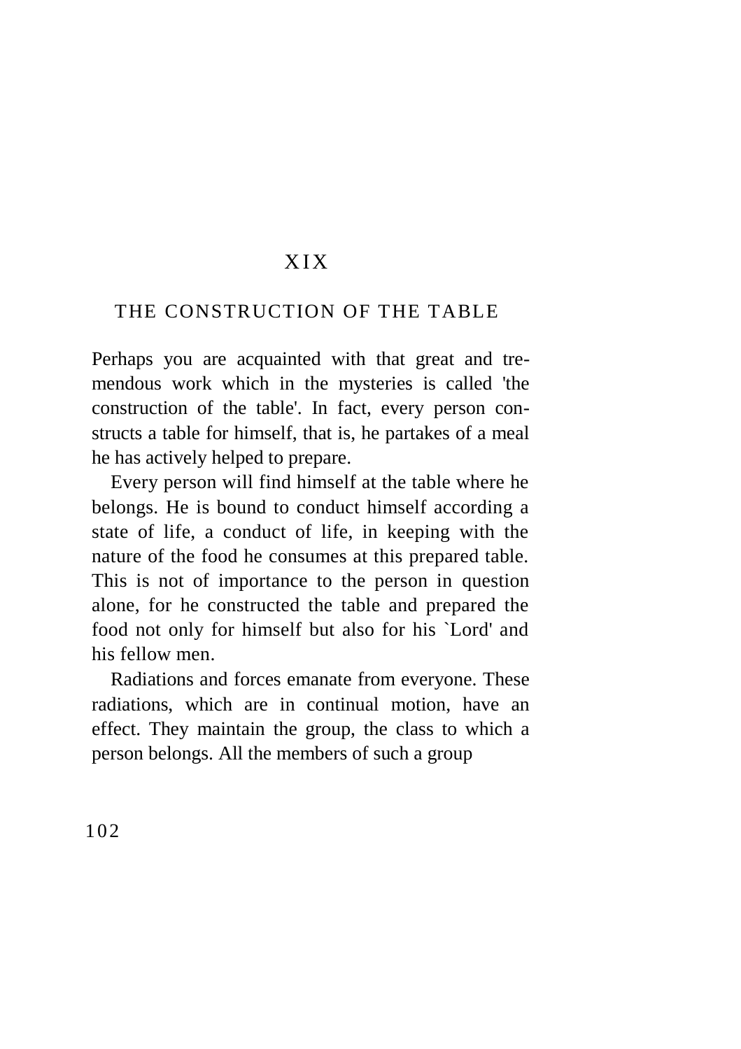# XIX

## THE CONSTRUCTION OF THE TABLE

Perhaps you are acquainted with that great and tremendous work which in the mysteries is called 'the construction of the table'. In fact, every person constructs a table for himself, that is, he partakes of a meal he has actively helped to prepare.

Every person will find himself at the table where he belongs. He is bound to conduct himself according a state of life, a conduct of life, in keeping with the nature of the food he consumes at this prepared table. This is not of importance to the person in question alone, for he constructed the table and prepared the food not only for himself but also for his `Lord' and his fellow men.

Radiations and forces emanate from everyone. These radiations, which are in continual motion, have an effect. They maintain the group, the class to which a person belongs. All the members of such a group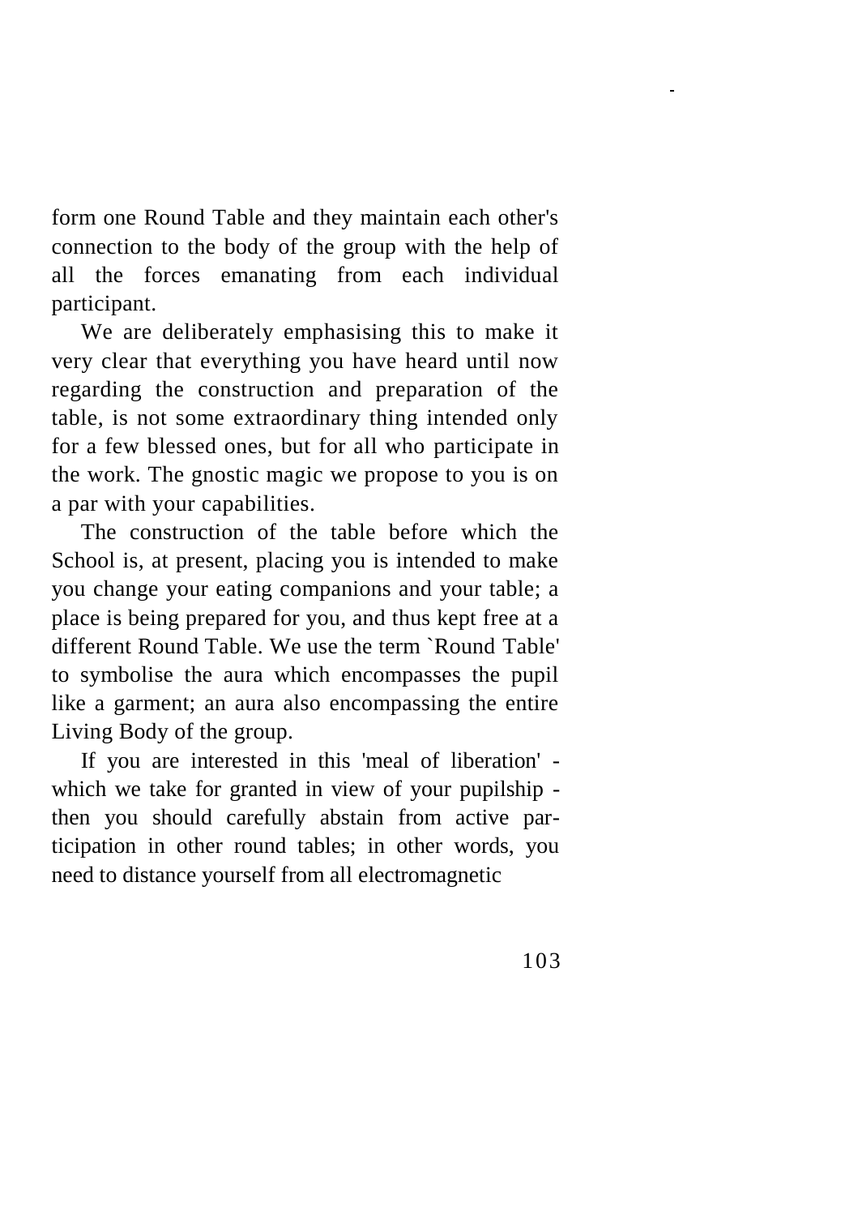form one Round Table and they maintain each other's connection to the body of the group with the help of all the forces emanating from each individual participant.

We are deliberately emphasising this to make it very clear that everything you have heard until now regarding the construction and preparation of the table, is not some extraordinary thing intended only for a few blessed ones, but for all who participate in the work. The gnostic magic we propose to you is on a par with your capabilities.

The construction of the table before which the School is, at present, placing you is intended to make you change your eating companions and your table; a place is being prepared for you, and thus kept free at a different Round Table. We use the term `Round Table' to symbolise the aura which encompasses the pupil like a garment; an aura also encompassing the entire Living Body of the group.

If you are interested in this 'meal of liberation' - which we take for granted in view of your pupilship - then you should carefully abstain from active participation in other round tables; in other words, you need to distance yourself from all electromagnetic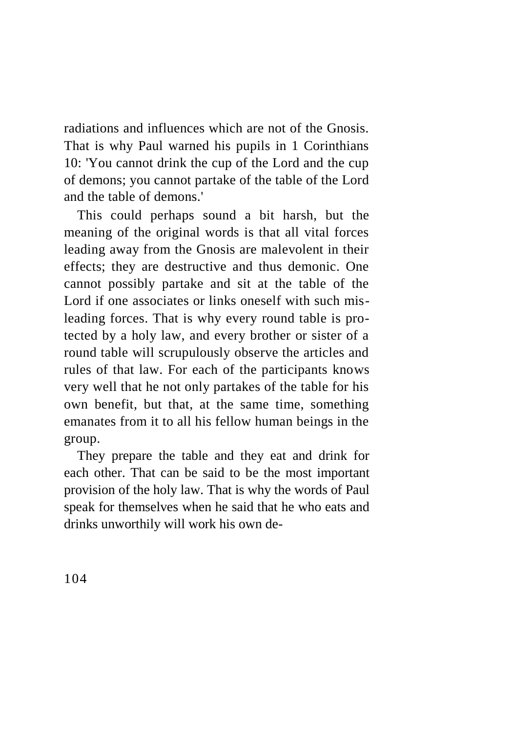radiations and influences which are not of the Gnosis. That is why Paul warned his pupils in 1 Corinthians 10: 'You cannot drink the cup of the Lord and the cup of demons; you cannot partake of the table of the Lord and the table of demons.'

This could perhaps sound a bit harsh, but the meaning of the original words is that all vital forces leading away from the Gnosis are malevolent in their effects; they are destructive and thus demonic. One cannot possibly partake and sit at the table of the Lord if one associates or links oneself with such misleading forces. That is why every round table is protected by a holy law, and every brother or sister of a round table will scrupulously observe the articles and rules of that law. For each of the participants knows very well that he not only partakes of the table for his own benefit, but that, at the same time, something emanates from it to all his fellow human beings in the group.

They prepare the table and they eat and drink for each other. That can be said to be the most important provision of the holy law. That is why the words of Paul speak for themselves when he said that he who eats and drinks unworthily will work his own de-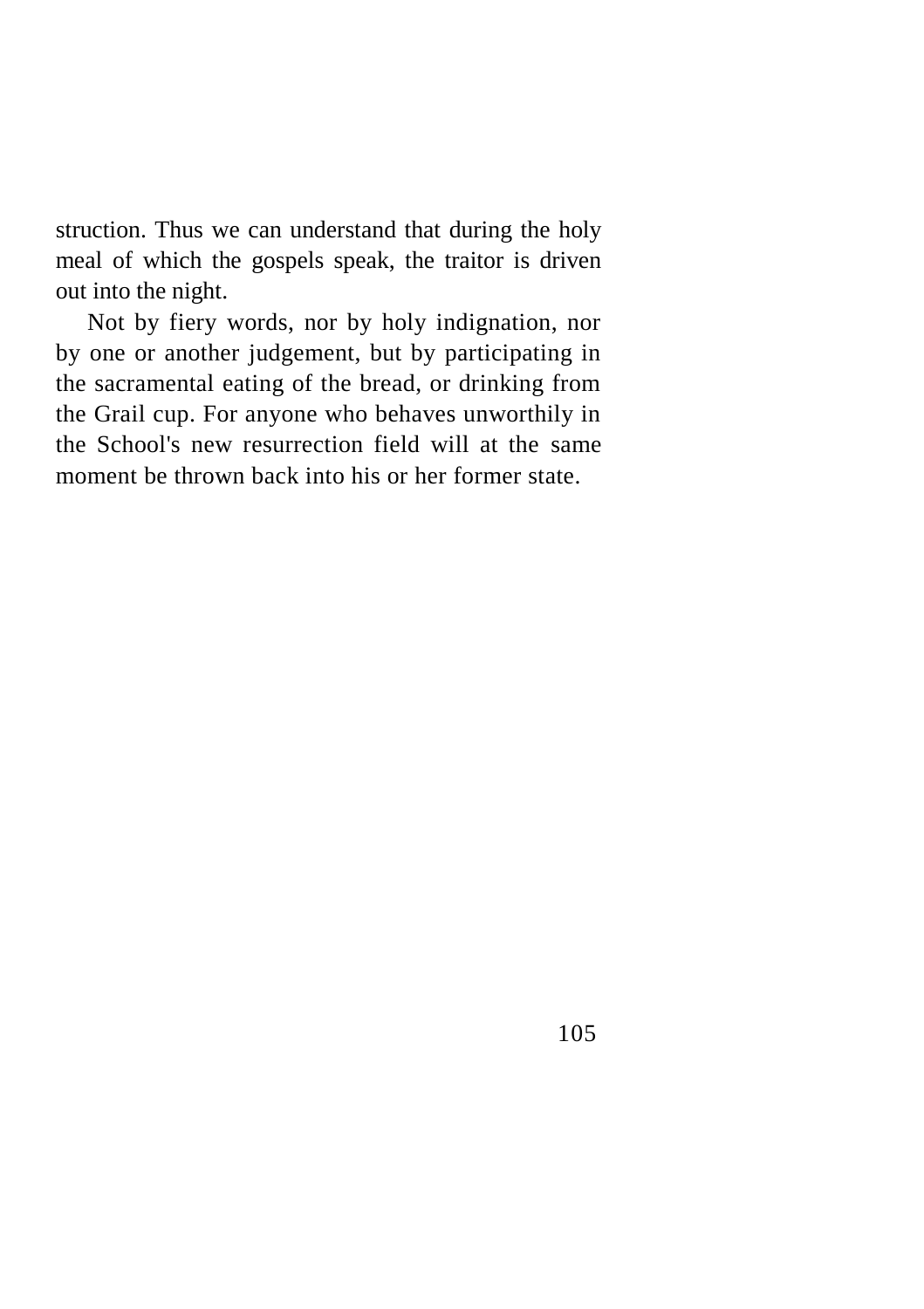struction. Thus we can understand that during the holy meal of which the gospels speak, the traitor is driven out into the night.

Not by fiery words, nor by holy indignation, nor by one or another judgement, but by participating in the sacramental eating of the bread, or drinking from the Grail cup. For anyone who behaves unworthily in the School's new resurrection field will at the same moment be thrown back into his or her former state.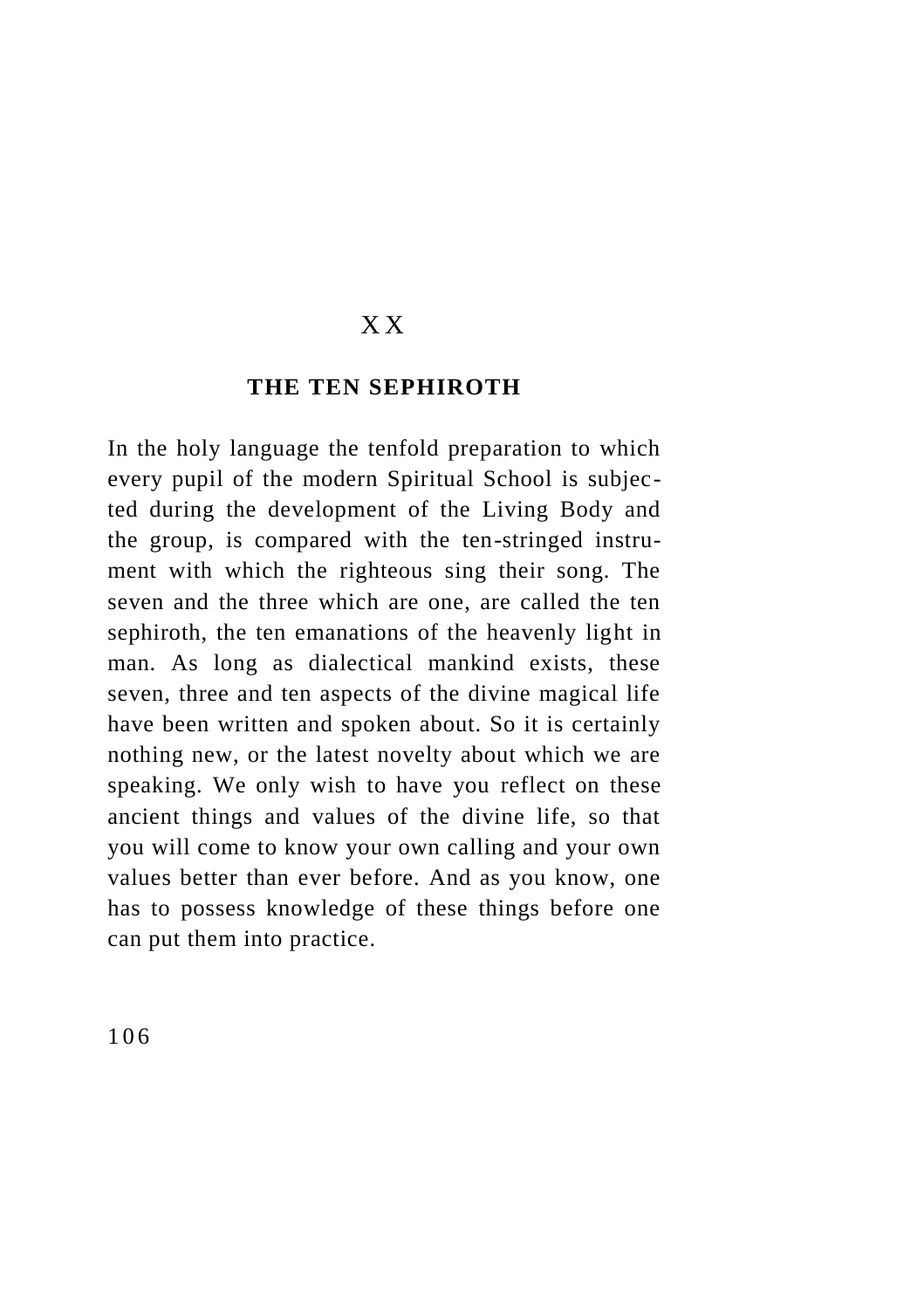# XX

## THE TEN SEPHIROTH

In the holy language the tenfold preparation to which every pupil of the modern Spiritual School is subjected during the development of the Living Body and the group, is compared with the ten-stringed instrument with which the righteous sing their song. The seven and the three which are one, are called the ten sephiroth, the ten emanations of the heavenly light in man. As long as dialectical mankind exists, these seven, three and ten aspects of the divine magical life have been written and spoken about. So it is certainly nothing new, or the latest novelty about which we are speaking. We only wish to have you reflect on these ancient things and values of the divine life, so that you will come to know your own calling and your own values better than ever before. And as you know, one has to possess knowledge of these things before one can put them into practice.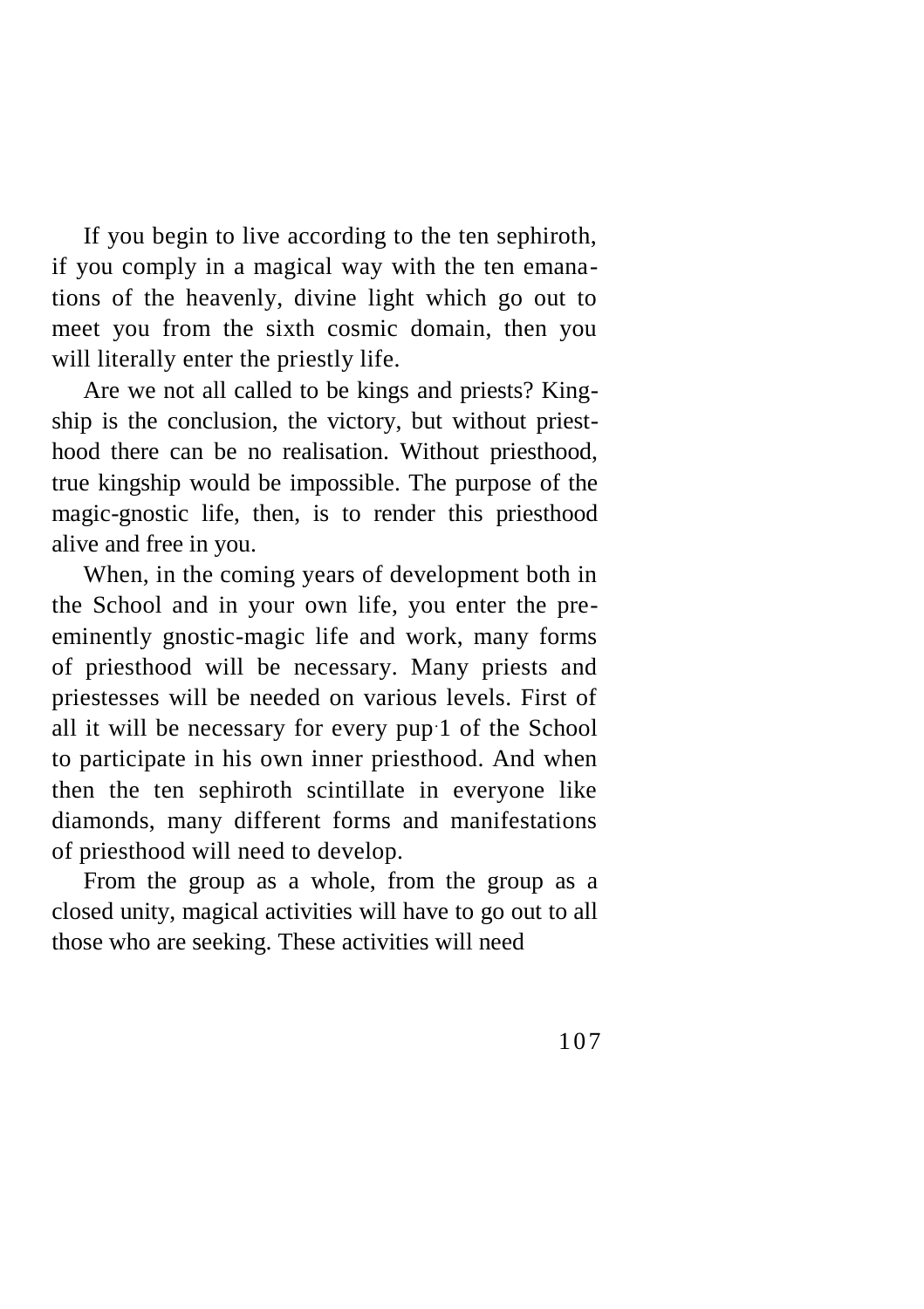If you begin to live according to the ten sephiroth, if you comply in a magical way with the ten emanations of the heavenly, divine light which go out to meet you from the sixth cosmic domain, then you will literally enter the priestly life.

Are we not all called to be kings and priests? Kingship is the conclusion, the victory, but without priesthood there can be no realisation. Without priesthood, true kingship would be impossible. The purpose of the magic-gnostic life, then, is to render this priesthood alive and free in you.

When, in the coming years of development both in the School and in your own life, you enter the pre-eminently gnostic-magic life and work, many forms of priesthood will be necessary. Many priests and priestesses will be needed on various levels. First of all it will be necessary for every pup.1 of the School to participate in his own inner priesthood. And when then the ten sephiroth scintillate in everyone like diamonds, many different forms and manifestations of priesthood will need to develop.

From the group as a whole, from the group as a closed unity, magical activities will have to go out to all those who are seeking. These activities will need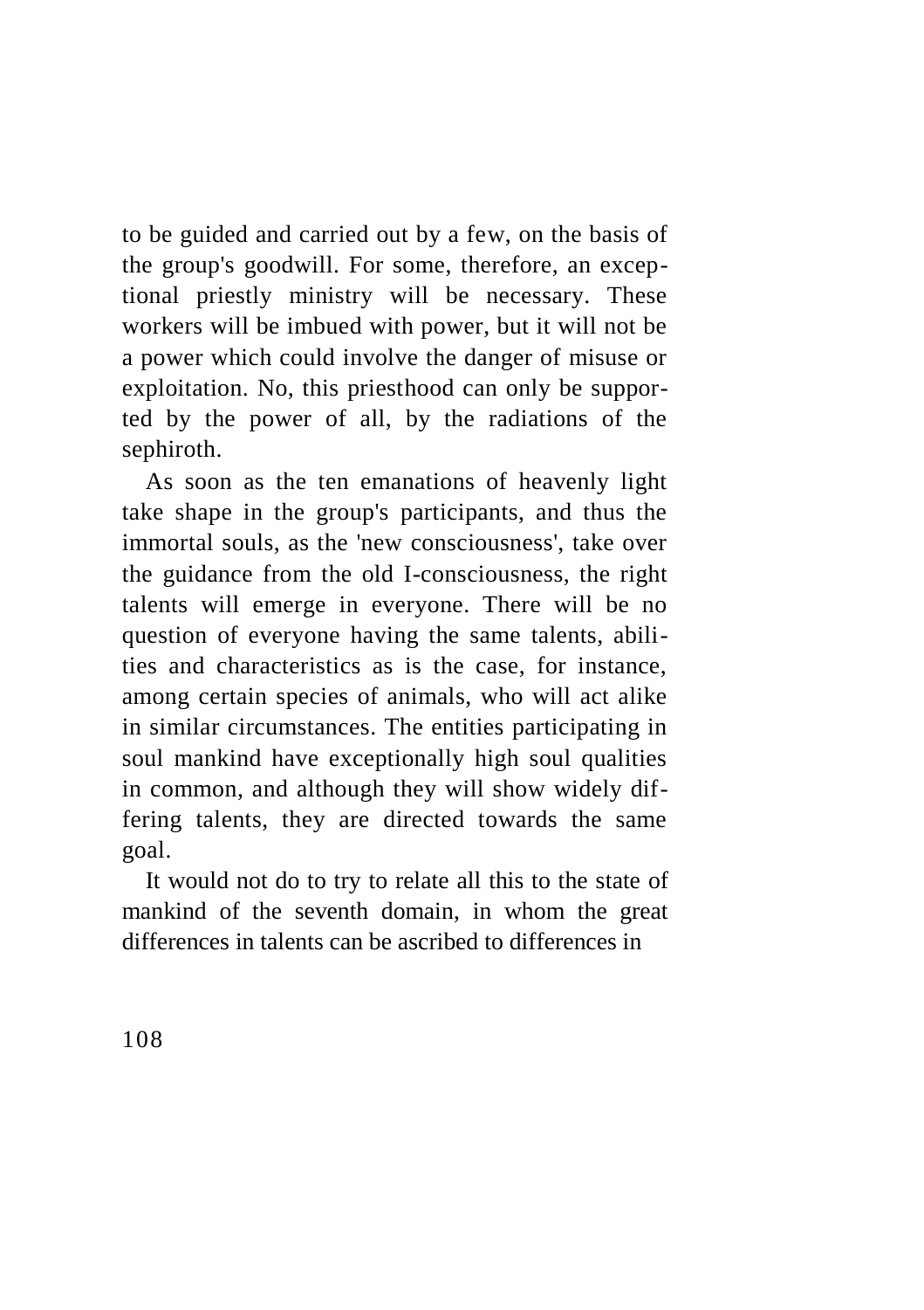to be guided and carried out by a few, on the basis of the group's goodwill. For some, therefore, an exceptional priestly ministry will be necessary. These workers will be imbued with power, but it will not be a power which could involve the danger of misuse or exploitation. No, this priesthood can only be supported by the power of all, by the radiations of the sephiroth.

As soon as the ten emanations of heavenly light take shape in the group's participants, and thus the immortal souls, as the 'new consciousness', take over the guidance from the old I-consciousness, the right talents will emerge in everyone. There will be no question of everyone having the same talents, abilities and characteristics as is the case, for instance, among certain species of animals, who will act alike in similar circumstances. The entities participating in soul mankind have exceptionally high soul qualities in common, and although they will show widely differing talents, they are directed towards the same goal.

It would not do to try to relate all this to the state of mankind of the seventh domain, in whom the great differences in talents can be ascribed to differences in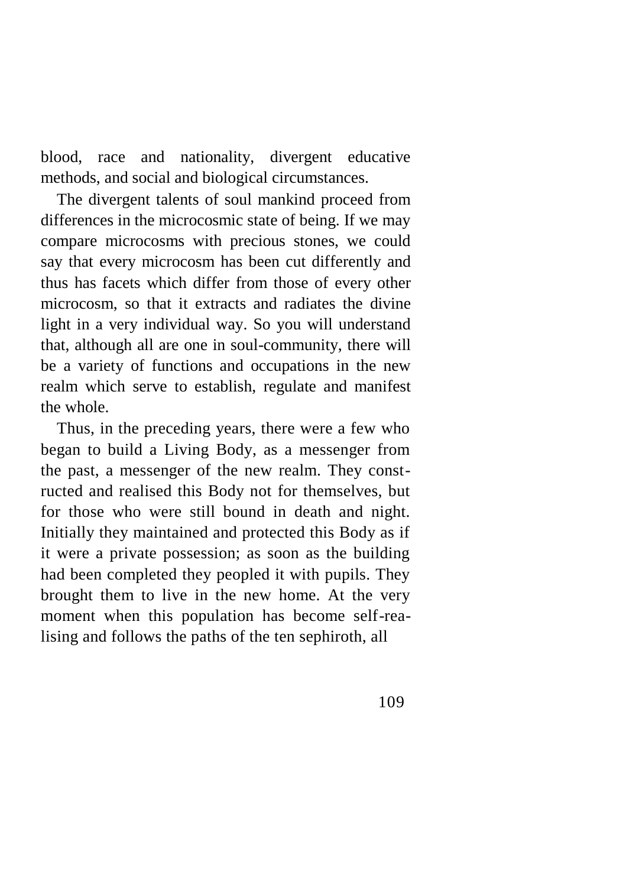blood, race and nationality, divergent educative methods, and social and biological circumstances.

The divergent talents of soul mankind proceed from differences in the microcosmic state of being. If we may compare microcosms with precious stones, we could say that every microcosm has been cut differently and thus has facets which differ from those of every other microcosm, so that it extracts and radiates the divine light in a very individual way. So you will understand that, although all are one in soul-community, there will be a variety of functions and occupations in the new realm which serve to establish, regulate and manifest the whole.

Thus, in the preceding years, there were a few who began to build a Living Body, as a messenger from the past, a messenger of the new realm. They constructed and realised this Body not for themselves, but for those who were still bound in death and night. Initially they maintained and protected this Body as if it were a private possession; as soon as the building had been completed they peopled it with pupils. They brought them to live in the new home. At the very moment when this population has become self-realising and follows the paths of the ten sephiroth, all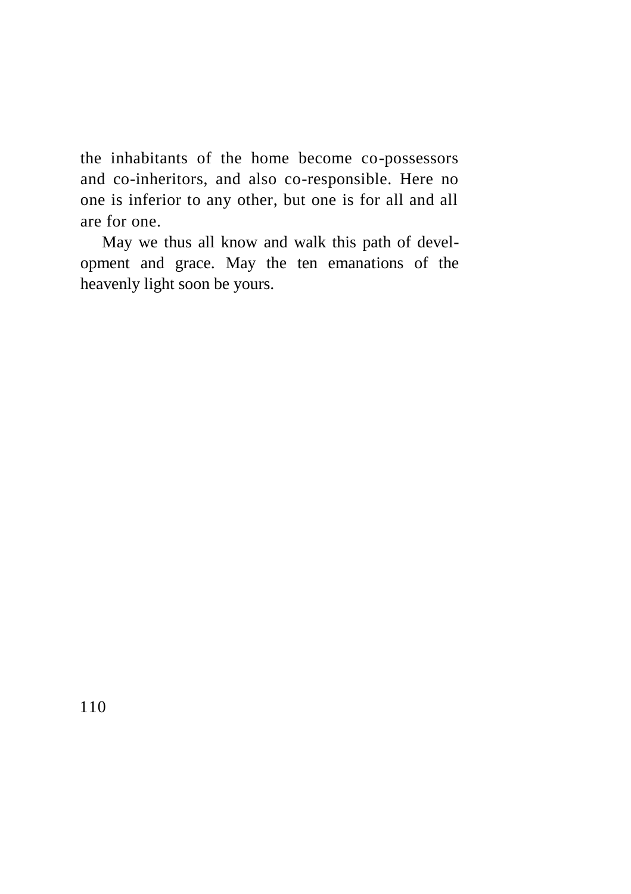the inhabitants of the home become co-possessors and co-inheritors, and also co-responsible. Here no one is inferior to any other, but one is for all and all are for one.

May we thus all know and walk this path of development and grace. May the ten emanations of the heavenly light soon be yours.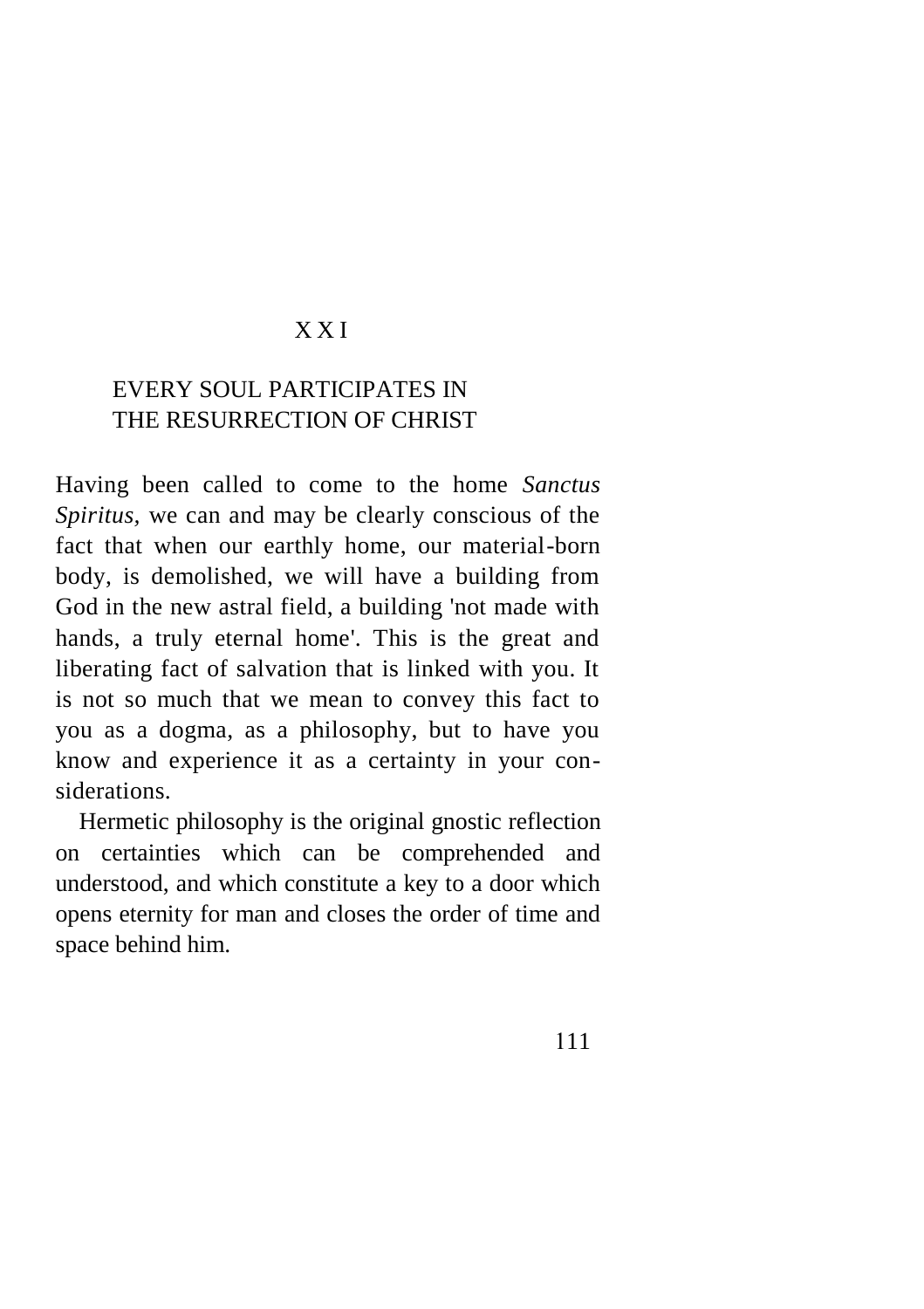# XXI

## EVERY SOUL PARTICIPATES IN THE RESURRECTION OF CHRIST

Having been called to come to the home *Sanctus Spiritus*, we can and may be clearly conscious of the fact that when our earthly home, our material-born body, is demolished, we will have a building from God in the new astral field, a building 'not made with hands, a truly eternal home'. This is the great and liberating fact of salvation that is linked with you. It is not so much that we mean to convey this fact to you as a dogma, as a philosophy, but to have you know and experience it as a certainty in your considerations.

Hermetic philosophy is the original gnostic reflection on certainties which can be comprehended and understood, and which constitute a key to a door which opens eternity for man and closes the order of time and space behind him.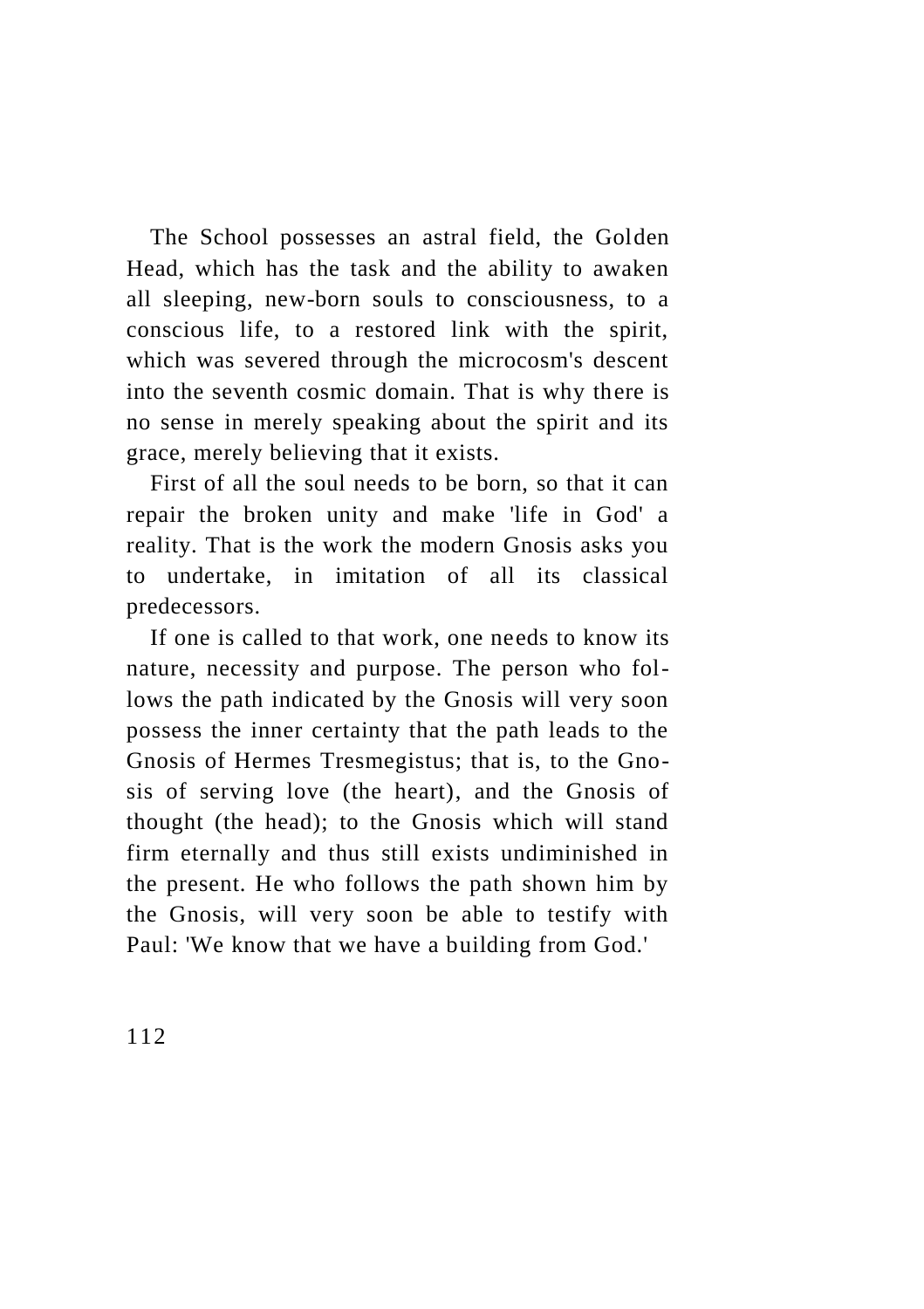The School possesses an astral field, the Golden Head, which has the task and the ability to awaken all sleeping, new-born souls to consciousness, to a conscious life, to a restored link with the spirit, which was severed through the microcosm's descent into the seventh cosmic domain. That is why there is no sense in merely speaking about the spirit and its grace, merely believing that it exists.

First of all the soul needs to be born, so that it can repair the broken unity and make 'life in God' a reality. That is the work the modern Gnosis asks you to undertake, in imitation of all its classical predecessors.

If one is called to that work, one needs to know its nature, necessity and purpose. The person who follows the path indicated by the Gnosis will very soon possess the inner certainty that the path leads to the Gnosis of Hermes Tresmegistus; that is, to the Gnosis of serving love (the heart), and the Gnosis of thought (the head); to the Gnosis which will stand firm eternally and thus still exists undiminished in the present. He who follows the path shown him by the Gnosis, will very soon be able to testify with Paul: 'We know that we have a building from God.'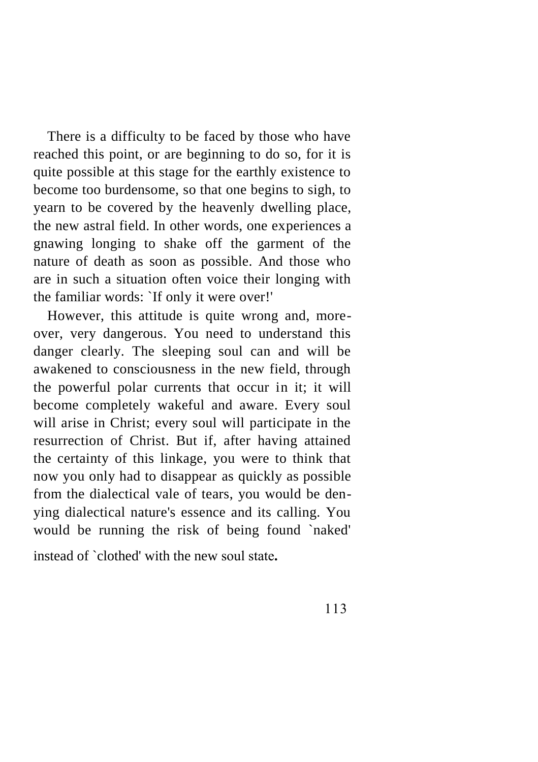There is a difficulty to be faced by those who have reached this point, or are beginning to do so, for it is quite possible at this stage for the earthly existence to become too burdensome, so that one begins to sigh, to yearn to be covered by the heavenly dwelling place, the new astral field. In other words, one experiences a gnawing longing to shake off the garment of the nature of death as soon as possible. And those who are in such a situation often voice their longing with the familiar words: `If only it were over!'

However, this attitude is quite wrong and, moreover, very dangerous. You need to understand this danger clearly. The sleeping soul can and will be awakened to consciousness in the new field, through the powerful polar currents that occur in it; it will become completely wakeful and aware. Every soul will arise in Christ; every soul will participate in the resurrection of Christ. But if, after having attained the certainty of this linkage, you were to think that now you only had to disappear as quickly as possible from the dialectical vale of tears, you would be denying dialectical nature's essence and its calling. You would be running the risk of being found `naked' instead of `clothed' with the new soul state.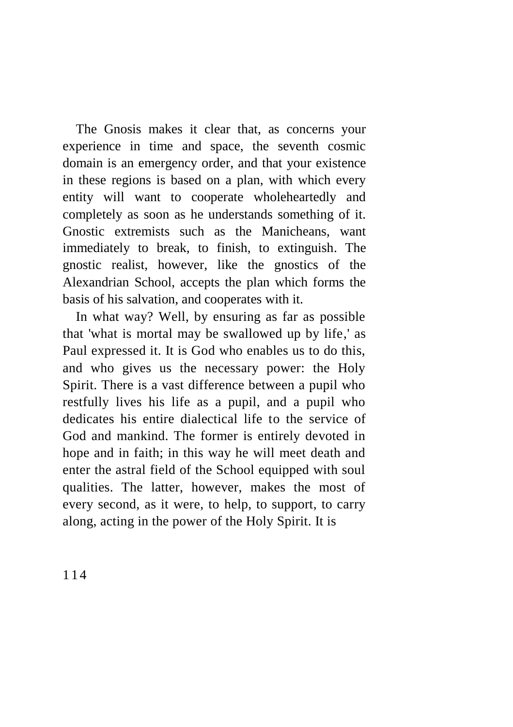The Gnosis makes it clear that, as concerns your experience in time and space, the seventh cosmic domain is an emergency order, and that your existence in these regions is based on a plan, with which every entity will want to cooperate wholeheartedly and completely as soon as he understands something of it. Gnostic extremists such as the Manicheans, want immediately to break, to finish, to extinguish. The gnostic realist, however, like the gnostics of the Alexandrian School, accepts the plan which forms the basis of his salvation, and cooperates with it.

In what way? Well, by ensuring as far as possible that 'what is mortal may be swallowed up by life,' as Paul expressed it. It is God who enables us to do this, and who gives us the necessary power: the Holy Spirit. There is a vast difference between a pupil who restfully lives his life as a pupil, and a pupil who dedicates his entire dialectical life to the service of God and mankind. The former is entirely devoted in hope and in faith; in this way he will meet death and enter the astral field of the School equipped with soul qualities. The latter, however, makes the most of every second, as it were, to help, to support, to carry along, acting in the power of the Holy Spirit. It is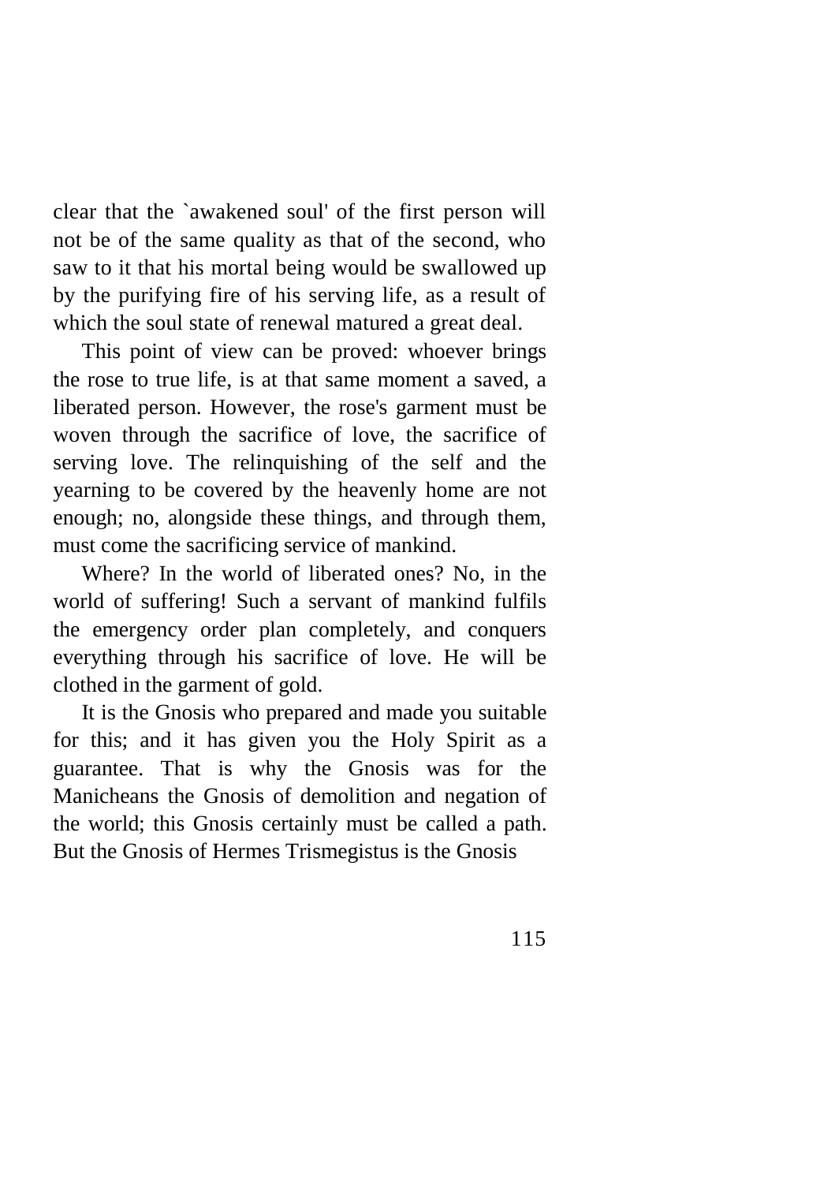clear that the `awakened soul' of the first person will not be of the same quality as that of the second, who saw to it that his mortal being would be swallowed up by the purifying fire of his serving life, as a result of which the soul state of renewal matured a great deal.

This point of view can be proved: whoever brings the rose to true life, is at that same moment a saved, a liberated person. However, the rose's garment must be woven through the sacrifice of love, the sacrifice of serving love. The relinquishing of the self and the yearning to be covered by the heavenly home are not enough; no, alongside these things, and through them, must come the sacrificing service of mankind.

Where? In the world of liberated ones? No, in the world of suffering! Such a servant of mankind fulfils the emergency order plan completely, and conquers everything through his sacrifice of love. He will be clothed in the garment of gold.

It is the Gnosis who prepared and made you suitable for this; and it has given you the Holy Spirit as a guarantee. That is why the Gnosis was for the Manicheans the Gnosis of demolition and negation of the world; this Gnosis certainly must be called a path. But the Gnosis of Hermes Trismegistus is the Gnosis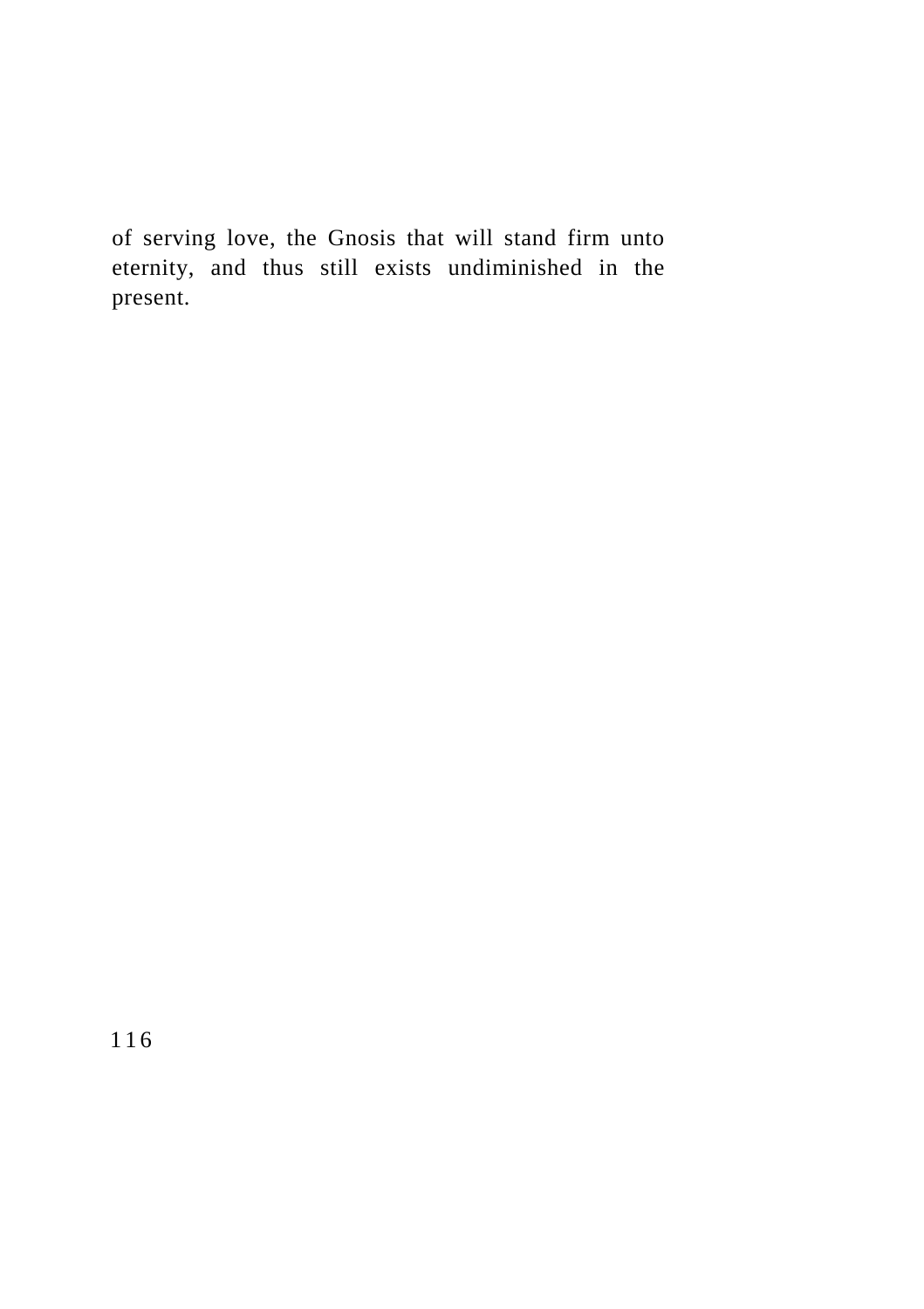of serving love, the Gnosis that will stand firm unto eternity, and thus still exists undiminished in the present.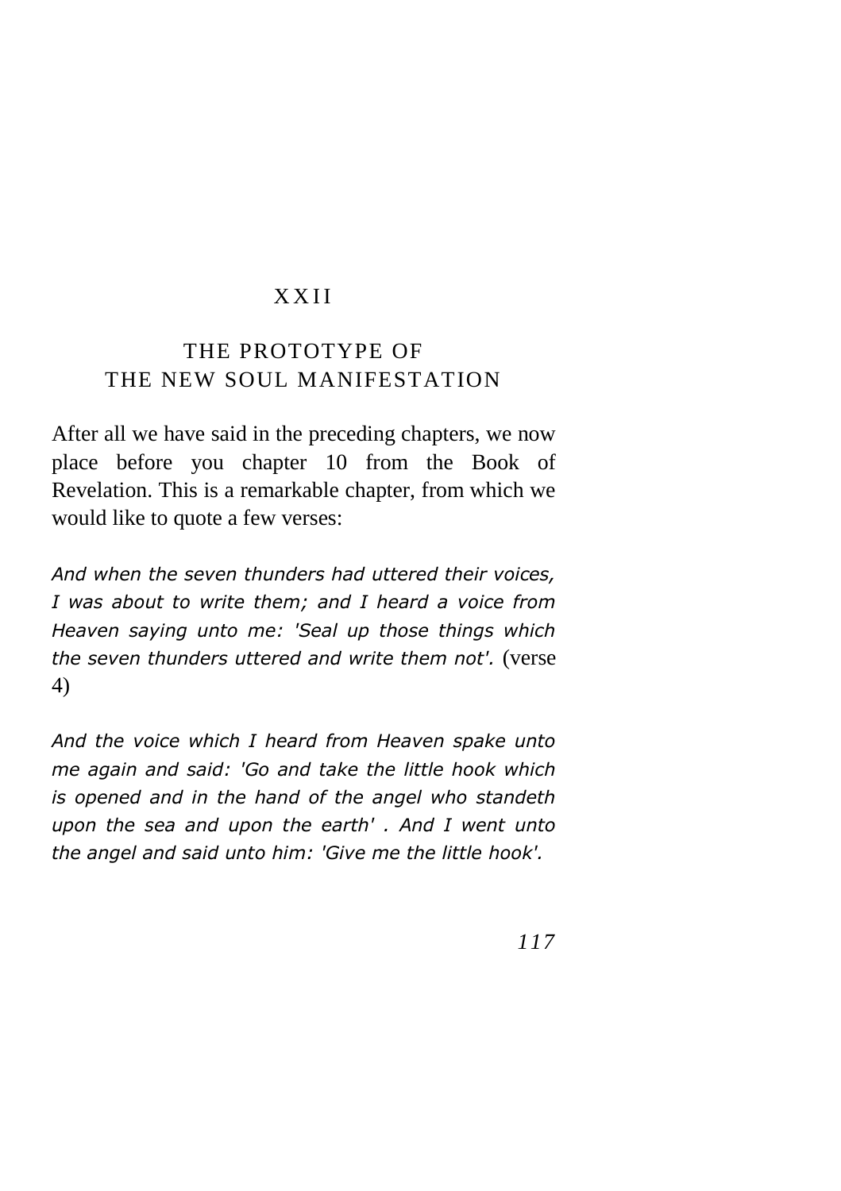# XXII

## THE PROTOTYPE OF THE NEW SOUL MANIFESTATION

After all we have said in the preceding chapters, we now place before you chapter 10 from the Book of Revelation. This is a remarkable chapter, from which we would like to quote a few verses:

*And when the seven thunders had uttered their voices, I was about to write them; and I heard a voice from Heaven saying unto me: 'Seal up those things which the seven thunders uttered and write them not'.* (verse 4)

*And the voice which I heard from Heaven spake unto me again and said: 'Go and take the little hook which is opened and in the hand of the angel who standeth upon the sea and upon the earth' . And I went unto the angel and said unto him: 'Give me the little hook'.*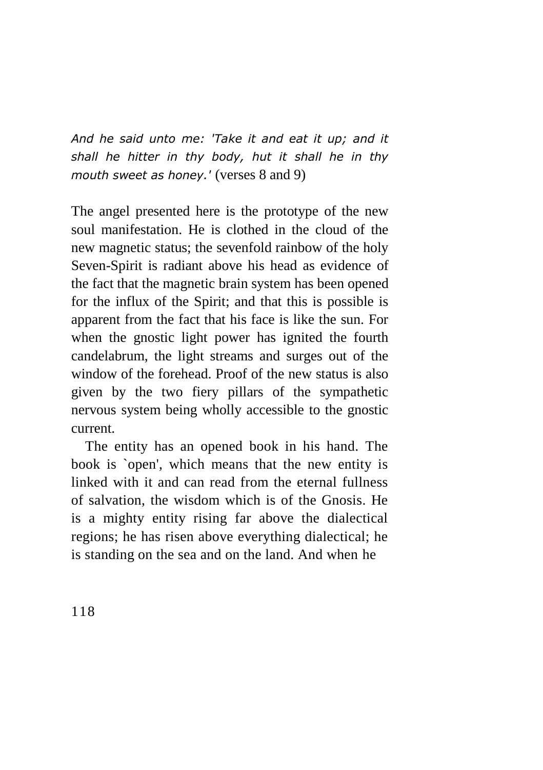*And he said unto me: 'Take it and eat it up; and it shall he hitter in thy body, hut it shall he in thy mouth sweet as honey.'* (verses 8 and 9)

The angel presented here is the prototype of the new soul manifestation. He is clothed in the cloud of the new magnetic status; the sevenfold rainbow of the holy Seven-Spirit is radiant above his head as evidence of the fact that the magnetic brain system has been opened for the influx of the Spirit; and that this is possible is apparent from the fact that his face is like the sun. For when the gnostic light power has ignited the fourth candelabrum, the light streams and surges out of the window of the forehead. Proof of the new status is also given by the two fiery pillars of the sympathetic nervous system being wholly accessible to the gnostic current.

The entity has an opened book in his hand. The book is `open', which means that the new entity is linked with it and can read from the eternal fullness of salvation, the wisdom which is of the Gnosis. He is a mighty entity rising far above the dialectical regions; he has risen above everything dialectical; he is standing on the sea and on the land. And when he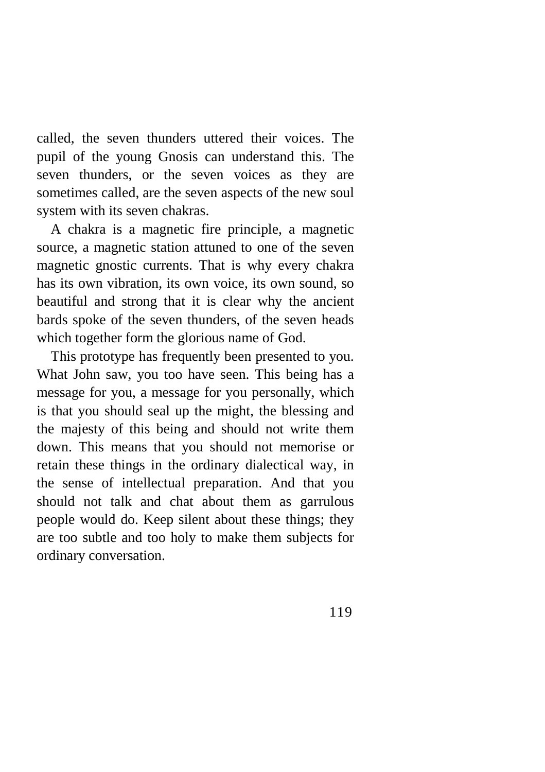called, the seven thunders uttered their voices. The pupil of the young Gnosis can understand this. The seven thunders, or the seven voices as they are sometimes called, are the seven aspects of the new soul system with its seven chakras.

A chakra is a magnetic fire principle, a magnetic source, a magnetic station attuned to one of the seven magnetic gnostic currents. That is why every chakra has its own vibration, its own voice, its own sound, so beautiful and strong that it is clear why the ancient bards spoke of the seven thunders, of the seven heads which together form the glorious name of God.

This prototype has frequently been presented to you. What John saw, you too have seen. This being has a message for you, a message for you personally, which is that you should seal up the might, the blessing and the majesty of this being and should not write them down. This means that you should not memorise or retain these things in the ordinary dialectical way, in the sense of intellectual preparation. And that you should not talk and chat about them as garrulous people would do. Keep silent about these things; they are too subtle and too holy to make them subjects for ordinary conversation.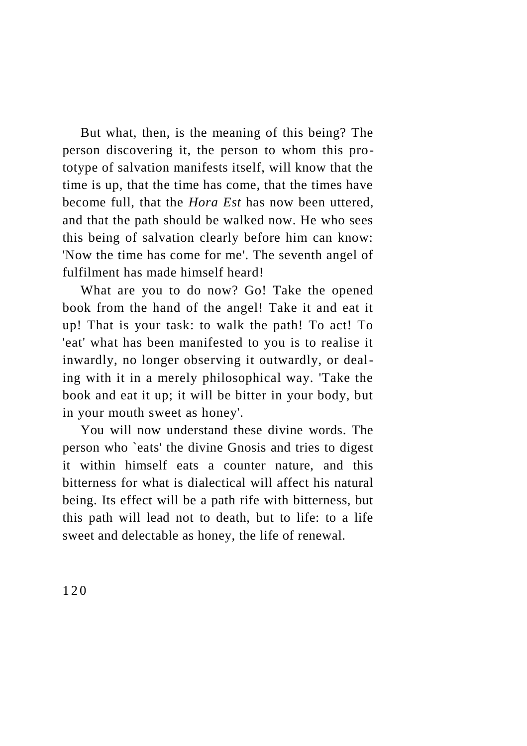But what, then, is the meaning of this being? The person discovering it, the person to whom this prototype of salvation manifests itself, will know that the time is up, that the time has come, that the times have become full, that the *Hora Est* has now been uttered, and that the path should be walked now. He who sees this being of salvation clearly before him can know: 'Now the time has come for me'. The seventh angel of fulfilment has made himself heard!

What are you to do now? Go! Take the opened book from the hand of the angel! Take it and eat it up! That is your task: to walk the path! To act! To 'eat' what has been manifested to you is to realise it inwardly, no longer observing it outwardly, or dealing with it in a merely philosophical way. 'Take the book and eat it up; it will be bitter in your body, but in your mouth sweet as honey'.

You will now understand these divine words. The person who `eats' the divine Gnosis and tries to digest it within himself eats a counter nature, and this bitterness for what is dialectical will affect his natural being. Its effect will be a path rife with bitterness, but this path will lead not to death, but to life: to a life sweet and delectable as honey, the life of renewal.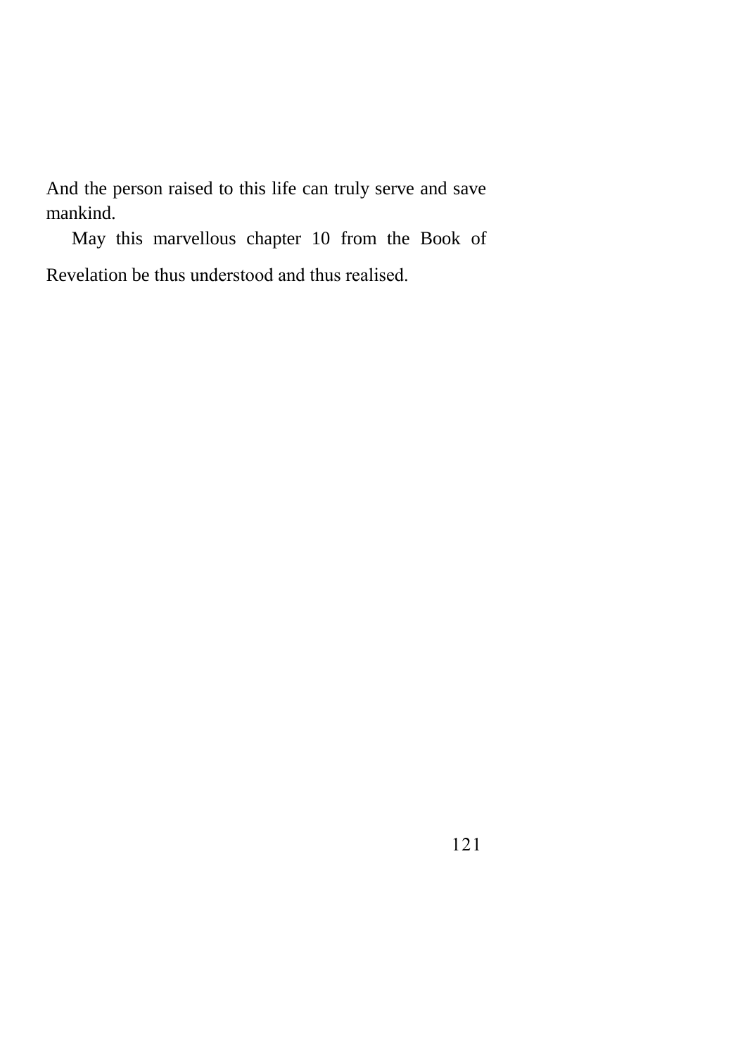And the person raised to this life can truly serve and save mankind.

May this marvellous chapter 10 from the Book of Revelation be thus understood and thus realised.